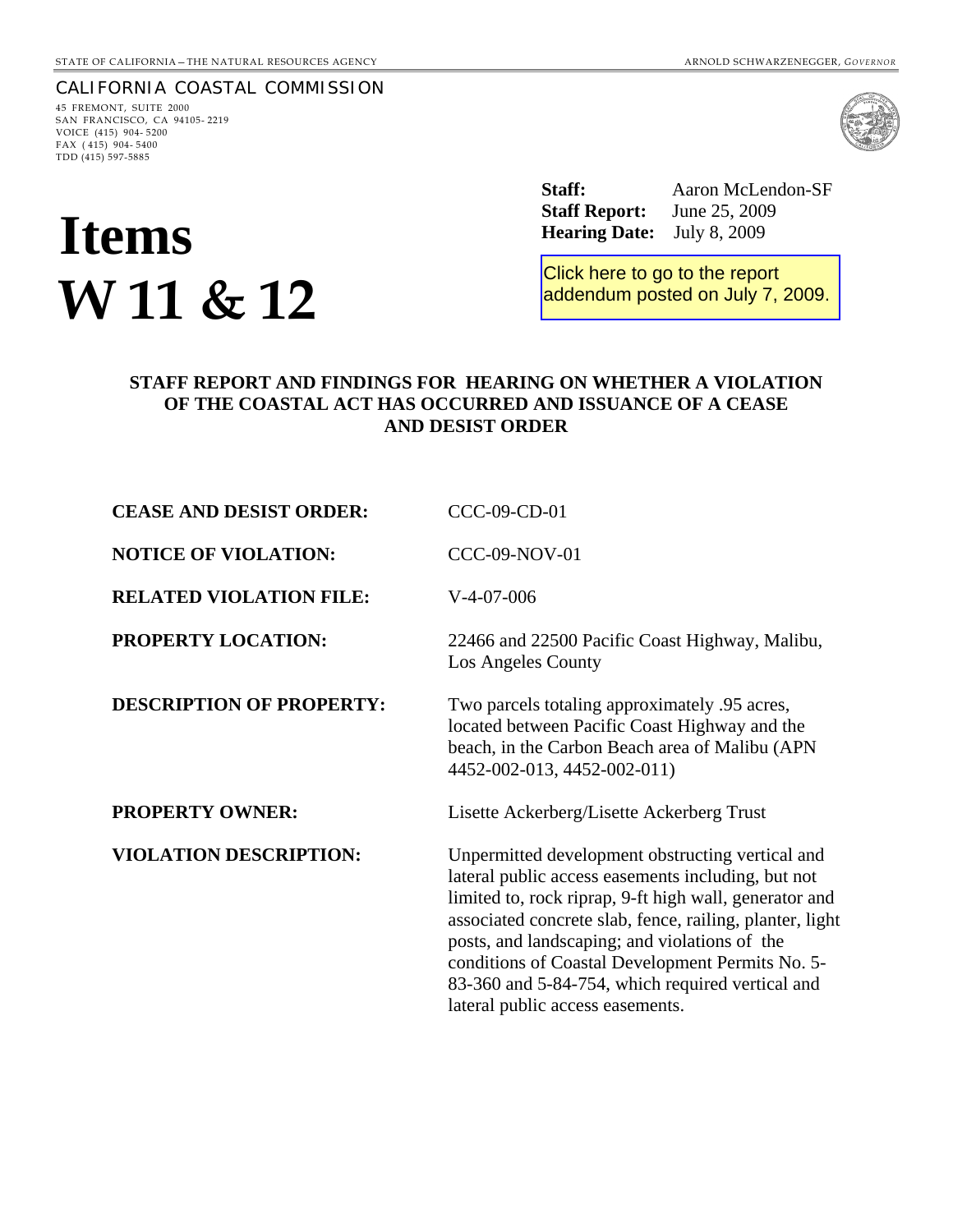STATE OF CALIFORNIA — THE NATURAL RESOURCES AGENCY ARNOLD SCHWARZENEGGER, *GOVERNOR*

CALIFORNIA COASTAL COMMISSION
45 FREMONT, SUITE 2000
SAN FRANCISCO, CA 94105- 2219
VOICE (415) 904- 5200
FAX ( 415) 904- 5400
TDD (415) 597-5885

# Items W 11 & 12

**Staff:** Aaron McLendon-SF
**Staff Report:** June 25, 2009
**Hearing Date:** July 8, 2009

Click here to go to the report addendum posted on July 7, 2009.

## STAFF REPORT AND FINDINGS FOR HEARING ON WHETHER A VIOLATION OF THE COASTAL ACT HAS OCCURRED AND ISSUANCE OF A CEASE AND DESIST ORDER

| | |
|---|---|
| **CEASE AND DESIST ORDER:** | CCC-09-CD-01 |
| **NOTICE OF VIOLATION:** | CCC-09-NOV-01 |
| **RELATED VIOLATION FILE:** | V-4-07-006 |
| **PROPERTY LOCATION:** | 22466 and 22500 Pacific Coast Highway, Malibu, Los Angeles County |
| **DESCRIPTION OF PROPERTY:** | Two parcels totaling approximately .95 acres, located between Pacific Coast Highway and the beach, in the Carbon Beach area of Malibu (APN 4452-002-013, 4452-002-011) |
| **PROPERTY OWNER:** | Lisette Ackerberg/Lisette Ackerberg Trust |
| **VIOLATION DESCRIPTION:** | Unpermitted development obstructing vertical and lateral public access easements including, but not limited to, rock riprap, 9-ft high wall, generator and associated concrete slab, fence, railing, planter, light posts, and landscaping; and violations of the conditions of Coastal Development Permits No. 5-83-360 and 5-84-754, which required vertical and lateral public access easements. |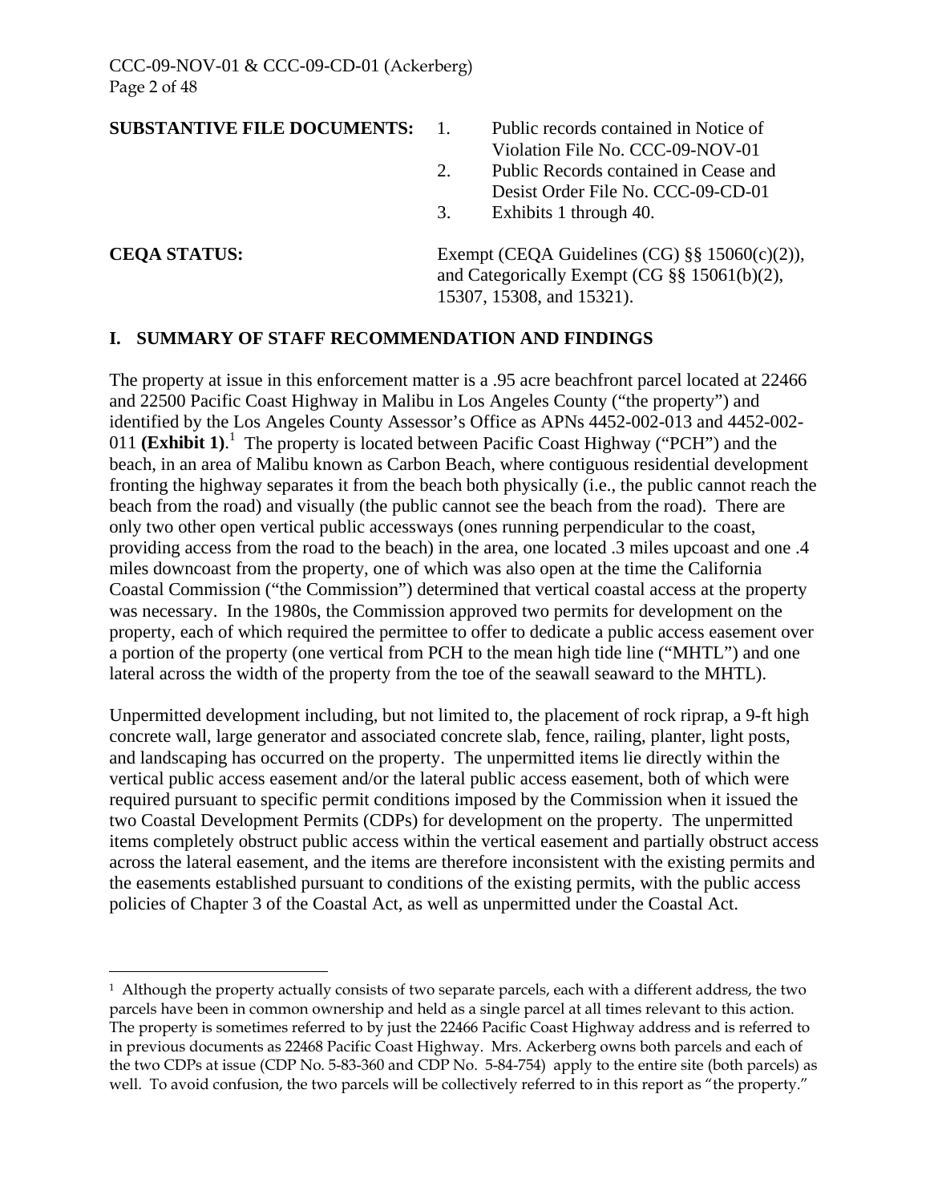**SUBSTANTIVE FILE DOCUMENTS:**

1. Public records contained in Notice of Violation File No. CCC-09-NOV-01
2. Public Records contained in Cease and Desist Order File No. CCC-09-CD-01
3. Exhibits 1 through 40.

**CEQA STATUS:** Exempt (CEQA Guidelines (CG) §§ 15060(c)(2)), and Categorically Exempt (CG §§ 15061(b)(2), 15307, 15308, and 15321).

## I. SUMMARY OF STAFF RECOMMENDATION AND FINDINGS

The property at issue in this enforcement matter is a .95 acre beachfront parcel located at 22466 and 22500 Pacific Coast Highway in Malibu in Los Angeles County ("the property") and identified by the Los Angeles County Assessor's Office as APNs 4452-002-013 and 4452-002-011 **(Exhibit 1)**.[1] The property is located between Pacific Coast Highway ("PCH") and the beach, in an area of Malibu known as Carbon Beach, where contiguous residential development fronting the highway separates it from the beach both physically (i.e., the public cannot reach the beach from the road) and visually (the public cannot see the beach from the road). There are only two other open vertical public accessways (ones running perpendicular to the coast, providing access from the road to the beach) in the area, one located .3 miles upcoast and one .4 miles downcoast from the property, one of which was also open at the time the California Coastal Commission ("the Commission") determined that vertical coastal access at the property was necessary. In the 1980s, the Commission approved two permits for development on the property, each of which required the permittee to offer to dedicate a public access easement over a portion of the property (one vertical from PCH to the mean high tide line ("MHTL") and one lateral across the width of the property from the toe of the seawall seaward to the MHTL).

Unpermitted development including, but not limited to, the placement of rock riprap, a 9-ft high concrete wall, large generator and associated concrete slab, fence, railing, planter, light posts, and landscaping has occurred on the property. The unpermitted items lie directly within the vertical public access easement and/or the lateral public access easement, both of which were required pursuant to specific permit conditions imposed by the Commission when it issued the two Coastal Development Permits (CDPs) for development on the property. The unpermitted items completely obstruct public access within the vertical easement and partially obstruct access across the lateral easement, and the items are therefore inconsistent with the existing permits and the easements established pursuant to conditions of the existing permits, with the public access policies of Chapter 3 of the Coastal Act, as well as unpermitted under the Coastal Act.

---

[1] Although the property actually consists of two separate parcels, each with a different address, the two parcels have been in common ownership and held as a single parcel at all times relevant to this action. The property is sometimes referred to by just the 22466 Pacific Coast Highway address and is referred to in previous documents as 22468 Pacific Coast Highway. Mrs. Ackerberg owns both parcels and each of the two CDPs at issue (CDP No. 5-83-360 and CDP No. 5-84-754) apply to the entire site (both parcels) as well. To avoid confusion, the two parcels will be collectively referred to in this report as "the property."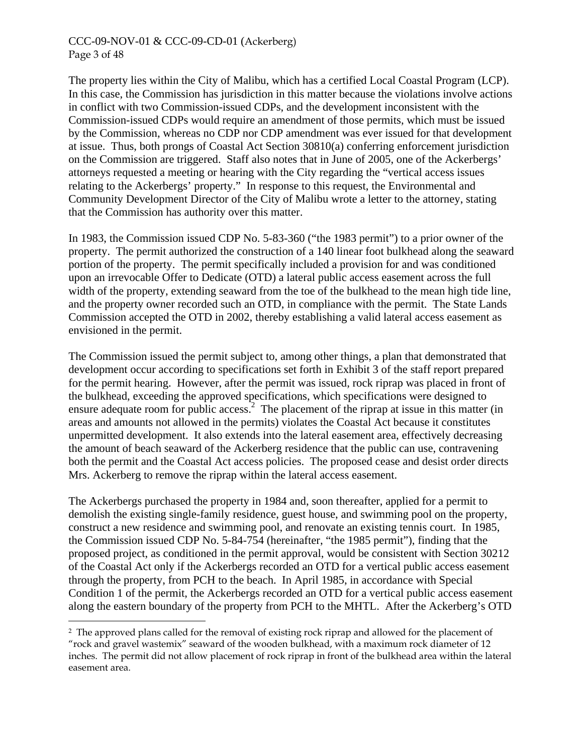The property lies within the City of Malibu, which has a certified Local Coastal Program (LCP). In this case, the Commission has jurisdiction in this matter because the violations involve actions in conflict with two Commission-issued CDPs, and the development inconsistent with the Commission-issued CDPs would require an amendment of those permits, which must be issued by the Commission, whereas no CDP nor CDP amendment was ever issued for that development at issue. Thus, both prongs of Coastal Act Section 30810(a) conferring enforcement jurisdiction on the Commission are triggered. Staff also notes that in June of 2005, one of the Ackerbergs' attorneys requested a meeting or hearing with the City regarding the "vertical access issues relating to the Ackerbergs' property." In response to this request, the Environmental and Community Development Director of the City of Malibu wrote a letter to the attorney, stating that the Commission has authority over this matter.

In 1983, the Commission issued CDP No. 5-83-360 ("the 1983 permit") to a prior owner of the property. The permit authorized the construction of a 140 linear foot bulkhead along the seaward portion of the property. The permit specifically included a provision for and was conditioned upon an irrevocable Offer to Dedicate (OTD) a lateral public access easement across the full width of the property, extending seaward from the toe of the bulkhead to the mean high tide line, and the property owner recorded such an OTD, in compliance with the permit. The State Lands Commission accepted the OTD in 2002, thereby establishing a valid lateral access easement as envisioned in the permit.

The Commission issued the permit subject to, among other things, a plan that demonstrated that development occur according to specifications set forth in Exhibit 3 of the staff report prepared for the permit hearing. However, after the permit was issued, rock riprap was placed in front of the bulkhead, exceeding the approved specifications, which specifications were designed to ensure adequate room for public access.[2] The placement of the riprap at issue in this matter (in areas and amounts not allowed in the permits) violates the Coastal Act because it constitutes unpermitted development. It also extends into the lateral easement area, effectively decreasing the amount of beach seaward of the Ackerberg residence that the public can use, contravening both the permit and the Coastal Act access policies. The proposed cease and desist order directs Mrs. Ackerberg to remove the riprap within the lateral access easement.

The Ackerbergs purchased the property in 1984 and, soon thereafter, applied for a permit to demolish the existing single-family residence, guest house, and swimming pool on the property, construct a new residence and swimming pool, and renovate an existing tennis court. In 1985, the Commission issued CDP No. 5-84-754 (hereinafter, "the 1985 permit"), finding that the proposed project, as conditioned in the permit approval, would be consistent with Section 30212 of the Coastal Act only if the Ackerbergs recorded an OTD for a vertical public access easement through the property, from PCH to the beach. In April 1985, in accordance with Special Condition 1 of the permit, the Ackerbergs recorded an OTD for a vertical public access easement along the eastern boundary of the property from PCH to the MHTL. After the Ackerberg's OTD

[2] The approved plans called for the removal of existing rock riprap and allowed for the placement of "rock and gravel wastemix" seaward of the wooden bulkhead, with a maximum rock diameter of 12 inches. The permit did not allow placement of rock riprap in front of the bulkhead area within the lateral easement area.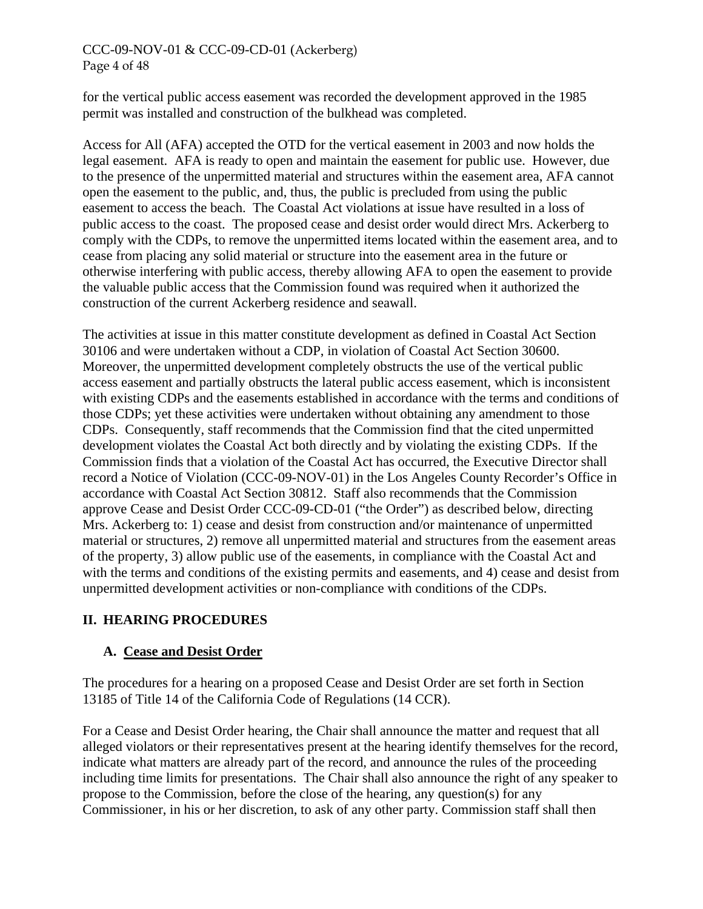for the vertical public access easement was recorded the development approved in the 1985 permit was installed and construction of the bulkhead was completed.

Access for All (AFA) accepted the OTD for the vertical easement in 2003 and now holds the legal easement. AFA is ready to open and maintain the easement for public use. However, due to the presence of the unpermitted material and structures within the easement area, AFA cannot open the easement to the public, and, thus, the public is precluded from using the public easement to access the beach. The Coastal Act violations at issue have resulted in a loss of public access to the coast. The proposed cease and desist order would direct Mrs. Ackerberg to comply with the CDPs, to remove the unpermitted items located within the easement area, and to cease from placing any solid material or structure into the easement area in the future or otherwise interfering with public access, thereby allowing AFA to open the easement to provide the valuable public access that the Commission found was required when it authorized the construction of the current Ackerberg residence and seawall.

The activities at issue in this matter constitute development as defined in Coastal Act Section 30106 and were undertaken without a CDP, in violation of Coastal Act Section 30600. Moreover, the unpermitted development completely obstructs the use of the vertical public access easement and partially obstructs the lateral public access easement, which is inconsistent with existing CDPs and the easements established in accordance with the terms and conditions of those CDPs; yet these activities were undertaken without obtaining any amendment to those CDPs. Consequently, staff recommends that the Commission find that the cited unpermitted development violates the Coastal Act both directly and by violating the existing CDPs. If the Commission finds that a violation of the Coastal Act has occurred, the Executive Director shall record a Notice of Violation (CCC-09-NOV-01) in the Los Angeles County Recorder's Office in accordance with Coastal Act Section 30812. Staff also recommends that the Commission approve Cease and Desist Order CCC-09-CD-01 ("the Order") as described below, directing Mrs. Ackerberg to: 1) cease and desist from construction and/or maintenance of unpermitted material or structures, 2) remove all unpermitted material and structures from the easement areas of the property, 3) allow public use of the easements, in compliance with the Coastal Act and with the terms and conditions of the existing permits and easements, and 4) cease and desist from unpermitted development activities or non-compliance with conditions of the CDPs.

## II. HEARING PROCEDURES

### A. Cease and Desist Order

The procedures for a hearing on a proposed Cease and Desist Order are set forth in Section 13185 of Title 14 of the California Code of Regulations (14 CCR).

For a Cease and Desist Order hearing, the Chair shall announce the matter and request that all alleged violators or their representatives present at the hearing identify themselves for the record, indicate what matters are already part of the record, and announce the rules of the proceeding including time limits for presentations. The Chair shall also announce the right of any speaker to propose to the Commission, before the close of the hearing, any question(s) for any Commissioner, in his or her discretion, to ask of any other party. Commission staff shall then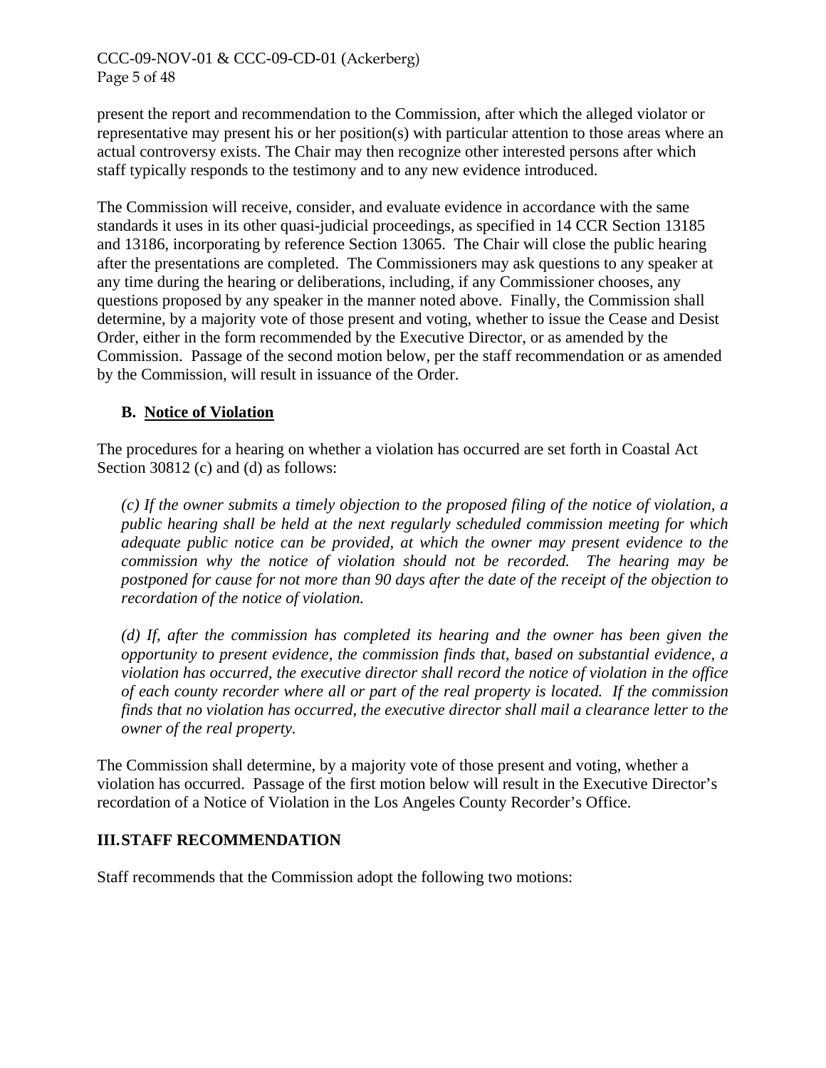present the report and recommendation to the Commission, after which the alleged violator or representative may present his or her position(s) with particular attention to those areas where an actual controversy exists. The Chair may then recognize other interested persons after which staff typically responds to the testimony and to any new evidence introduced.

The Commission will receive, consider, and evaluate evidence in accordance with the same standards it uses in its other quasi-judicial proceedings, as specified in 14 CCR Section 13185 and 13186, incorporating by reference Section 13065. The Chair will close the public hearing after the presentations are completed. The Commissioners may ask questions to any speaker at any time during the hearing or deliberations, including, if any Commissioner chooses, any questions proposed by any speaker in the manner noted above. Finally, the Commission shall determine, by a majority vote of those present and voting, whether to issue the Cease and Desist Order, either in the form recommended by the Executive Director, or as amended by the Commission. Passage of the second motion below, per the staff recommendation or as amended by the Commission, will result in issuance of the Order.

### B. Notice of Violation

The procedures for a hearing on whether a violation has occurred are set forth in Coastal Act Section 30812 (c) and (d) as follows:

> *(c) If the owner submits a timely objection to the proposed filing of the notice of violation, a public hearing shall be held at the next regularly scheduled commission meeting for which adequate public notice can be provided, at which the owner may present evidence to the commission why the notice of violation should not be recorded. The hearing may be postponed for cause for not more than 90 days after the date of the receipt of the objection to recordation of the notice of violation.*
>
> *(d) If, after the commission has completed its hearing and the owner has been given the opportunity to present evidence, the commission finds that, based on substantial evidence, a violation has occurred, the executive director shall record the notice of violation in the office of each county recorder where all or part of the real property is located. If the commission finds that no violation has occurred, the executive director shall mail a clearance letter to the owner of the real property.*

The Commission shall determine, by a majority vote of those present and voting, whether a violation has occurred. Passage of the first motion below will result in the Executive Director's recordation of a Notice of Violation in the Los Angeles County Recorder's Office.

## III. STAFF RECOMMENDATION

Staff recommends that the Commission adopt the following two motions: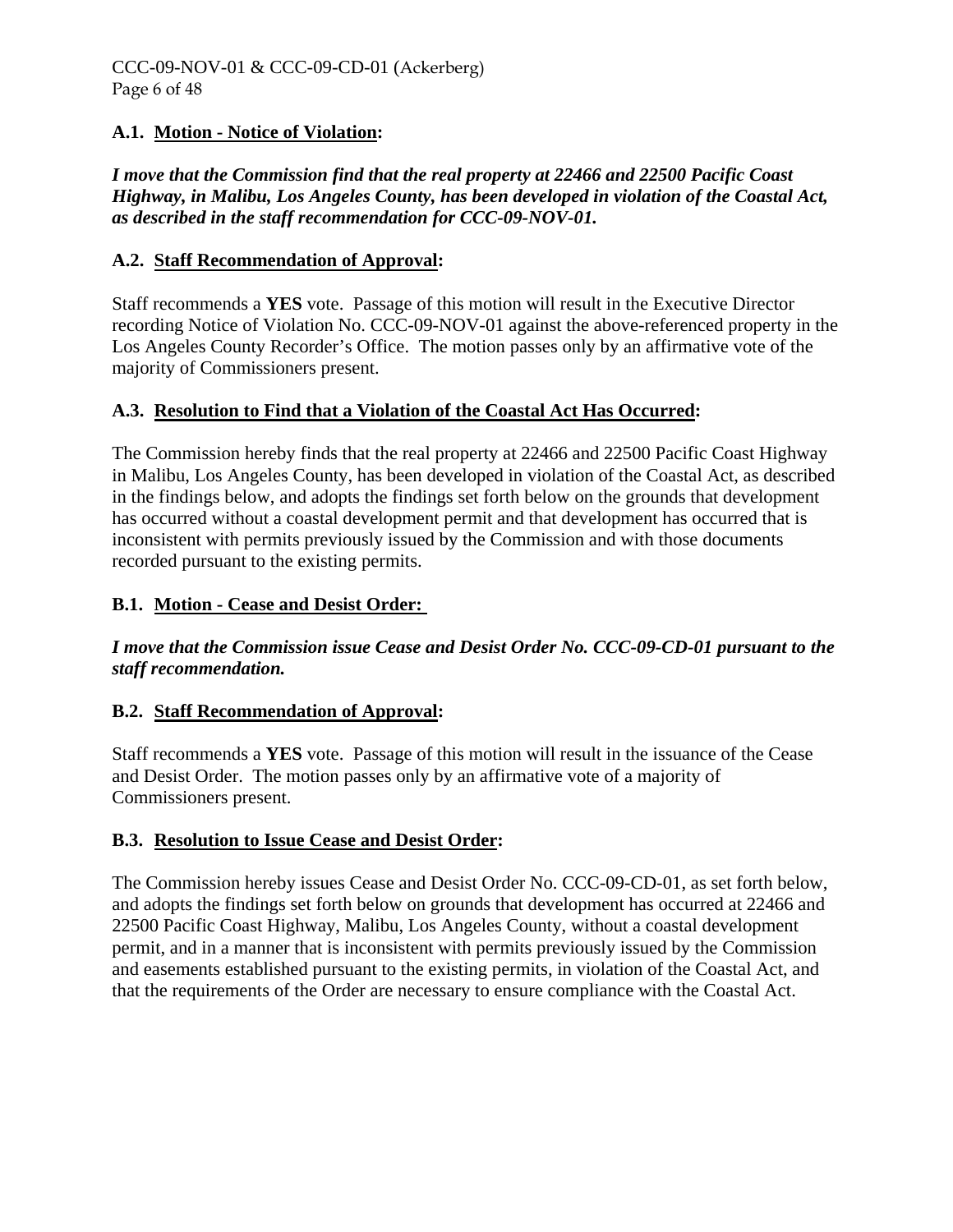**A.1. Motion - Notice of Violation:**

***I move that the Commission find that the real property at 22466 and 22500 Pacific Coast Highway, in Malibu, Los Angeles County, has been developed in violation of the Coastal Act, as described in the staff recommendation for CCC-09-NOV-01.***

**A.2. Staff Recommendation of Approval:**

Staff recommends a **YES** vote. Passage of this motion will result in the Executive Director recording Notice of Violation No. CCC-09-NOV-01 against the above-referenced property in the Los Angeles County Recorder's Office. The motion passes only by an affirmative vote of the majority of Commissioners present.

**A.3. Resolution to Find that a Violation of the Coastal Act Has Occurred:**

The Commission hereby finds that the real property at 22466 and 22500 Pacific Coast Highway in Malibu, Los Angeles County, has been developed in violation of the Coastal Act, as described in the findings below, and adopts the findings set forth below on the grounds that development has occurred without a coastal development permit and that development has occurred that is inconsistent with permits previously issued by the Commission and with those documents recorded pursuant to the existing permits.

**B.1. Motion - Cease and Desist Order:**

***I move that the Commission issue Cease and Desist Order No. CCC-09-CD-01 pursuant to the staff recommendation.***

**B.2. Staff Recommendation of Approval:**

Staff recommends a **YES** vote. Passage of this motion will result in the issuance of the Cease and Desist Order. The motion passes only by an affirmative vote of a majority of Commissioners present.

**B.3. Resolution to Issue Cease and Desist Order:**

The Commission hereby issues Cease and Desist Order No. CCC-09-CD-01, as set forth below, and adopts the findings set forth below on grounds that development has occurred at 22466 and 22500 Pacific Coast Highway, Malibu, Los Angeles County, without a coastal development permit, and in a manner that is inconsistent with permits previously issued by the Commission and easements established pursuant to the existing permits, in violation of the Coastal Act, and that the requirements of the Order are necessary to ensure compliance with the Coastal Act.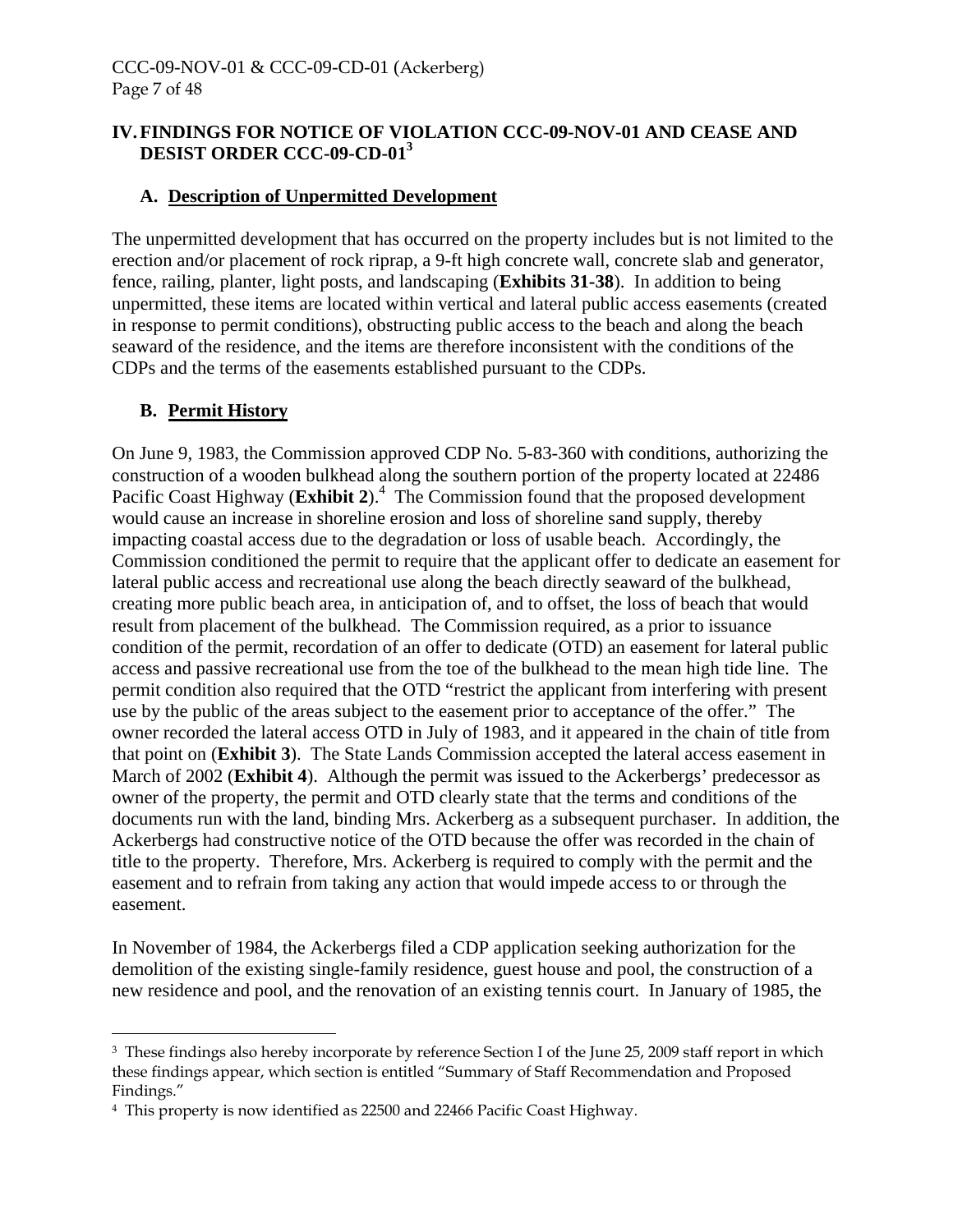## IV. FINDINGS FOR NOTICE OF VIOLATION CCC-09-NOV-01 AND CEASE AND DESIST ORDER CCC-09-CD-01[3]

### A. Description of Unpermitted Development

The unpermitted development that has occurred on the property includes but is not limited to the erection and/or placement of rock riprap, a 9-ft high concrete wall, concrete slab and generator, fence, railing, planter, light posts, and landscaping (**Exhibits 31-38**). In addition to being unpermitted, these items are located within vertical and lateral public access easements (created in response to permit conditions), obstructing public access to the beach and along the beach seaward of the residence, and the items are therefore inconsistent with the conditions of the CDPs and the terms of the easements established pursuant to the CDPs.

### B. Permit History

On June 9, 1983, the Commission approved CDP No. 5-83-360 with conditions, authorizing the construction of a wooden bulkhead along the southern portion of the property located at 22486 Pacific Coast Highway (**Exhibit 2**).[4] The Commission found that the proposed development would cause an increase in shoreline erosion and loss of shoreline sand supply, thereby impacting coastal access due to the degradation or loss of usable beach. Accordingly, the Commission conditioned the permit to require that the applicant offer to dedicate an easement for lateral public access and recreational use along the beach directly seaward of the bulkhead, creating more public beach area, in anticipation of, and to offset, the loss of beach that would result from placement of the bulkhead. The Commission required, as a prior to issuance condition of the permit, recordation of an offer to dedicate (OTD) an easement for lateral public access and passive recreational use from the toe of the bulkhead to the mean high tide line. The permit condition also required that the OTD "restrict the applicant from interfering with present use by the public of the areas subject to the easement prior to acceptance of the offer." The owner recorded the lateral access OTD in July of 1983, and it appeared in the chain of title from that point on (**Exhibit 3**). The State Lands Commission accepted the lateral access easement in March of 2002 (**Exhibit 4**). Although the permit was issued to the Ackerbergs' predecessor as owner of the property, the permit and OTD clearly state that the terms and conditions of the documents run with the land, binding Mrs. Ackerberg as a subsequent purchaser. In addition, the Ackerbergs had constructive notice of the OTD because the offer was recorded in the chain of title to the property. Therefore, Mrs. Ackerberg is required to comply with the permit and the easement and to refrain from taking any action that would impede access to or through the easement.

In November of 1984, the Ackerbergs filed a CDP application seeking authorization for the demolition of the existing single-family residence, guest house and pool, the construction of a new residence and pool, and the renovation of an existing tennis court. In January of 1985, the

---

[3] These findings also hereby incorporate by reference Section I of the June 25, 2009 staff report in which these findings appear, which section is entitled "Summary of Staff Recommendation and Proposed Findings."

[4] This property is now identified as 22500 and 22466 Pacific Coast Highway.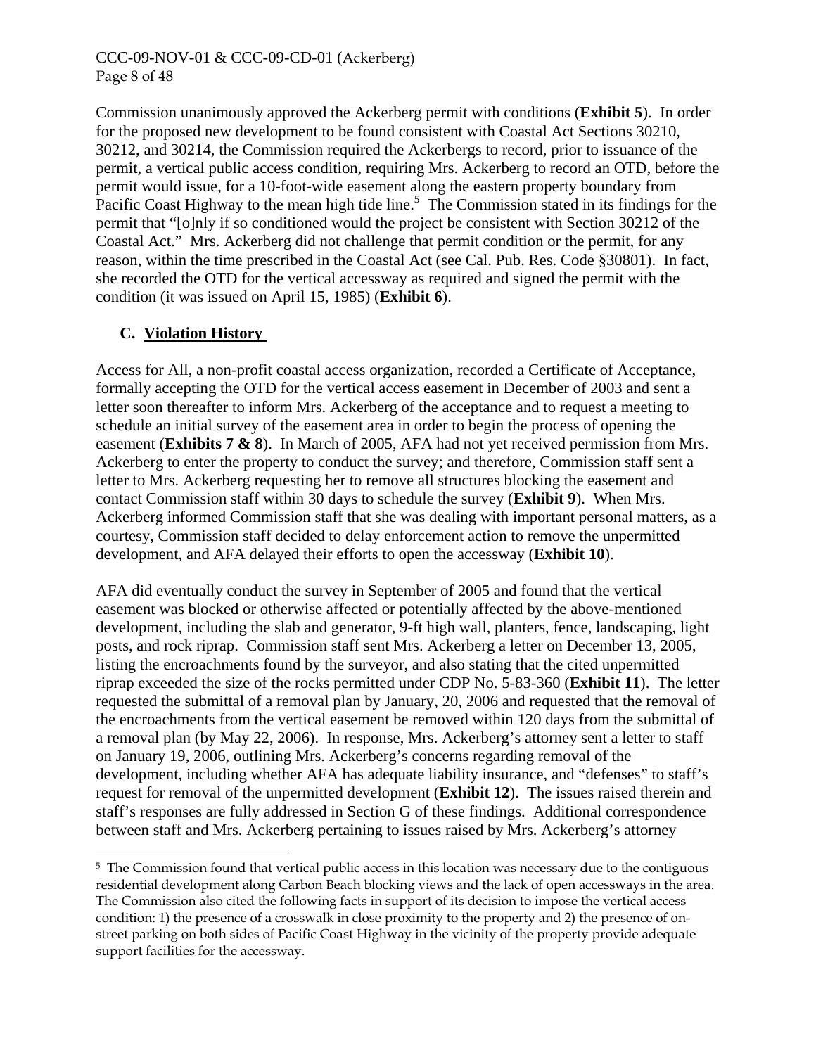Commission unanimously approved the Ackerberg permit with conditions (**Exhibit 5**). In order for the proposed new development to be found consistent with Coastal Act Sections 30210, 30212, and 30214, the Commission required the Ackerbergs to record, prior to issuance of the permit, a vertical public access condition, requiring Mrs. Ackerberg to record an OTD, before the permit would issue, for a 10-foot-wide easement along the eastern property boundary from Pacific Coast Highway to the mean high tide line.[5] The Commission stated in its findings for the permit that "[o]nly if so conditioned would the project be consistent with Section 30212 of the Coastal Act." Mrs. Ackerberg did not challenge that permit condition or the permit, for any reason, within the time prescribed in the Coastal Act (see Cal. Pub. Res. Code §30801). In fact, she recorded the OTD for the vertical accessway as required and signed the permit with the condition (it was issued on April 15, 1985) (**Exhibit 6**).

### C. Violation History

Access for All, a non-profit coastal access organization, recorded a Certificate of Acceptance, formally accepting the OTD for the vertical access easement in December of 2003 and sent a letter soon thereafter to inform Mrs. Ackerberg of the acceptance and to request a meeting to schedule an initial survey of the easement area in order to begin the process of opening the easement (**Exhibits 7 & 8**). In March of 2005, AFA had not yet received permission from Mrs. Ackerberg to enter the property to conduct the survey; and therefore, Commission staff sent a letter to Mrs. Ackerberg requesting her to remove all structures blocking the easement and contact Commission staff within 30 days to schedule the survey (**Exhibit 9**). When Mrs. Ackerberg informed Commission staff that she was dealing with important personal matters, as a courtesy, Commission staff decided to delay enforcement action to remove the unpermitted development, and AFA delayed their efforts to open the accessway (**Exhibit 10**).

AFA did eventually conduct the survey in September of 2005 and found that the vertical easement was blocked or otherwise affected or potentially affected by the above-mentioned development, including the slab and generator, 9-ft high wall, planters, fence, landscaping, light posts, and rock riprap. Commission staff sent Mrs. Ackerberg a letter on December 13, 2005, listing the encroachments found by the surveyor, and also stating that the cited unpermitted riprap exceeded the size of the rocks permitted under CDP No. 5-83-360 (**Exhibit 11**). The letter requested the submittal of a removal plan by January, 20, 2006 and requested that the removal of the encroachments from the vertical easement be removed within 120 days from the submittal of a removal plan (by May 22, 2006). In response, Mrs. Ackerberg's attorney sent a letter to staff on January 19, 2006, outlining Mrs. Ackerberg's concerns regarding removal of the development, including whether AFA has adequate liability insurance, and "defenses" to staff's request for removal of the unpermitted development (**Exhibit 12**). The issues raised therein and staff's responses are fully addressed in Section G of these findings. Additional correspondence between staff and Mrs. Ackerberg pertaining to issues raised by Mrs. Ackerberg's attorney

---

[5] The Commission found that vertical public access in this location was necessary due to the contiguous residential development along Carbon Beach blocking views and the lack of open accessways in the area. The Commission also cited the following facts in support of its decision to impose the vertical access condition: 1) the presence of a crosswalk in close proximity to the property and 2) the presence of on-street parking on both sides of Pacific Coast Highway in the vicinity of the property provide adequate support facilities for the accessway.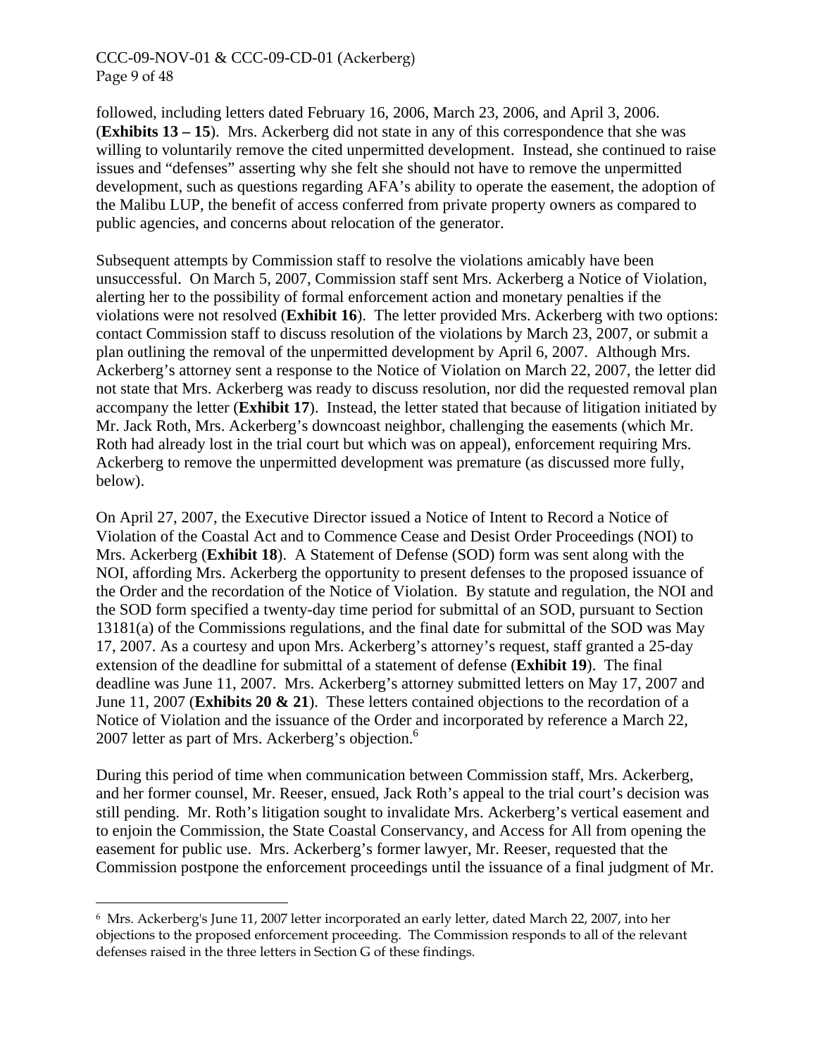followed, including letters dated February 16, 2006, March 23, 2006, and April 3, 2006. (**Exhibits 13 – 15**). Mrs. Ackerberg did not state in any of this correspondence that she was willing to voluntarily remove the cited unpermitted development. Instead, she continued to raise issues and "defenses" asserting why she felt she should not have to remove the unpermitted development, such as questions regarding AFA's ability to operate the easement, the adoption of the Malibu LUP, the benefit of access conferred from private property owners as compared to public agencies, and concerns about relocation of the generator.

Subsequent attempts by Commission staff to resolve the violations amicably have been unsuccessful. On March 5, 2007, Commission staff sent Mrs. Ackerberg a Notice of Violation, alerting her to the possibility of formal enforcement action and monetary penalties if the violations were not resolved (**Exhibit 16**). The letter provided Mrs. Ackerberg with two options: contact Commission staff to discuss resolution of the violations by March 23, 2007, or submit a plan outlining the removal of the unpermitted development by April 6, 2007. Although Mrs. Ackerberg's attorney sent a response to the Notice of Violation on March 22, 2007, the letter did not state that Mrs. Ackerberg was ready to discuss resolution, nor did the requested removal plan accompany the letter (**Exhibit 17**). Instead, the letter stated that because of litigation initiated by Mr. Jack Roth, Mrs. Ackerberg's downcoast neighbor, challenging the easements (which Mr. Roth had already lost in the trial court but which was on appeal), enforcement requiring Mrs. Ackerberg to remove the unpermitted development was premature (as discussed more fully, below).

On April 27, 2007, the Executive Director issued a Notice of Intent to Record a Notice of Violation of the Coastal Act and to Commence Cease and Desist Order Proceedings (NOI) to Mrs. Ackerberg (**Exhibit 18**). A Statement of Defense (SOD) form was sent along with the NOI, affording Mrs. Ackerberg the opportunity to present defenses to the proposed issuance of the Order and the recordation of the Notice of Violation. By statute and regulation, the NOI and the SOD form specified a twenty-day time period for submittal of an SOD, pursuant to Section 13181(a) of the Commissions regulations, and the final date for submittal of the SOD was May 17, 2007. As a courtesy and upon Mrs. Ackerberg's attorney's request, staff granted a 25-day extension of the deadline for submittal of a statement of defense (**Exhibit 19**). The final deadline was June 11, 2007. Mrs. Ackerberg's attorney submitted letters on May 17, 2007 and June 11, 2007 (**Exhibits 20 & 21**). These letters contained objections to the recordation of a Notice of Violation and the issuance of the Order and incorporated by reference a March 22, 2007 letter as part of Mrs. Ackerberg's objection.[6]

During this period of time when communication between Commission staff, Mrs. Ackerberg, and her former counsel, Mr. Reeser, ensued, Jack Roth's appeal to the trial court's decision was still pending. Mr. Roth's litigation sought to invalidate Mrs. Ackerberg's vertical easement and to enjoin the Commission, the State Coastal Conservancy, and Access for All from opening the easement for public use. Mrs. Ackerberg's former lawyer, Mr. Reeser, requested that the Commission postpone the enforcement proceedings until the issuance of a final judgment of Mr.

---

[6] Mrs. Ackerberg's June 11, 2007 letter incorporated an early letter, dated March 22, 2007, into her objections to the proposed enforcement proceeding. The Commission responds to all of the relevant defenses raised in the three letters in Section G of these findings.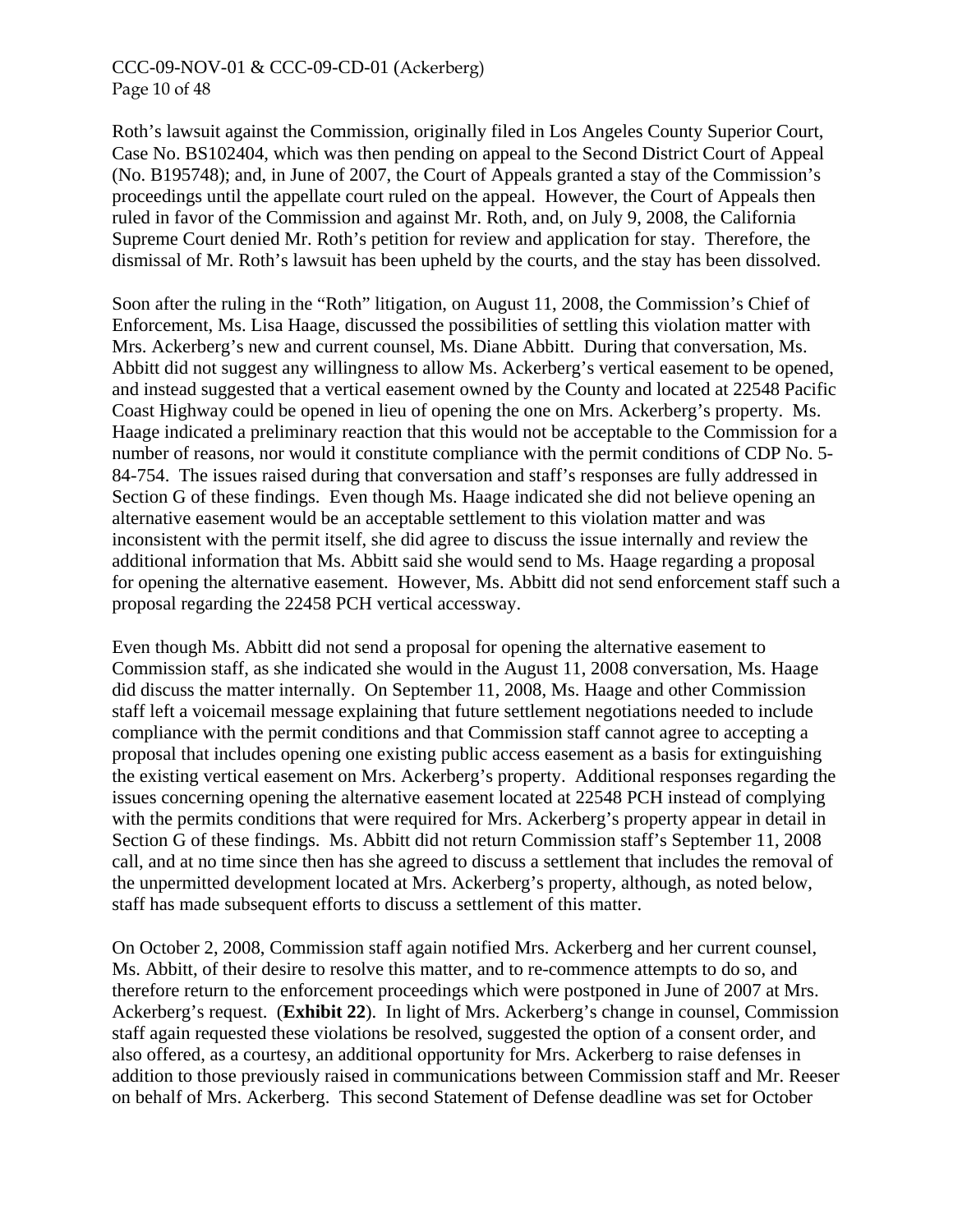Roth's lawsuit against the Commission, originally filed in Los Angeles County Superior Court, Case No. BS102404, which was then pending on appeal to the Second District Court of Appeal (No. B195748); and, in June of 2007, the Court of Appeals granted a stay of the Commission's proceedings until the appellate court ruled on the appeal. However, the Court of Appeals then ruled in favor of the Commission and against Mr. Roth, and, on July 9, 2008, the California Supreme Court denied Mr. Roth's petition for review and application for stay. Therefore, the dismissal of Mr. Roth's lawsuit has been upheld by the courts, and the stay has been dissolved.

Soon after the ruling in the "Roth" litigation, on August 11, 2008, the Commission's Chief of Enforcement, Ms. Lisa Haage, discussed the possibilities of settling this violation matter with Mrs. Ackerberg's new and current counsel, Ms. Diane Abbitt. During that conversation, Ms. Abbitt did not suggest any willingness to allow Ms. Ackerberg's vertical easement to be opened, and instead suggested that a vertical easement owned by the County and located at 22548 Pacific Coast Highway could be opened in lieu of opening the one on Mrs. Ackerberg's property. Ms. Haage indicated a preliminary reaction that this would not be acceptable to the Commission for a number of reasons, nor would it constitute compliance with the permit conditions of CDP No. 5-84-754. The issues raised during that conversation and staff's responses are fully addressed in Section G of these findings. Even though Ms. Haage indicated she did not believe opening an alternative easement would be an acceptable settlement to this violation matter and was inconsistent with the permit itself, she did agree to discuss the issue internally and review the additional information that Ms. Abbitt said she would send to Ms. Haage regarding a proposal for opening the alternative easement. However, Ms. Abbitt did not send enforcement staff such a proposal regarding the 22458 PCH vertical accessway.

Even though Ms. Abbitt did not send a proposal for opening the alternative easement to Commission staff, as she indicated she would in the August 11, 2008 conversation, Ms. Haage did discuss the matter internally. On September 11, 2008, Ms. Haage and other Commission staff left a voicemail message explaining that future settlement negotiations needed to include compliance with the permit conditions and that Commission staff cannot agree to accepting a proposal that includes opening one existing public access easement as a basis for extinguishing the existing vertical easement on Mrs. Ackerberg's property. Additional responses regarding the issues concerning opening the alternative easement located at 22548 PCH instead of complying with the permits conditions that were required for Mrs. Ackerberg's property appear in detail in Section G of these findings. Ms. Abbitt did not return Commission staff's September 11, 2008 call, and at no time since then has she agreed to discuss a settlement that includes the removal of the unpermitted development located at Mrs. Ackerberg's property, although, as noted below, staff has made subsequent efforts to discuss a settlement of this matter.

On October 2, 2008, Commission staff again notified Mrs. Ackerberg and her current counsel, Ms. Abbitt, of their desire to resolve this matter, and to re-commence attempts to do so, and therefore return to the enforcement proceedings which were postponed in June of 2007 at Mrs. Ackerberg's request. (**Exhibit 22**). In light of Mrs. Ackerberg's change in counsel, Commission staff again requested these violations be resolved, suggested the option of a consent order, and also offered, as a courtesy, an additional opportunity for Mrs. Ackerberg to raise defenses in addition to those previously raised in communications between Commission staff and Mr. Reeser on behalf of Mrs. Ackerberg. This second Statement of Defense deadline was set for October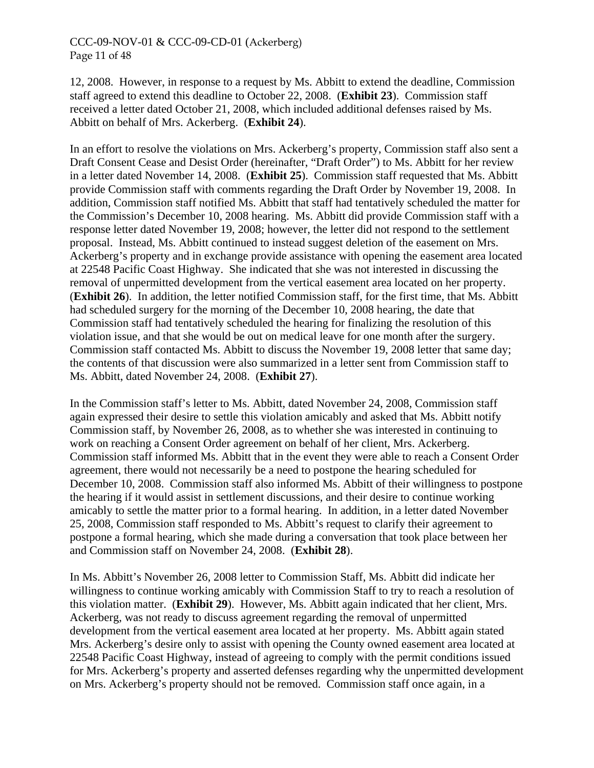12, 2008. However, in response to a request by Ms. Abbitt to extend the deadline, Commission staff agreed to extend this deadline to October 22, 2008. (**Exhibit 23**). Commission staff received a letter dated October 21, 2008, which included additional defenses raised by Ms. Abbitt on behalf of Mrs. Ackerberg. (**Exhibit 24**).

In an effort to resolve the violations on Mrs. Ackerberg's property, Commission staff also sent a Draft Consent Cease and Desist Order (hereinafter, "Draft Order") to Ms. Abbitt for her review in a letter dated November 14, 2008. (**Exhibit 25**). Commission staff requested that Ms. Abbitt provide Commission staff with comments regarding the Draft Order by November 19, 2008. In addition, Commission staff notified Ms. Abbitt that staff had tentatively scheduled the matter for the Commission's December 10, 2008 hearing. Ms. Abbitt did provide Commission staff with a response letter dated November 19, 2008; however, the letter did not respond to the settlement proposal. Instead, Ms. Abbitt continued to instead suggest deletion of the easement on Mrs. Ackerberg's property and in exchange provide assistance with opening the easement area located at 22548 Pacific Coast Highway. She indicated that she was not interested in discussing the removal of unpermitted development from the vertical easement area located on her property. (**Exhibit 26**). In addition, the letter notified Commission staff, for the first time, that Ms. Abbitt had scheduled surgery for the morning of the December 10, 2008 hearing, the date that Commission staff had tentatively scheduled the hearing for finalizing the resolution of this violation issue, and that she would be out on medical leave for one month after the surgery. Commission staff contacted Ms. Abbitt to discuss the November 19, 2008 letter that same day; the contents of that discussion were also summarized in a letter sent from Commission staff to Ms. Abbitt, dated November 24, 2008. (**Exhibit 27**).

In the Commission staff's letter to Ms. Abbitt, dated November 24, 2008, Commission staff again expressed their desire to settle this violation amicably and asked that Ms. Abbitt notify Commission staff, by November 26, 2008, as to whether she was interested in continuing to work on reaching a Consent Order agreement on behalf of her client, Mrs. Ackerberg. Commission staff informed Ms. Abbitt that in the event they were able to reach a Consent Order agreement, there would not necessarily be a need to postpone the hearing scheduled for December 10, 2008. Commission staff also informed Ms. Abbitt of their willingness to postpone the hearing if it would assist in settlement discussions, and their desire to continue working amicably to settle the matter prior to a formal hearing. In addition, in a letter dated November 25, 2008, Commission staff responded to Ms. Abbitt's request to clarify their agreement to postpone a formal hearing, which she made during a conversation that took place between her and Commission staff on November 24, 2008. (**Exhibit 28**).

In Ms. Abbitt's November 26, 2008 letter to Commission Staff, Ms. Abbitt did indicate her willingness to continue working amicably with Commission Staff to try to reach a resolution of this violation matter. (**Exhibit 29**). However, Ms. Abbitt again indicated that her client, Mrs. Ackerberg, was not ready to discuss agreement regarding the removal of unpermitted development from the vertical easement area located at her property. Ms. Abbitt again stated Mrs. Ackerberg's desire only to assist with opening the County owned easement area located at 22548 Pacific Coast Highway, instead of agreeing to comply with the permit conditions issued for Mrs. Ackerberg's property and asserted defenses regarding why the unpermitted development on Mrs. Ackerberg's property should not be removed. Commission staff once again, in a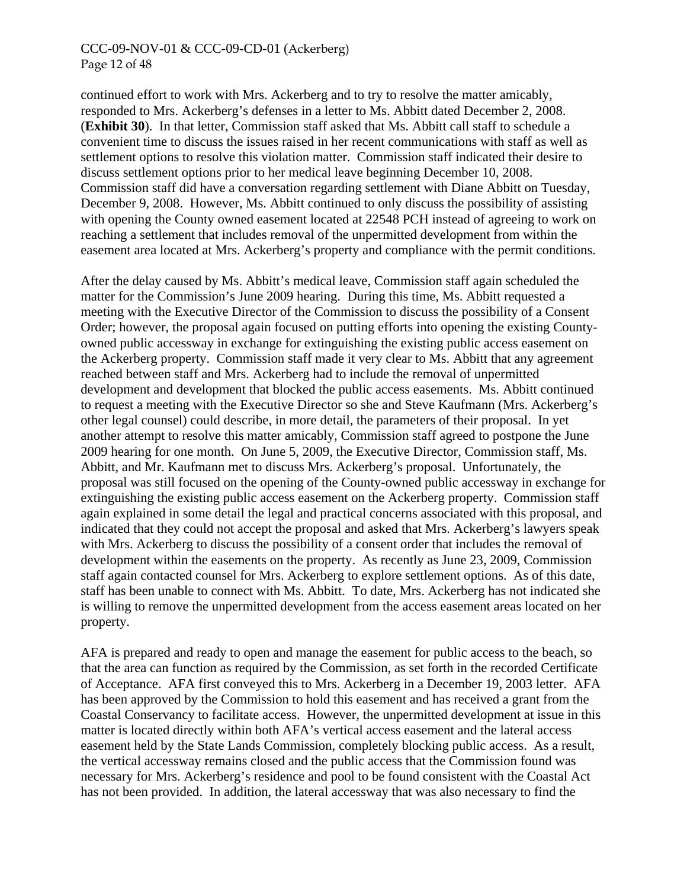continued effort to work with Mrs. Ackerberg and to try to resolve the matter amicably, responded to Mrs. Ackerberg's defenses in a letter to Ms. Abbitt dated December 2, 2008. (**Exhibit 30**). In that letter, Commission staff asked that Ms. Abbitt call staff to schedule a convenient time to discuss the issues raised in her recent communications with staff as well as settlement options to resolve this violation matter. Commission staff indicated their desire to discuss settlement options prior to her medical leave beginning December 10, 2008. Commission staff did have a conversation regarding settlement with Diane Abbitt on Tuesday, December 9, 2008. However, Ms. Abbitt continued to only discuss the possibility of assisting with opening the County owned easement located at 22548 PCH instead of agreeing to work on reaching a settlement that includes removal of the unpermitted development from within the easement area located at Mrs. Ackerberg's property and compliance with the permit conditions.

After the delay caused by Ms. Abbitt's medical leave, Commission staff again scheduled the matter for the Commission's June 2009 hearing. During this time, Ms. Abbitt requested a meeting with the Executive Director of the Commission to discuss the possibility of a Consent Order; however, the proposal again focused on putting efforts into opening the existing County-owned public accessway in exchange for extinguishing the existing public access easement on the Ackerberg property. Commission staff made it very clear to Ms. Abbitt that any agreement reached between staff and Mrs. Ackerberg had to include the removal of unpermitted development and development that blocked the public access easements. Ms. Abbitt continued to request a meeting with the Executive Director so she and Steve Kaufmann (Mrs. Ackerberg's other legal counsel) could describe, in more detail, the parameters of their proposal. In yet another attempt to resolve this matter amicably, Commission staff agreed to postpone the June 2009 hearing for one month. On June 5, 2009, the Executive Director, Commission staff, Ms. Abbitt, and Mr. Kaufmann met to discuss Mrs. Ackerberg's proposal. Unfortunately, the proposal was still focused on the opening of the County-owned public accessway in exchange for extinguishing the existing public access easement on the Ackerberg property. Commission staff again explained in some detail the legal and practical concerns associated with this proposal, and indicated that they could not accept the proposal and asked that Mrs. Ackerberg's lawyers speak with Mrs. Ackerberg to discuss the possibility of a consent order that includes the removal of development within the easements on the property. As recently as June 23, 2009, Commission staff again contacted counsel for Mrs. Ackerberg to explore settlement options. As of this date, staff has been unable to connect with Ms. Abbitt. To date, Mrs. Ackerberg has not indicated she is willing to remove the unpermitted development from the access easement areas located on her property.

AFA is prepared and ready to open and manage the easement for public access to the beach, so that the area can function as required by the Commission, as set forth in the recorded Certificate of Acceptance. AFA first conveyed this to Mrs. Ackerberg in a December 19, 2003 letter. AFA has been approved by the Commission to hold this easement and has received a grant from the Coastal Conservancy to facilitate access. However, the unpermitted development at issue in this matter is located directly within both AFA's vertical access easement and the lateral access easement held by the State Lands Commission, completely blocking public access. As a result, the vertical accessway remains closed and the public access that the Commission found was necessary for Mrs. Ackerberg's residence and pool to be found consistent with the Coastal Act has not been provided. In addition, the lateral accessway that was also necessary to find the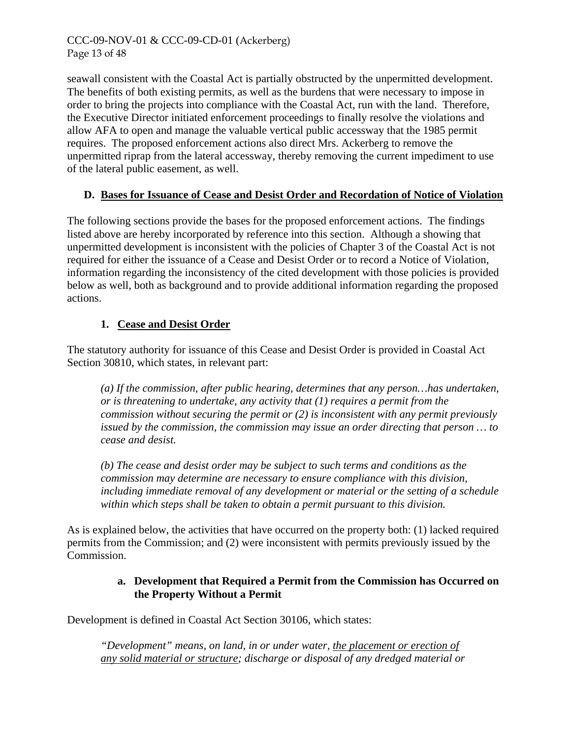seawall consistent with the Coastal Act is partially obstructed by the unpermitted development. The benefits of both existing permits, as well as the burdens that were necessary to impose in order to bring the projects into compliance with the Coastal Act, run with the land. Therefore, the Executive Director initiated enforcement proceedings to finally resolve the violations and allow AFA to open and manage the valuable vertical public accessway that the 1985 permit requires. The proposed enforcement actions also direct Mrs. Ackerberg to remove the unpermitted riprap from the lateral accessway, thereby removing the current impediment to use of the lateral public easement, as well.

## D. Bases for Issuance of Cease and Desist Order and Recordation of Notice of Violation

The following sections provide the bases for the proposed enforcement actions. The findings listed above are hereby incorporated by reference into this section. Although a showing that unpermitted development is inconsistent with the policies of Chapter 3 of the Coastal Act is not required for either the issuance of a Cease and Desist Order or to record a Notice of Violation, information regarding the inconsistency of the cited development with those policies is provided below as well, both as background and to provide additional information regarding the proposed actions.

### 1. Cease and Desist Order

The statutory authority for issuance of this Cease and Desist Order is provided in Coastal Act Section 30810, which states, in relevant part:

> *(a) If the commission, after public hearing, determines that any person…has undertaken, or is threatening to undertake, any activity that (1) requires a permit from the commission without securing the permit or (2) is inconsistent with any permit previously issued by the commission, the commission may issue an order directing that person … to cease and desist.*
>
> *(b) The cease and desist order may be subject to such terms and conditions as the commission may determine are necessary to ensure compliance with this division, including immediate removal of any development or material or the setting of a schedule within which steps shall be taken to obtain a permit pursuant to this division.*

As is explained below, the activities that have occurred on the property both: (1) lacked required permits from the Commission; and (2) were inconsistent with permits previously issued by the Commission.

#### a. Development that Required a Permit from the Commission has Occurred on the Property Without a Permit

Development is defined in Coastal Act Section 30106, which states:

> *"Development" means, on land, in or under water, <u>the placement or erection of any solid material or structure</u>; discharge or disposal of any dredged material or*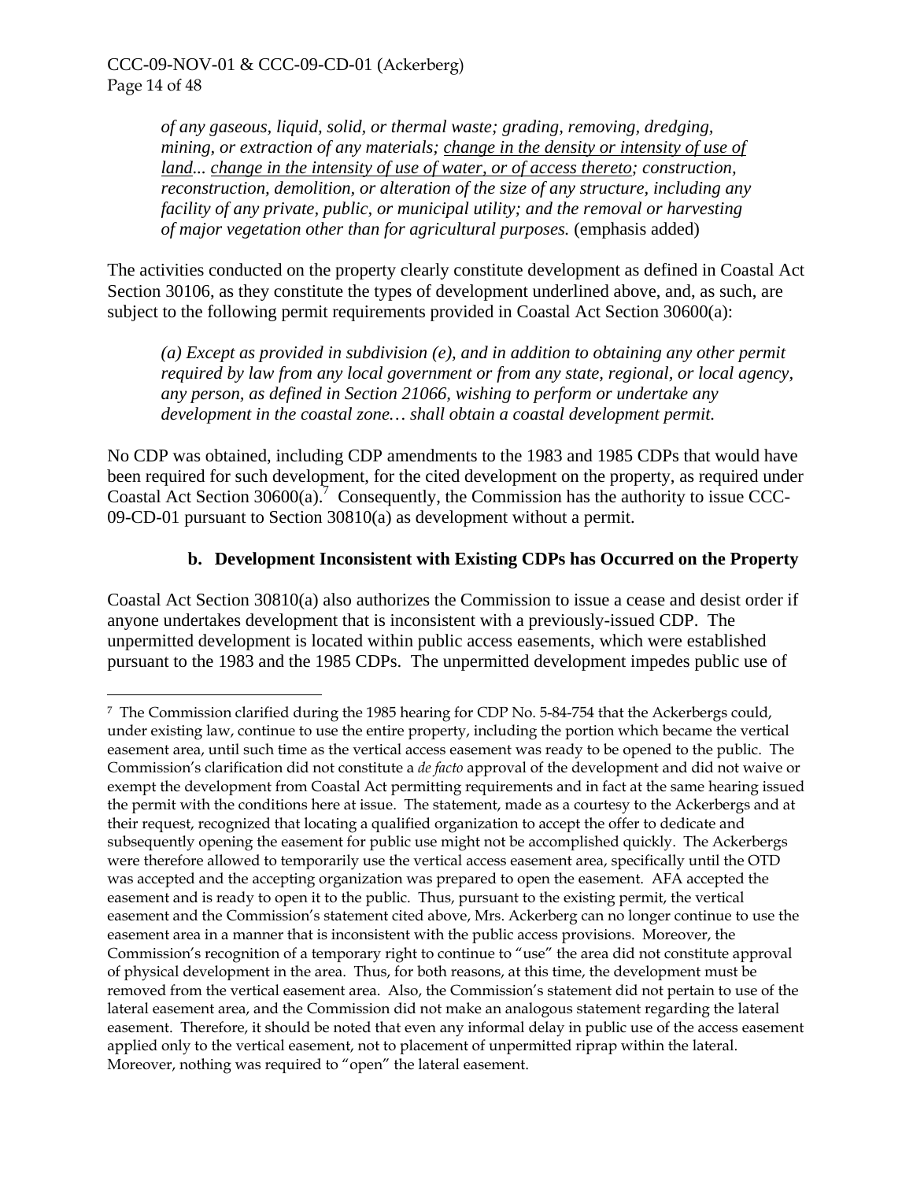> *of any gaseous, liquid, solid, or thermal waste; grading, removing, dredging, mining, or extraction of any materials; <u>change in the density or intensity of use of land</u>... <u>change in the intensity of use of water, or of access thereto</u>; construction, reconstruction, demolition, or alteration of the size of any structure, including any facility of any private, public, or municipal utility; and the removal or harvesting of major vegetation other than for agricultural purposes.* (emphasis added)

The activities conducted on the property clearly constitute development as defined in Coastal Act Section 30106, as they constitute the types of development underlined above, and, as such, are subject to the following permit requirements provided in Coastal Act Section 30600(a):

> *(a) Except as provided in subdivision (e), and in addition to obtaining any other permit required by law from any local government or from any state, regional, or local agency, any person, as defined in Section 21066, wishing to perform or undertake any development in the coastal zone… shall obtain a coastal development permit.*

No CDP was obtained, including CDP amendments to the 1983 and 1985 CDPs that would have been required for such development, for the cited development on the property, as required under Coastal Act Section 30600(a).[7] Consequently, the Commission has the authority to issue CCC-09-CD-01 pursuant to Section 30810(a) as development without a permit.

**b. Development Inconsistent with Existing CDPs has Occurred on the Property**

Coastal Act Section 30810(a) also authorizes the Commission to issue a cease and desist order if anyone undertakes development that is inconsistent with a previously-issued CDP. The unpermitted development is located within public access easements, which were established pursuant to the 1983 and the 1985 CDPs. The unpermitted development impedes public use of

---

[7] The Commission clarified during the 1985 hearing for CDP No. 5-84-754 that the Ackerbergs could, under existing law, continue to use the entire property, including the portion which became the vertical easement area, until such time as the vertical access easement was ready to be opened to the public. The Commission's clarification did not constitute a *de facto* approval of the development and did not waive or exempt the development from Coastal Act permitting requirements and in fact at the same hearing issued the permit with the conditions here at issue. The statement, made as a courtesy to the Ackerbergs and at their request, recognized that locating a qualified organization to accept the offer to dedicate and subsequently opening the easement for public use might not be accomplished quickly. The Ackerbergs were therefore allowed to temporarily use the vertical access easement area, specifically until the OTD was accepted and the accepting organization was prepared to open the easement. AFA accepted the easement and is ready to open it to the public. Thus, pursuant to the existing permit, the vertical easement and the Commission's statement cited above, Mrs. Ackerberg can no longer continue to use the easement area in a manner that is inconsistent with the public access provisions. Moreover, the Commission's recognition of a temporary right to continue to "use" the area did not constitute approval of physical development in the area. Thus, for both reasons, at this time, the development must be removed from the vertical easement area. Also, the Commission's statement did not pertain to use of the lateral easement area, and the Commission did not make an analogous statement regarding the lateral easement. Therefore, it should be noted that even any informal delay in public use of the access easement applied only to the vertical easement, not to placement of unpermitted riprap within the lateral. Moreover, nothing was required to "open" the lateral easement.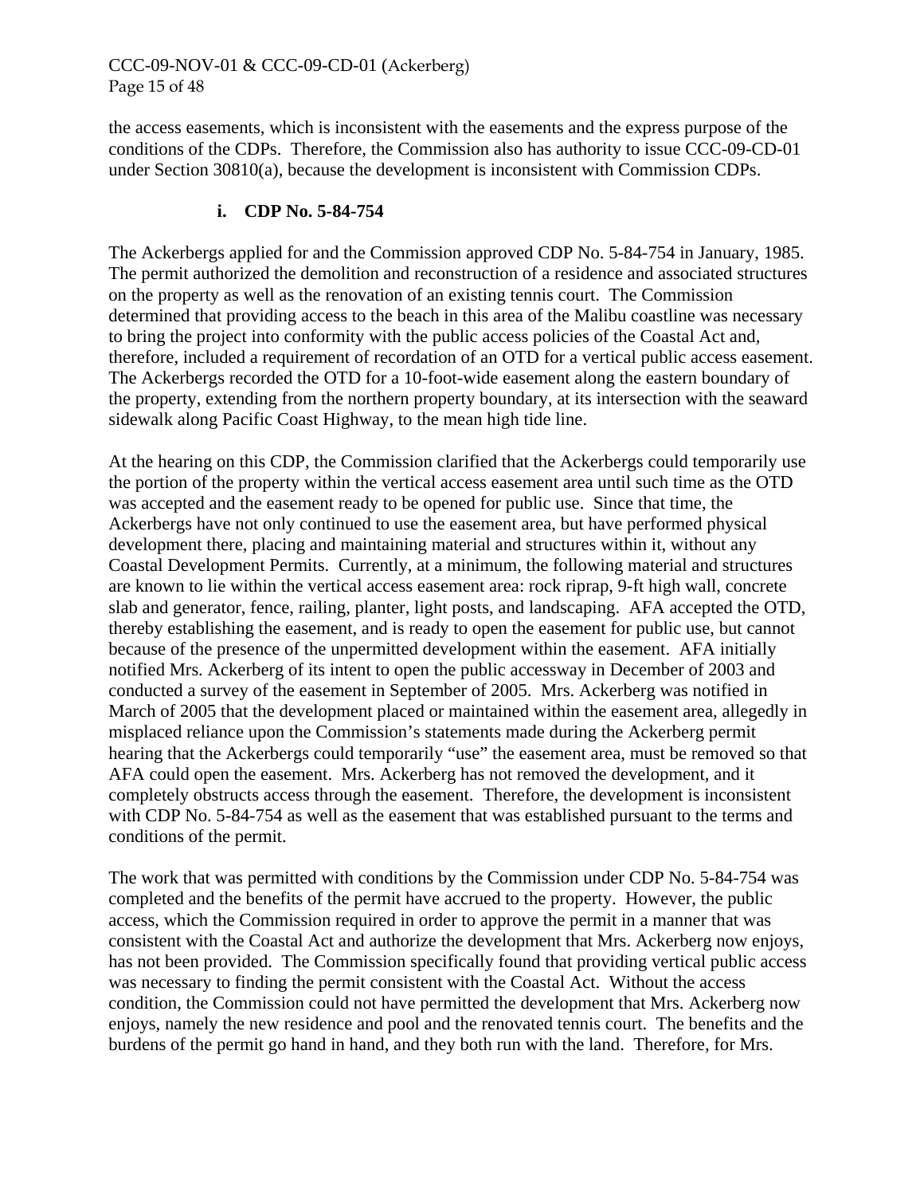the access easements, which is inconsistent with the easements and the express purpose of the conditions of the CDPs. Therefore, the Commission also has authority to issue CCC-09-CD-01 under Section 30810(a), because the development is inconsistent with Commission CDPs.

#### i. CDP No. 5-84-754

The Ackerbergs applied for and the Commission approved CDP No. 5-84-754 in January, 1985. The permit authorized the demolition and reconstruction of a residence and associated structures on the property as well as the renovation of an existing tennis court. The Commission determined that providing access to the beach in this area of the Malibu coastline was necessary to bring the project into conformity with the public access policies of the Coastal Act and, therefore, included a requirement of recordation of an OTD for a vertical public access easement. The Ackerbergs recorded the OTD for a 10-foot-wide easement along the eastern boundary of the property, extending from the northern property boundary, at its intersection with the seaward sidewalk along Pacific Coast Highway, to the mean high tide line.

At the hearing on this CDP, the Commission clarified that the Ackerbergs could temporarily use the portion of the property within the vertical access easement area until such time as the OTD was accepted and the easement ready to be opened for public use. Since that time, the Ackerbergs have not only continued to use the easement area, but have performed physical development there, placing and maintaining material and structures within it, without any Coastal Development Permits. Currently, at a minimum, the following material and structures are known to lie within the vertical access easement area: rock riprap, 9-ft high wall, concrete slab and generator, fence, railing, planter, light posts, and landscaping. AFA accepted the OTD, thereby establishing the easement, and is ready to open the easement for public use, but cannot because of the presence of the unpermitted development within the easement. AFA initially notified Mrs. Ackerberg of its intent to open the public accessway in December of 2003 and conducted a survey of the easement in September of 2005. Mrs. Ackerberg was notified in March of 2005 that the development placed or maintained within the easement area, allegedly in misplaced reliance upon the Commission's statements made during the Ackerberg permit hearing that the Ackerbergs could temporarily "use" the easement area, must be removed so that AFA could open the easement. Mrs. Ackerberg has not removed the development, and it completely obstructs access through the easement. Therefore, the development is inconsistent with CDP No. 5-84-754 as well as the easement that was established pursuant to the terms and conditions of the permit.

The work that was permitted with conditions by the Commission under CDP No. 5-84-754 was completed and the benefits of the permit have accrued to the property. However, the public access, which the Commission required in order to approve the permit in a manner that was consistent with the Coastal Act and authorize the development that Mrs. Ackerberg now enjoys, has not been provided. The Commission specifically found that providing vertical public access was necessary to finding the permit consistent with the Coastal Act. Without the access condition, the Commission could not have permitted the development that Mrs. Ackerberg now enjoys, namely the new residence and pool and the renovated tennis court. The benefits and the burdens of the permit go hand in hand, and they both run with the land. Therefore, for Mrs.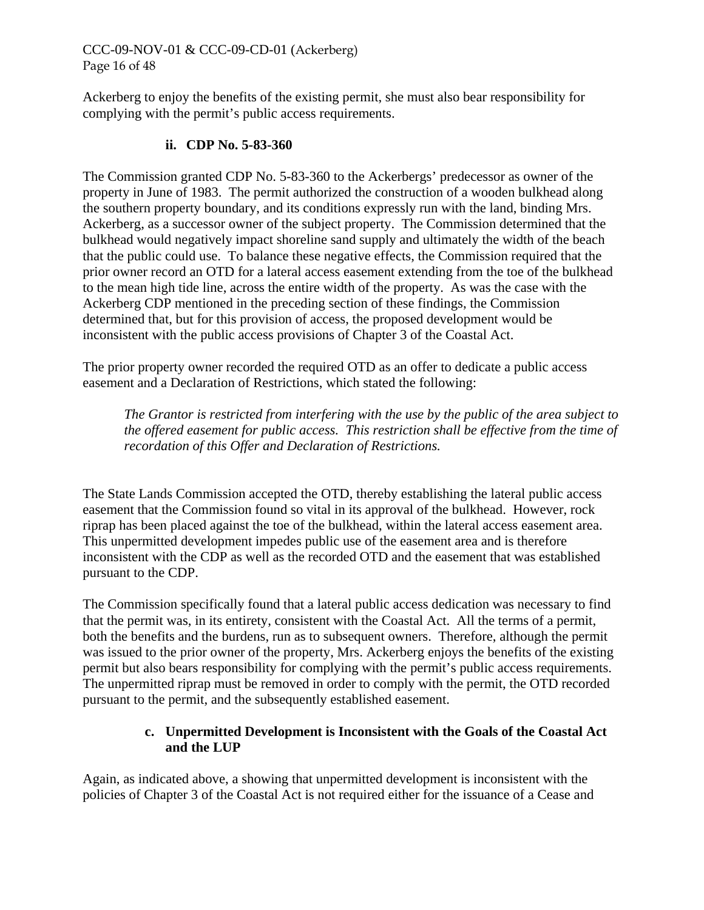Ackerberg to enjoy the benefits of the existing permit, she must also bear responsibility for complying with the permit's public access requirements.

### ii. CDP No. 5-83-360

The Commission granted CDP No. 5-83-360 to the Ackerbergs' predecessor as owner of the property in June of 1983. The permit authorized the construction of a wooden bulkhead along the southern property boundary, and its conditions expressly run with the land, binding Mrs. Ackerberg, as a successor owner of the subject property. The Commission determined that the bulkhead would negatively impact shoreline sand supply and ultimately the width of the beach that the public could use. To balance these negative effects, the Commission required that the prior owner record an OTD for a lateral access easement extending from the toe of the bulkhead to the mean high tide line, across the entire width of the property. As was the case with the Ackerberg CDP mentioned in the preceding section of these findings, the Commission determined that, but for this provision of access, the proposed development would be inconsistent with the public access provisions of Chapter 3 of the Coastal Act.

The prior property owner recorded the required OTD as an offer to dedicate a public access easement and a Declaration of Restrictions, which stated the following:

> *The Grantor is restricted from interfering with the use by the public of the area subject to the offered easement for public access. This restriction shall be effective from the time of recordation of this Offer and Declaration of Restrictions.*

The State Lands Commission accepted the OTD, thereby establishing the lateral public access easement that the Commission found so vital in its approval of the bulkhead. However, rock riprap has been placed against the toe of the bulkhead, within the lateral access easement area. This unpermitted development impedes public use of the easement area and is therefore inconsistent with the CDP as well as the recorded OTD and the easement that was established pursuant to the CDP.

The Commission specifically found that a lateral public access dedication was necessary to find that the permit was, in its entirety, consistent with the Coastal Act. All the terms of a permit, both the benefits and the burdens, run as to subsequent owners. Therefore, although the permit was issued to the prior owner of the property, Mrs. Ackerberg enjoys the benefits of the existing permit but also bears responsibility for complying with the permit's public access requirements. The unpermitted riprap must be removed in order to comply with the permit, the OTD recorded pursuant to the permit, and the subsequently established easement.

### c. Unpermitted Development is Inconsistent with the Goals of the Coastal Act and the LUP

Again, as indicated above, a showing that unpermitted development is inconsistent with the policies of Chapter 3 of the Coastal Act is not required either for the issuance of a Cease and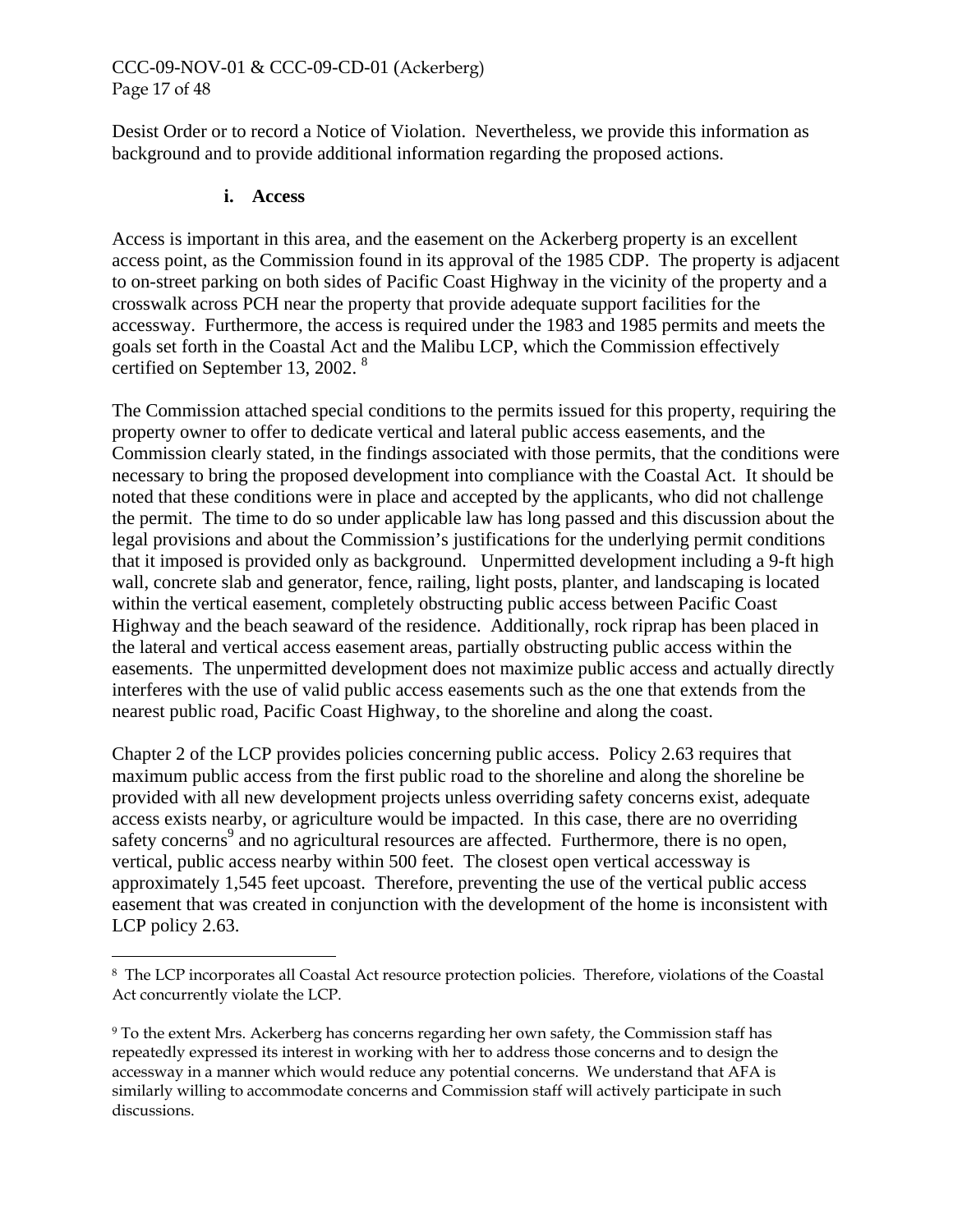Desist Order or to record a Notice of Violation. Nevertheless, we provide this information as background and to provide additional information regarding the proposed actions.

#### i. Access

Access is important in this area, and the easement on the Ackerberg property is an excellent access point, as the Commission found in its approval of the 1985 CDP. The property is adjacent to on-street parking on both sides of Pacific Coast Highway in the vicinity of the property and a crosswalk across PCH near the property that provide adequate support facilities for the accessway. Furthermore, the access is required under the 1983 and 1985 permits and meets the goals set forth in the Coastal Act and the Malibu LCP, which the Commission effectively certified on September 13, 2002. [8]

The Commission attached special conditions to the permits issued for this property, requiring the property owner to offer to dedicate vertical and lateral public access easements, and the Commission clearly stated, in the findings associated with those permits, that the conditions were necessary to bring the proposed development into compliance with the Coastal Act. It should be noted that these conditions were in place and accepted by the applicants, who did not challenge the permit. The time to do so under applicable law has long passed and this discussion about the legal provisions and about the Commission's justifications for the underlying permit conditions that it imposed is provided only as background. Unpermitted development including a 9-ft high wall, concrete slab and generator, fence, railing, light posts, planter, and landscaping is located within the vertical easement, completely obstructing public access between Pacific Coast Highway and the beach seaward of the residence. Additionally, rock riprap has been placed in the lateral and vertical access easement areas, partially obstructing public access within the easements. The unpermitted development does not maximize public access and actually directly interferes with the use of valid public access easements such as the one that extends from the nearest public road, Pacific Coast Highway, to the shoreline and along the coast.

Chapter 2 of the LCP provides policies concerning public access. Policy 2.63 requires that maximum public access from the first public road to the shoreline and along the shoreline be provided with all new development projects unless overriding safety concerns exist, adequate access exists nearby, or agriculture would be impacted. In this case, there are no overriding safety concerns[9] and no agricultural resources are affected. Furthermore, there is no open, vertical, public access nearby within 500 feet. The closest open vertical accessway is approximately 1,545 feet upcoast. Therefore, preventing the use of the vertical public access easement that was created in conjunction with the development of the home is inconsistent with LCP policy 2.63.

---

[8] The LCP incorporates all Coastal Act resource protection policies. Therefore, violations of the Coastal Act concurrently violate the LCP.

[9] To the extent Mrs. Ackerberg has concerns regarding her own safety, the Commission staff has repeatedly expressed its interest in working with her to address those concerns and to design the accessway in a manner which would reduce any potential concerns. We understand that AFA is similarly willing to accommodate concerns and Commission staff will actively participate in such discussions.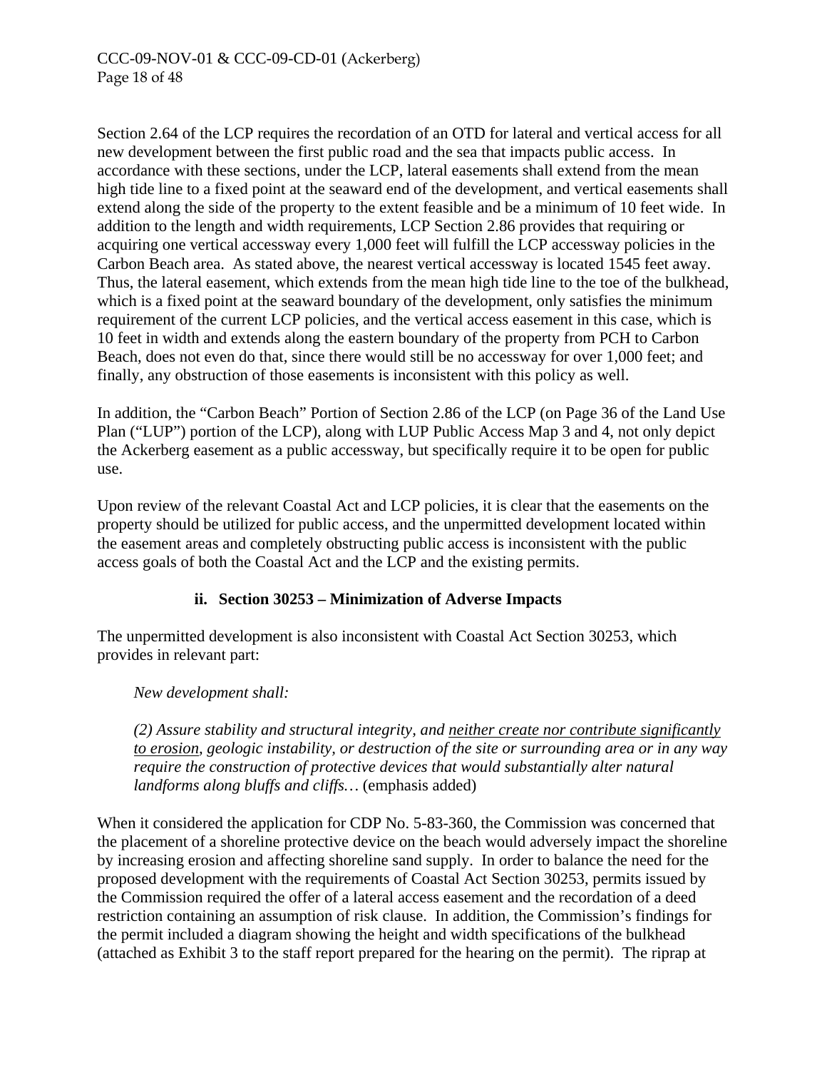Section 2.64 of the LCP requires the recordation of an OTD for lateral and vertical access for all new development between the first public road and the sea that impacts public access. In accordance with these sections, under the LCP, lateral easements shall extend from the mean high tide line to a fixed point at the seaward end of the development, and vertical easements shall extend along the side of the property to the extent feasible and be a minimum of 10 feet wide. In addition to the length and width requirements, LCP Section 2.86 provides that requiring or acquiring one vertical accessway every 1,000 feet will fulfill the LCP accessway policies in the Carbon Beach area. As stated above, the nearest vertical accessway is located 1545 feet away. Thus, the lateral easement, which extends from the mean high tide line to the toe of the bulkhead, which is a fixed point at the seaward boundary of the development, only satisfies the minimum requirement of the current LCP policies, and the vertical access easement in this case, which is 10 feet in width and extends along the eastern boundary of the property from PCH to Carbon Beach, does not even do that, since there would still be no accessway for over 1,000 feet; and finally, any obstruction of those easements is inconsistent with this policy as well.

In addition, the "Carbon Beach" Portion of Section 2.86 of the LCP (on Page 36 of the Land Use Plan ("LUP") portion of the LCP), along with LUP Public Access Map 3 and 4, not only depict the Ackerberg easement as a public accessway, but specifically require it to be open for public use.

Upon review of the relevant Coastal Act and LCP policies, it is clear that the easements on the property should be utilized for public access, and the unpermitted development located within the easement areas and completely obstructing public access is inconsistent with the public access goals of both the Coastal Act and the LCP and the existing permits.

#### ii. Section 30253 – Minimization of Adverse Impacts

The unpermitted development is also inconsistent with Coastal Act Section 30253, which provides in relevant part:

> *New development shall:*
>
> *(2) Assure stability and structural integrity, and <u>neither create nor contribute significantly to erosion</u>, geologic instability, or destruction of the site or surrounding area or in any way require the construction of protective devices that would substantially alter natural landforms along bluffs and cliffs…* (emphasis added)

When it considered the application for CDP No. 5-83-360, the Commission was concerned that the placement of a shoreline protective device on the beach would adversely impact the shoreline by increasing erosion and affecting shoreline sand supply. In order to balance the need for the proposed development with the requirements of Coastal Act Section 30253, permits issued by the Commission required the offer of a lateral access easement and the recordation of a deed restriction containing an assumption of risk clause. In addition, the Commission's findings for the permit included a diagram showing the height and width specifications of the bulkhead (attached as Exhibit 3 to the staff report prepared for the hearing on the permit). The riprap at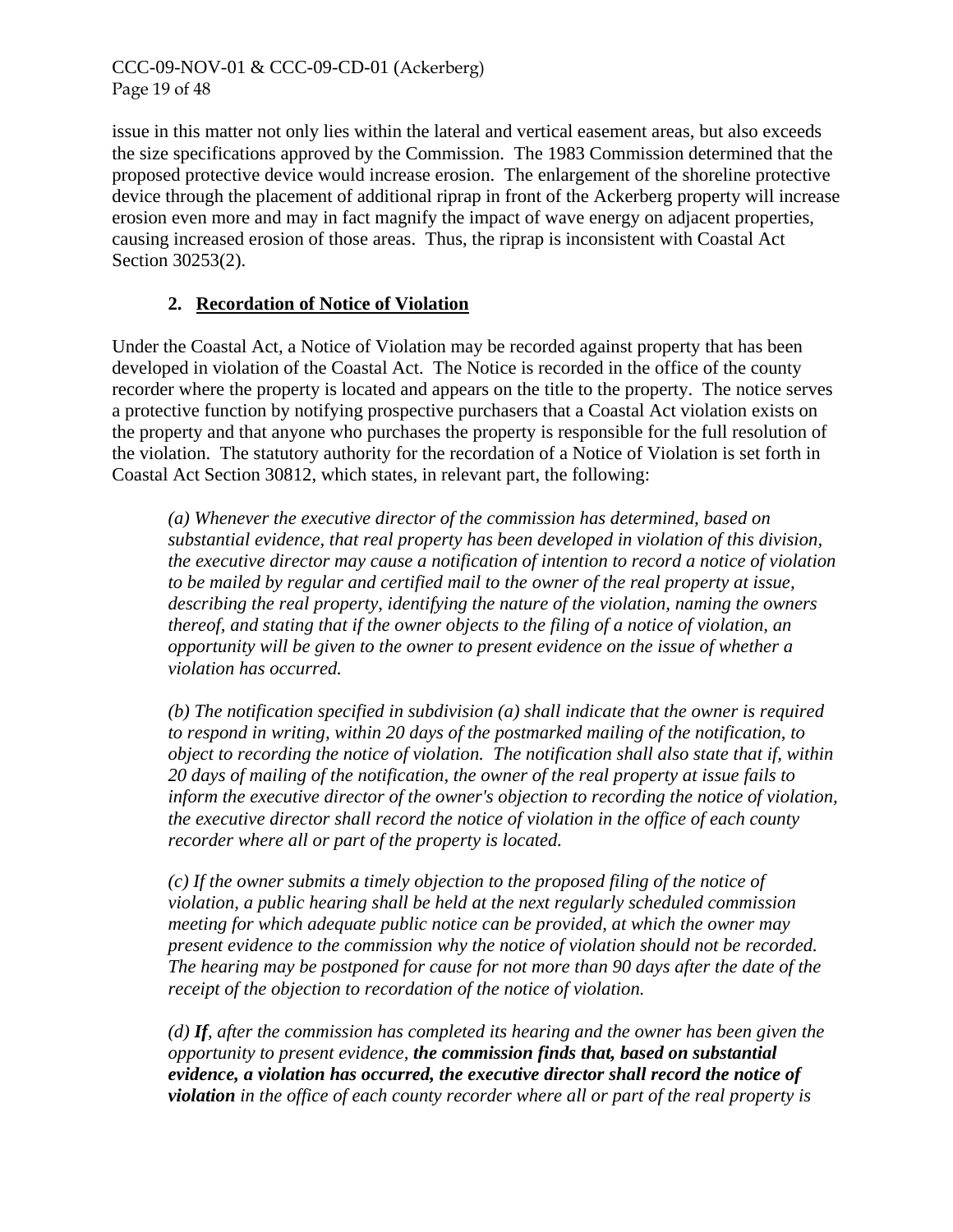issue in this matter not only lies within the lateral and vertical easement areas, but also exceeds the size specifications approved by the Commission. The 1983 Commission determined that the proposed protective device would increase erosion. The enlargement of the shoreline protective device through the placement of additional riprap in front of the Ackerberg property will increase erosion even more and may in fact magnify the impact of wave energy on adjacent properties, causing increased erosion of those areas. Thus, the riprap is inconsistent with Coastal Act Section 30253(2).

**2. Recordation of Notice of Violation**

Under the Coastal Act, a Notice of Violation may be recorded against property that has been developed in violation of the Coastal Act. The Notice is recorded in the office of the county recorder where the property is located and appears on the title to the property. The notice serves a protective function by notifying prospective purchasers that a Coastal Act violation exists on the property and that anyone who purchases the property is responsible for the full resolution of the violation. The statutory authority for the recordation of a Notice of Violation is set forth in Coastal Act Section 30812, which states, in relevant part, the following:

> *(a) Whenever the executive director of the commission has determined, based on substantial evidence, that real property has been developed in violation of this division, the executive director may cause a notification of intention to record a notice of violation to be mailed by regular and certified mail to the owner of the real property at issue, describing the real property, identifying the nature of the violation, naming the owners thereof, and stating that if the owner objects to the filing of a notice of violation, an opportunity will be given to the owner to present evidence on the issue of whether a violation has occurred.*
>
> *(b) The notification specified in subdivision (a) shall indicate that the owner is required to respond in writing, within 20 days of the postmarked mailing of the notification, to object to recording the notice of violation. The notification shall also state that if, within 20 days of mailing of the notification, the owner of the real property at issue fails to inform the executive director of the owner's objection to recording the notice of violation, the executive director shall record the notice of violation in the office of each county recorder where all or part of the property is located.*
>
> *(c) If the owner submits a timely objection to the proposed filing of the notice of violation, a public hearing shall be held at the next regularly scheduled commission meeting for which adequate public notice can be provided, at which the owner may present evidence to the commission why the notice of violation should not be recorded. The hearing may be postponed for cause for not more than 90 days after the date of the receipt of the objection to recordation of the notice of violation.*
>
> *(d)* ***If****, after the commission has completed its hearing and the owner has been given the opportunity to present evidence,* ***the commission finds that, based on substantial evidence, a violation has occurred, the executive director shall record the notice of violation*** *in the office of each county recorder where all or part of the real property is*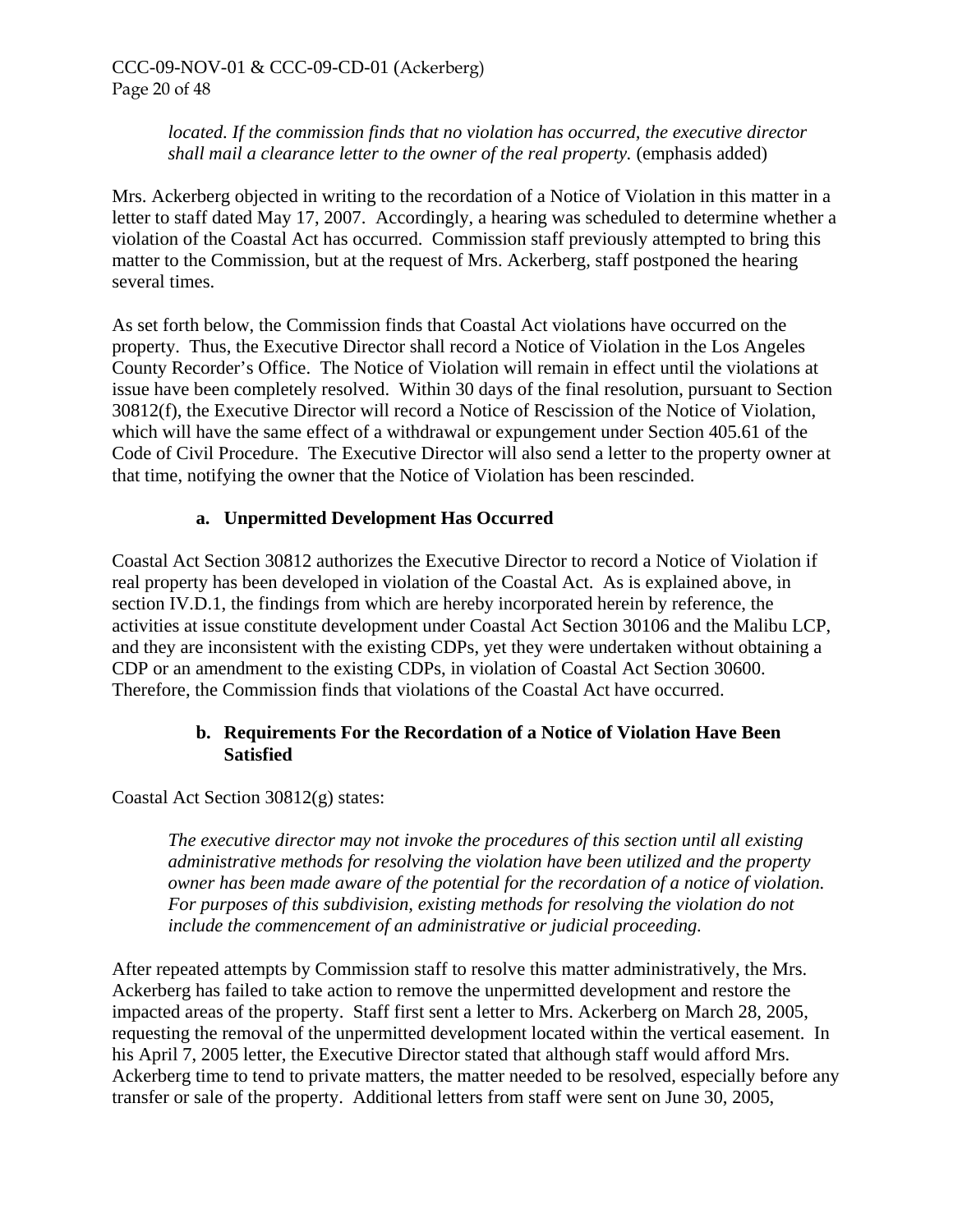*located. If the commission finds that no violation has occurred, the executive director shall mail a clearance letter to the owner of the real property.* (emphasis added)

Mrs. Ackerberg objected in writing to the recordation of a Notice of Violation in this matter in a letter to staff dated May 17, 2007. Accordingly, a hearing was scheduled to determine whether a violation of the Coastal Act has occurred. Commission staff previously attempted to bring this matter to the Commission, but at the request of Mrs. Ackerberg, staff postponed the hearing several times.

As set forth below, the Commission finds that Coastal Act violations have occurred on the property. Thus, the Executive Director shall record a Notice of Violation in the Los Angeles County Recorder's Office. The Notice of Violation will remain in effect until the violations at issue have been completely resolved. Within 30 days of the final resolution, pursuant to Section 30812(f), the Executive Director will record a Notice of Rescission of the Notice of Violation, which will have the same effect of a withdrawal or expungement under Section 405.61 of the Code of Civil Procedure. The Executive Director will also send a letter to the property owner at that time, notifying the owner that the Notice of Violation has been rescinded.

**a. Unpermitted Development Has Occurred**

Coastal Act Section 30812 authorizes the Executive Director to record a Notice of Violation if real property has been developed in violation of the Coastal Act. As is explained above, in section IV.D.1, the findings from which are hereby incorporated herein by reference, the activities at issue constitute development under Coastal Act Section 30106 and the Malibu LCP, and they are inconsistent with the existing CDPs, yet they were undertaken without obtaining a CDP or an amendment to the existing CDPs, in violation of Coastal Act Section 30600. Therefore, the Commission finds that violations of the Coastal Act have occurred.

**b. Requirements For the Recordation of a Notice of Violation Have Been Satisfied**

Coastal Act Section 30812(g) states:

> *The executive director may not invoke the procedures of this section until all existing administrative methods for resolving the violation have been utilized and the property owner has been made aware of the potential for the recordation of a notice of violation. For purposes of this subdivision, existing methods for resolving the violation do not include the commencement of an administrative or judicial proceeding.*

After repeated attempts by Commission staff to resolve this matter administratively, the Mrs. Ackerberg has failed to take action to remove the unpermitted development and restore the impacted areas of the property. Staff first sent a letter to Mrs. Ackerberg on March 28, 2005, requesting the removal of the unpermitted development located within the vertical easement. In his April 7, 2005 letter, the Executive Director stated that although staff would afford Mrs. Ackerberg time to tend to private matters, the matter needed to be resolved, especially before any transfer or sale of the property. Additional letters from staff were sent on June 30, 2005,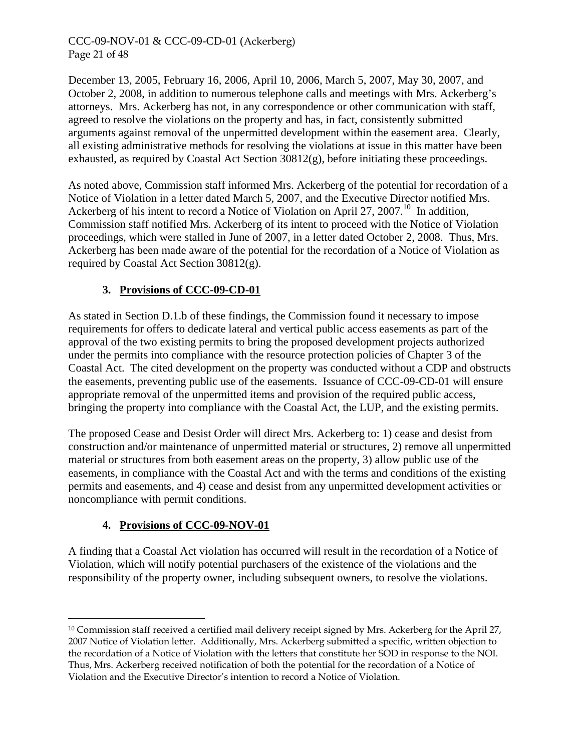December 13, 2005, February 16, 2006, April 10, 2006, March 5, 2007, May 30, 2007, and October 2, 2008, in addition to numerous telephone calls and meetings with Mrs. Ackerberg's attorneys. Mrs. Ackerberg has not, in any correspondence or other communication with staff, agreed to resolve the violations on the property and has, in fact, consistently submitted arguments against removal of the unpermitted development within the easement area. Clearly, all existing administrative methods for resolving the violations at issue in this matter have been exhausted, as required by Coastal Act Section 30812(g), before initiating these proceedings.

As noted above, Commission staff informed Mrs. Ackerberg of the potential for recordation of a Notice of Violation in a letter dated March 5, 2007, and the Executive Director notified Mrs. Ackerberg of his intent to record a Notice of Violation on April 27, 2007.[10] In addition, Commission staff notified Mrs. Ackerberg of its intent to proceed with the Notice of Violation proceedings, which were stalled in June of 2007, in a letter dated October 2, 2008. Thus, Mrs. Ackerberg has been made aware of the potential for the recordation of a Notice of Violation as required by Coastal Act Section 30812(g).

### 3. <u>Provisions of CCC-09-CD-01</u>

As stated in Section D.1.b of these findings, the Commission found it necessary to impose requirements for offers to dedicate lateral and vertical public access easements as part of the approval of the two existing permits to bring the proposed development projects authorized under the permits into compliance with the resource protection policies of Chapter 3 of the Coastal Act. The cited development on the property was conducted without a CDP and obstructs the easements, preventing public use of the easements. Issuance of CCC-09-CD-01 will ensure appropriate removal of the unpermitted items and provision of the required public access, bringing the property into compliance with the Coastal Act, the LUP, and the existing permits.

The proposed Cease and Desist Order will direct Mrs. Ackerberg to: 1) cease and desist from construction and/or maintenance of unpermitted material or structures, 2) remove all unpermitted material or structures from both easement areas on the property, 3) allow public use of the easements, in compliance with the Coastal Act and with the terms and conditions of the existing permits and easements, and 4) cease and desist from any unpermitted development activities or noncompliance with permit conditions.

### 4. <u>Provisions of CCC-09-NOV-01</u>

A finding that a Coastal Act violation has occurred will result in the recordation of a Notice of Violation, which will notify potential purchasers of the existence of the violations and the responsibility of the property owner, including subsequent owners, to resolve the violations.

---

[10] Commission staff received a certified mail delivery receipt signed by Mrs. Ackerberg for the April 27, 2007 Notice of Violation letter. Additionally, Mrs. Ackerberg submitted a specific, written objection to the recordation of a Notice of Violation with the letters that constitute her SOD in response to the NOI. Thus, Mrs. Ackerberg received notification of both the potential for the recordation of a Notice of Violation and the Executive Director's intention to record a Notice of Violation.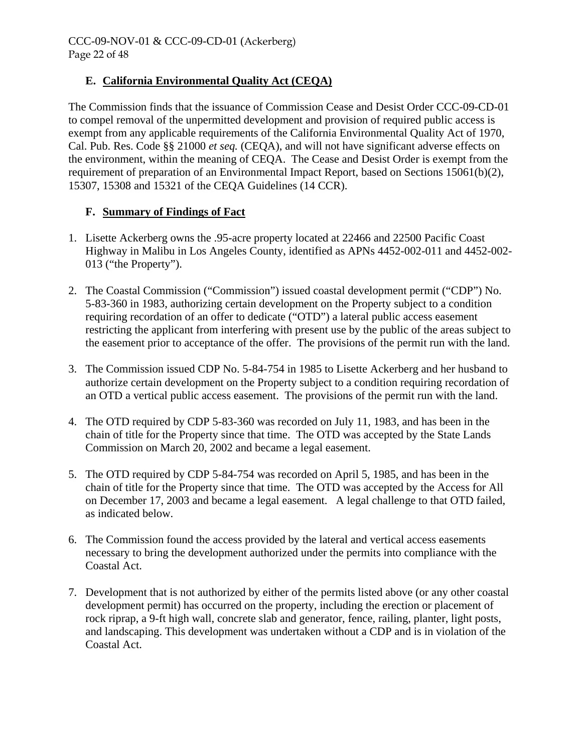### E. California Environmental Quality Act (CEQA)

The Commission finds that the issuance of Commission Cease and Desist Order CCC-09-CD-01 to compel removal of the unpermitted development and provision of required public access is exempt from any applicable requirements of the California Environmental Quality Act of 1970, Cal. Pub. Res. Code §§ 21000 *et seq.* (CEQA), and will not have significant adverse effects on the environment, within the meaning of CEQA. The Cease and Desist Order is exempt from the requirement of preparation of an Environmental Impact Report, based on Sections 15061(b)(2), 15307, 15308 and 15321 of the CEQA Guidelines (14 CCR).

### F. Summary of Findings of Fact

1. Lisette Ackerberg owns the .95-acre property located at 22466 and 22500 Pacific Coast Highway in Malibu in Los Angeles County, identified as APNs 4452-002-011 and 4452-002-013 ("the Property").

2. The Coastal Commission ("Commission") issued coastal development permit ("CDP") No. 5-83-360 in 1983, authorizing certain development on the Property subject to a condition requiring recordation of an offer to dedicate ("OTD") a lateral public access easement restricting the applicant from interfering with present use by the public of the areas subject to the easement prior to acceptance of the offer. The provisions of the permit run with the land.

3. The Commission issued CDP No. 5-84-754 in 1985 to Lisette Ackerberg and her husband to authorize certain development on the Property subject to a condition requiring recordation of an OTD a vertical public access easement. The provisions of the permit run with the land.

4. The OTD required by CDP 5-83-360 was recorded on July 11, 1983, and has been in the chain of title for the Property since that time. The OTD was accepted by the State Lands Commission on March 20, 2002 and became a legal easement.

5. The OTD required by CDP 5-84-754 was recorded on April 5, 1985, and has been in the chain of title for the Property since that time. The OTD was accepted by the Access for All on December 17, 2003 and became a legal easement. A legal challenge to that OTD failed, as indicated below.

6. The Commission found the access provided by the lateral and vertical access easements necessary to bring the development authorized under the permits into compliance with the Coastal Act.

7. Development that is not authorized by either of the permits listed above (or any other coastal development permit) has occurred on the property, including the erection or placement of rock riprap, a 9-ft high wall, concrete slab and generator, fence, railing, planter, light posts, and landscaping. This development was undertaken without a CDP and is in violation of the Coastal Act.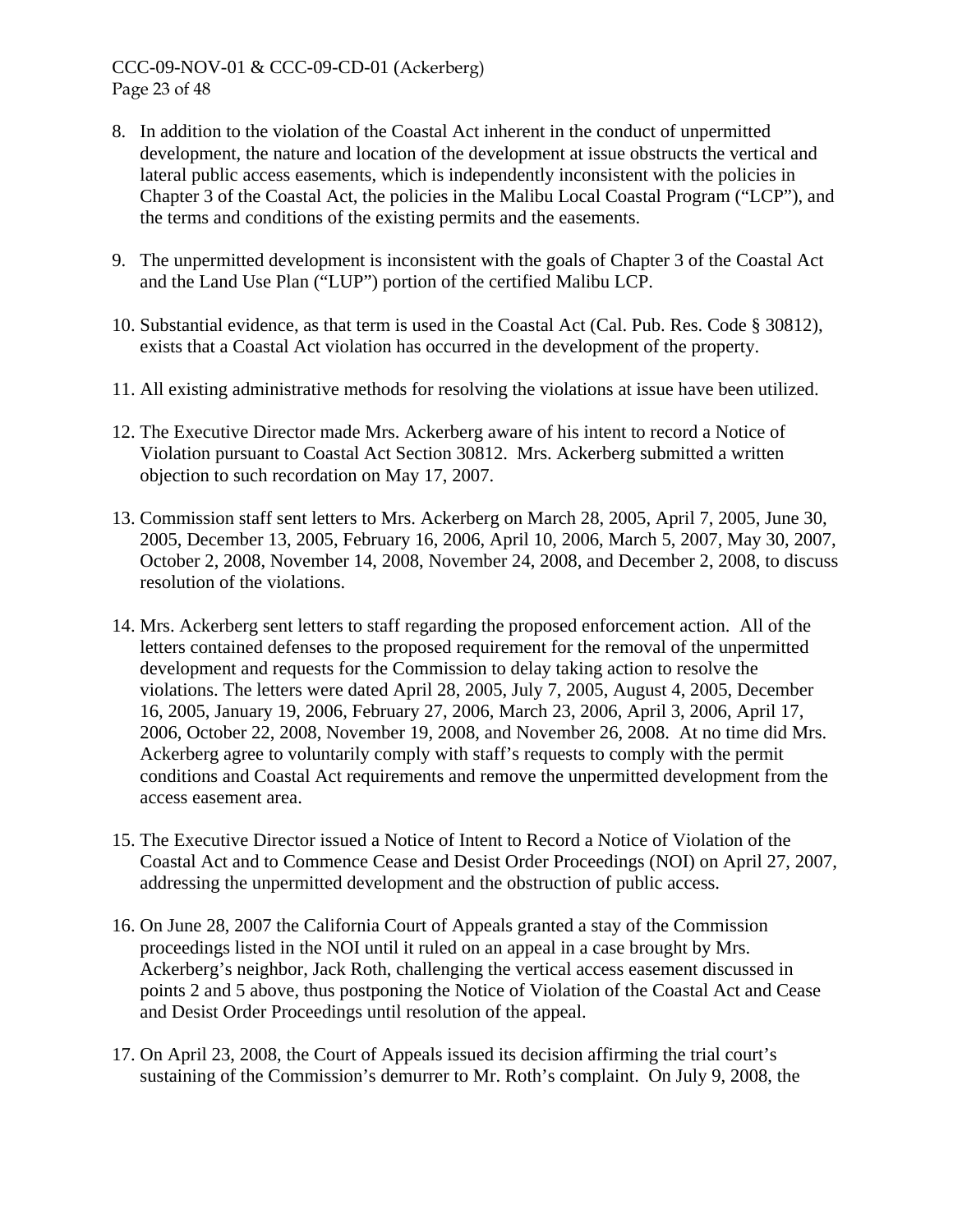8. In addition to the violation of the Coastal Act inherent in the conduct of unpermitted development, the nature and location of the development at issue obstructs the vertical and lateral public access easements, which is independently inconsistent with the policies in Chapter 3 of the Coastal Act, the policies in the Malibu Local Coastal Program ("LCP"), and the terms and conditions of the existing permits and the easements.

9. The unpermitted development is inconsistent with the goals of Chapter 3 of the Coastal Act and the Land Use Plan ("LUP") portion of the certified Malibu LCP.

10. Substantial evidence, as that term is used in the Coastal Act (Cal. Pub. Res. Code § 30812), exists that a Coastal Act violation has occurred in the development of the property.

11. All existing administrative methods for resolving the violations at issue have been utilized.

12. The Executive Director made Mrs. Ackerberg aware of his intent to record a Notice of Violation pursuant to Coastal Act Section 30812. Mrs. Ackerberg submitted a written objection to such recordation on May 17, 2007.

13. Commission staff sent letters to Mrs. Ackerberg on March 28, 2005, April 7, 2005, June 30, 2005, December 13, 2005, February 16, 2006, April 10, 2006, March 5, 2007, May 30, 2007, October 2, 2008, November 14, 2008, November 24, 2008, and December 2, 2008, to discuss resolution of the violations.

14. Mrs. Ackerberg sent letters to staff regarding the proposed enforcement action. All of the letters contained defenses to the proposed requirement for the removal of the unpermitted development and requests for the Commission to delay taking action to resolve the violations. The letters were dated April 28, 2005, July 7, 2005, August 4, 2005, December 16, 2005, January 19, 2006, February 27, 2006, March 23, 2006, April 3, 2006, April 17, 2006, October 22, 2008, November 19, 2008, and November 26, 2008. At no time did Mrs. Ackerberg agree to voluntarily comply with staff's requests to comply with the permit conditions and Coastal Act requirements and remove the unpermitted development from the access easement area.

15. The Executive Director issued a Notice of Intent to Record a Notice of Violation of the Coastal Act and to Commence Cease and Desist Order Proceedings (NOI) on April 27, 2007, addressing the unpermitted development and the obstruction of public access.

16. On June 28, 2007 the California Court of Appeals granted a stay of the Commission proceedings listed in the NOI until it ruled on an appeal in a case brought by Mrs. Ackerberg's neighbor, Jack Roth, challenging the vertical access easement discussed in points 2 and 5 above, thus postponing the Notice of Violation of the Coastal Act and Cease and Desist Order Proceedings until resolution of the appeal.

17. On April 23, 2008, the Court of Appeals issued its decision affirming the trial court's sustaining of the Commission's demurrer to Mr. Roth's complaint. On July 9, 2008, the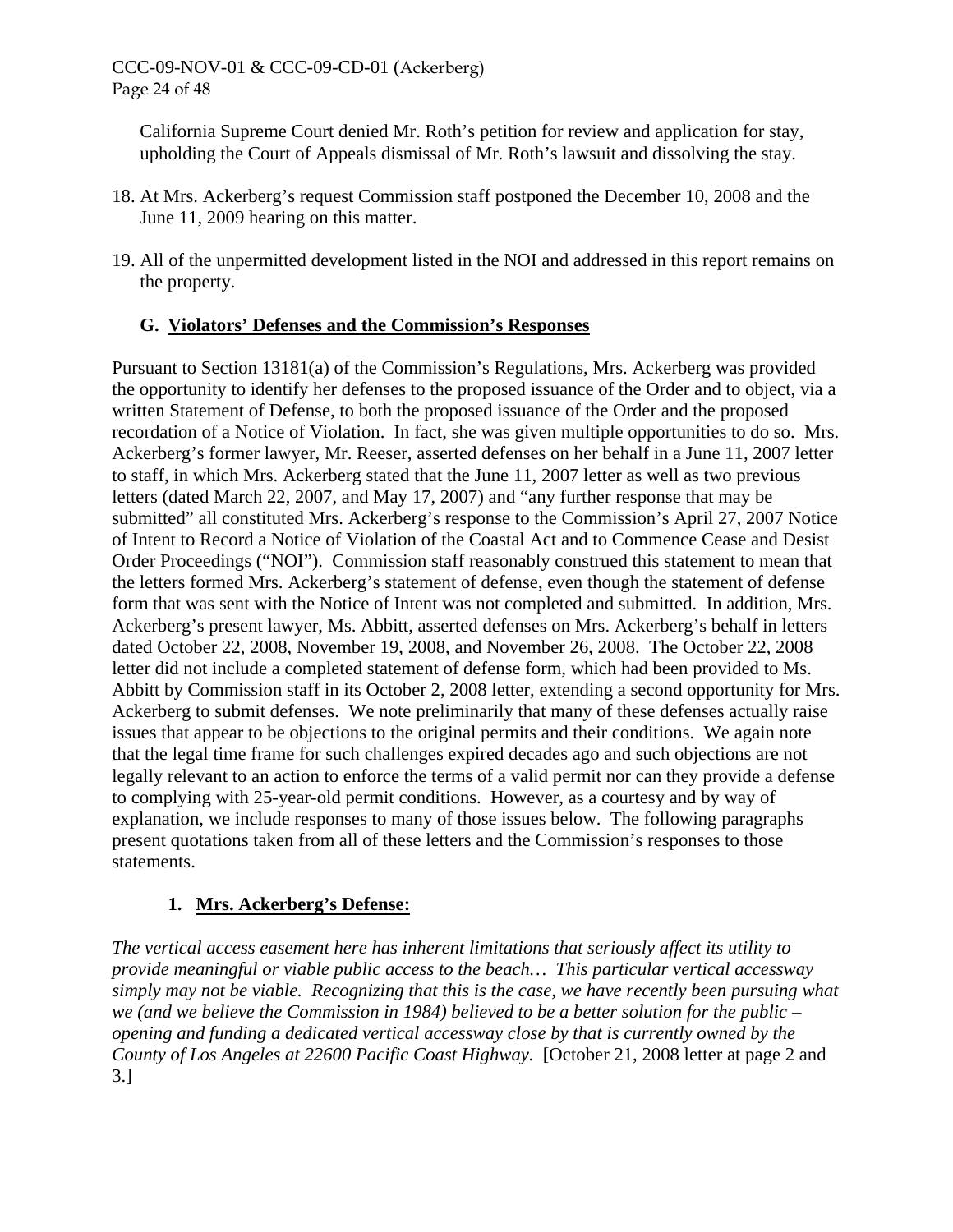California Supreme Court denied Mr. Roth's petition for review and application for stay, upholding the Court of Appeals dismissal of Mr. Roth's lawsuit and dissolving the stay.

18. At Mrs. Ackerberg's request Commission staff postponed the December 10, 2008 and the June 11, 2009 hearing on this matter.

19. All of the unpermitted development listed in the NOI and addressed in this report remains on the property.

### G. Violators' Defenses and the Commission's Responses

Pursuant to Section 13181(a) of the Commission's Regulations, Mrs. Ackerberg was provided the opportunity to identify her defenses to the proposed issuance of the Order and to object, via a written Statement of Defense, to both the proposed issuance of the Order and the proposed recordation of a Notice of Violation. In fact, she was given multiple opportunities to do so. Mrs. Ackerberg's former lawyer, Mr. Reeser, asserted defenses on her behalf in a June 11, 2007 letter to staff, in which Mrs. Ackerberg stated that the June 11, 2007 letter as well as two previous letters (dated March 22, 2007, and May 17, 2007) and "any further response that may be submitted" all constituted Mrs. Ackerberg's response to the Commission's April 27, 2007 Notice of Intent to Record a Notice of Violation of the Coastal Act and to Commence Cease and Desist Order Proceedings ("NOI"). Commission staff reasonably construed this statement to mean that the letters formed Mrs. Ackerberg's statement of defense, even though the statement of defense form that was sent with the Notice of Intent was not completed and submitted. In addition, Mrs. Ackerberg's present lawyer, Ms. Abbitt, asserted defenses on Mrs. Ackerberg's behalf in letters dated October 22, 2008, November 19, 2008, and November 26, 2008. The October 22, 2008 letter did not include a completed statement of defense form, which had been provided to Ms. Abbitt by Commission staff in its October 2, 2008 letter, extending a second opportunity for Mrs. Ackerberg to submit defenses. We note preliminarily that many of these defenses actually raise issues that appear to be objections to the original permits and their conditions. We again note that the legal time frame for such challenges expired decades ago and such objections are not legally relevant to an action to enforce the terms of a valid permit nor can they provide a defense to complying with 25-year-old permit conditions. However, as a courtesy and by way of explanation, we include responses to many of those issues below. The following paragraphs present quotations taken from all of these letters and the Commission's responses to those statements.

#### 1. Mrs. Ackerberg's Defense:

*The vertical access easement here has inherent limitations that seriously affect its utility to provide meaningful or viable public access to the beach… This particular vertical accessway simply may not be viable. Recognizing that this is the case, we have recently been pursuing what we (and we believe the Commission in 1984) believed to be a better solution for the public – opening and funding a dedicated vertical accessway close by that is currently owned by the County of Los Angeles at 22600 Pacific Coast Highway.* [October 21, 2008 letter at page 2 and 3.]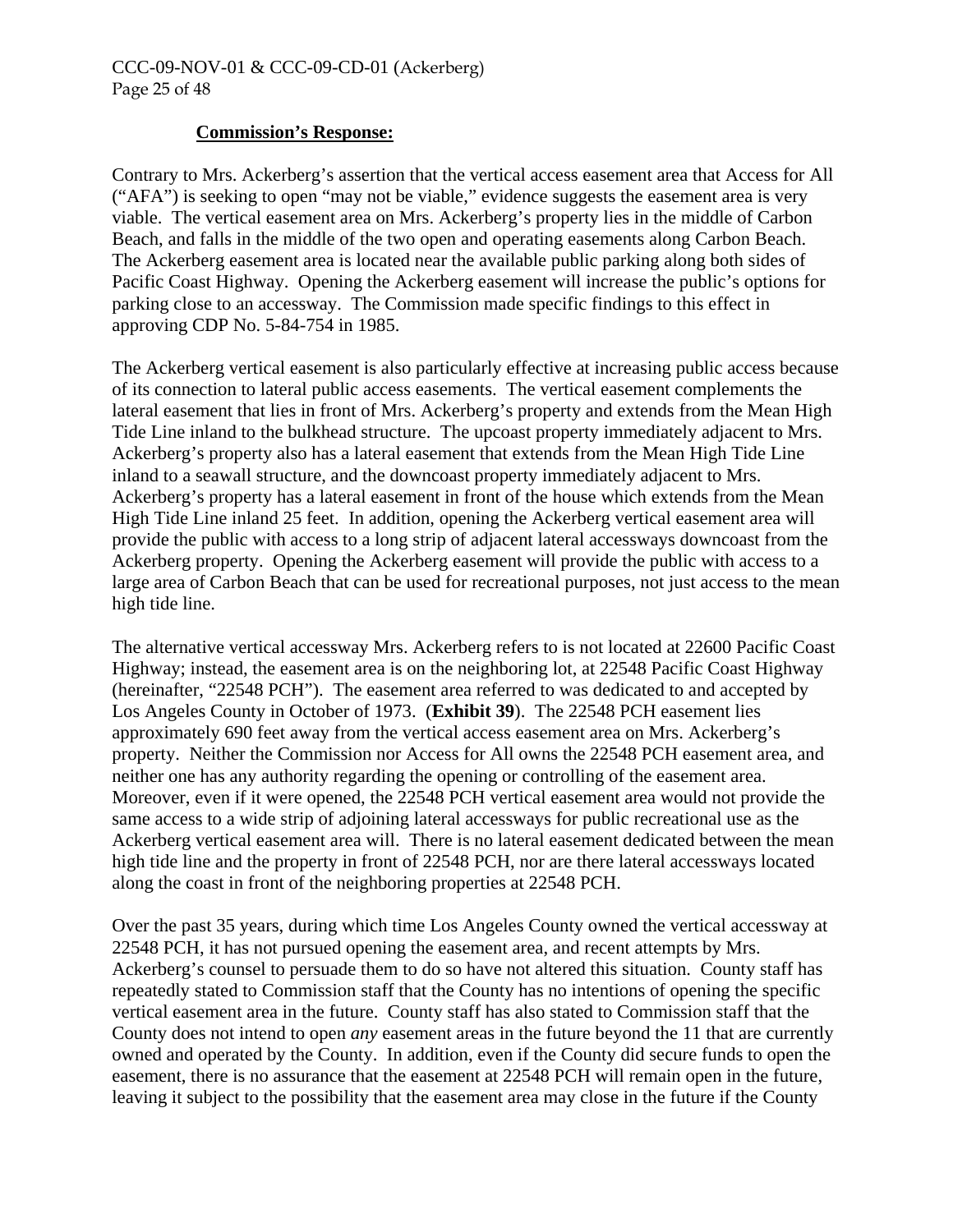**Commission's Response:**

Contrary to Mrs. Ackerberg's assertion that the vertical access easement area that Access for All ("AFA") is seeking to open "may not be viable," evidence suggests the easement area is very viable. The vertical easement area on Mrs. Ackerberg's property lies in the middle of Carbon Beach, and falls in the middle of the two open and operating easements along Carbon Beach. The Ackerberg easement area is located near the available public parking along both sides of Pacific Coast Highway. Opening the Ackerberg easement will increase the public's options for parking close to an accessway. The Commission made specific findings to this effect in approving CDP No. 5-84-754 in 1985.

The Ackerberg vertical easement is also particularly effective at increasing public access because of its connection to lateral public access easements. The vertical easement complements the lateral easement that lies in front of Mrs. Ackerberg's property and extends from the Mean High Tide Line inland to the bulkhead structure. The upcoast property immediately adjacent to Mrs. Ackerberg's property also has a lateral easement that extends from the Mean High Tide Line inland to a seawall structure, and the downcoast property immediately adjacent to Mrs. Ackerberg's property has a lateral easement in front of the house which extends from the Mean High Tide Line inland 25 feet. In addition, opening the Ackerberg vertical easement area will provide the public with access to a long strip of adjacent lateral accessways downcoast from the Ackerberg property. Opening the Ackerberg easement will provide the public with access to a large area of Carbon Beach that can be used for recreational purposes, not just access to the mean high tide line.

The alternative vertical accessway Mrs. Ackerberg refers to is not located at 22600 Pacific Coast Highway; instead, the easement area is on the neighboring lot, at 22548 Pacific Coast Highway (hereinafter, "22548 PCH"). The easement area referred to was dedicated to and accepted by Los Angeles County in October of 1973. (**Exhibit 39**). The 22548 PCH easement lies approximately 690 feet away from the vertical access easement area on Mrs. Ackerberg's property. Neither the Commission nor Access for All owns the 22548 PCH easement area, and neither one has any authority regarding the opening or controlling of the easement area. Moreover, even if it were opened, the 22548 PCH vertical easement area would not provide the same access to a wide strip of adjoining lateral accessways for public recreational use as the Ackerberg vertical easement area will. There is no lateral easement dedicated between the mean high tide line and the property in front of 22548 PCH, nor are there lateral accessways located along the coast in front of the neighboring properties at 22548 PCH.

Over the past 35 years, during which time Los Angeles County owned the vertical accessway at 22548 PCH, it has not pursued opening the easement area, and recent attempts by Mrs. Ackerberg's counsel to persuade them to do so have not altered this situation. County staff has repeatedly stated to Commission staff that the County has no intentions of opening the specific vertical easement area in the future. County staff has also stated to Commission staff that the County does not intend to open *any* easement areas in the future beyond the 11 that are currently owned and operated by the County. In addition, even if the County did secure funds to open the easement, there is no assurance that the easement at 22548 PCH will remain open in the future, leaving it subject to the possibility that the easement area may close in the future if the County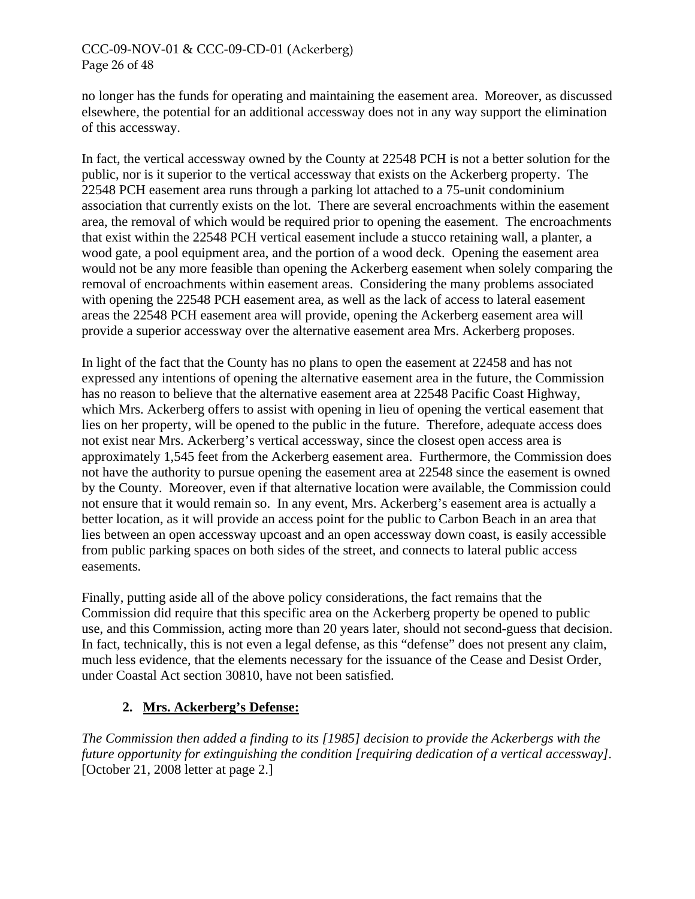no longer has the funds for operating and maintaining the easement area. Moreover, as discussed elsewhere, the potential for an additional accessway does not in any way support the elimination of this accessway.

In fact, the vertical accessway owned by the County at 22548 PCH is not a better solution for the public, nor is it superior to the vertical accessway that exists on the Ackerberg property. The 22548 PCH easement area runs through a parking lot attached to a 75-unit condominium association that currently exists on the lot. There are several encroachments within the easement area, the removal of which would be required prior to opening the easement. The encroachments that exist within the 22548 PCH vertical easement include a stucco retaining wall, a planter, a wood gate, a pool equipment area, and the portion of a wood deck. Opening the easement area would not be any more feasible than opening the Ackerberg easement when solely comparing the removal of encroachments within easement areas. Considering the many problems associated with opening the 22548 PCH easement area, as well as the lack of access to lateral easement areas the 22548 PCH easement area will provide, opening the Ackerberg easement area will provide a superior accessway over the alternative easement area Mrs. Ackerberg proposes.

In light of the fact that the County has no plans to open the easement at 22458 and has not expressed any intentions of opening the alternative easement area in the future, the Commission has no reason to believe that the alternative easement area at 22548 Pacific Coast Highway, which Mrs. Ackerberg offers to assist with opening in lieu of opening the vertical easement that lies on her property, will be opened to the public in the future. Therefore, adequate access does not exist near Mrs. Ackerberg's vertical accessway, since the closest open access area is approximately 1,545 feet from the Ackerberg easement area. Furthermore, the Commission does not have the authority to pursue opening the easement area at 22548 since the easement is owned by the County. Moreover, even if that alternative location were available, the Commission could not ensure that it would remain so. In any event, Mrs. Ackerberg's easement area is actually a better location, as it will provide an access point for the public to Carbon Beach in an area that lies between an open accessway upcoast and an open accessway down coast, is easily accessible from public parking spaces on both sides of the street, and connects to lateral public access easements.

Finally, putting aside all of the above policy considerations, the fact remains that the Commission did require that this specific area on the Ackerberg property be opened to public use, and this Commission, acting more than 20 years later, should not second-guess that decision. In fact, technically, this is not even a legal defense, as this "defense" does not present any claim, much less evidence, that the elements necessary for the issuance of the Cease and Desist Order, under Coastal Act section 30810, have not been satisfied.

### 2. **Mrs. Ackerberg's Defense:**

*The Commission then added a finding to its [1985] decision to provide the Ackerbergs with the future opportunity for extinguishing the condition [requiring dedication of a vertical accessway].* [October 21, 2008 letter at page 2.]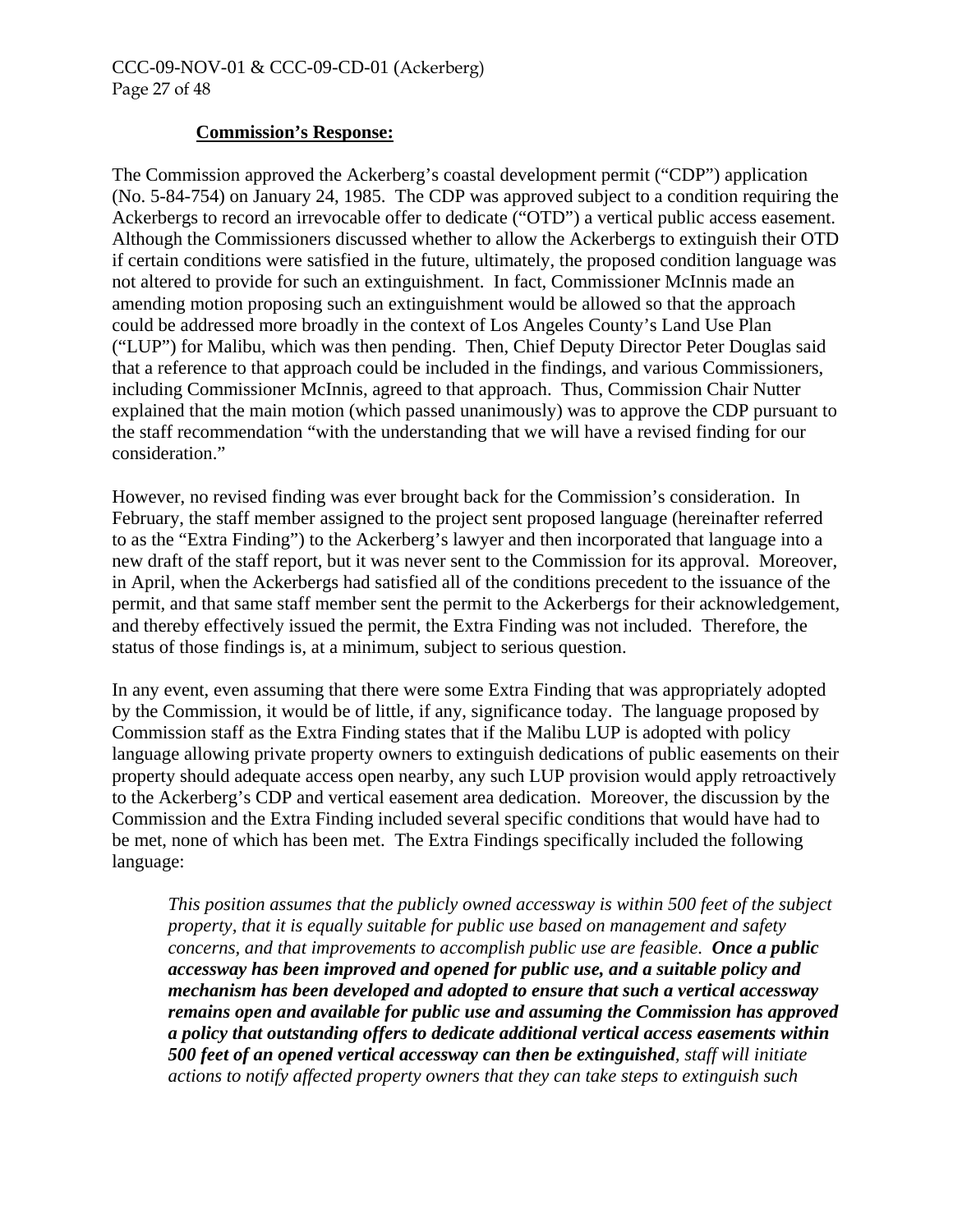**Commission's Response:**

The Commission approved the Ackerberg's coastal development permit ("CDP") application (No. 5-84-754) on January 24, 1985. The CDP was approved subject to a condition requiring the Ackerbergs to record an irrevocable offer to dedicate ("OTD") a vertical public access easement. Although the Commissioners discussed whether to allow the Ackerbergs to extinguish their OTD if certain conditions were satisfied in the future, ultimately, the proposed condition language was not altered to provide for such an extinguishment. In fact, Commissioner McInnis made an amending motion proposing such an extinguishment would be allowed so that the approach could be addressed more broadly in the context of Los Angeles County's Land Use Plan ("LUP") for Malibu, which was then pending. Then, Chief Deputy Director Peter Douglas said that a reference to that approach could be included in the findings, and various Commissioners, including Commissioner McInnis, agreed to that approach. Thus, Commission Chair Nutter explained that the main motion (which passed unanimously) was to approve the CDP pursuant to the staff recommendation "with the understanding that we will have a revised finding for our consideration."

However, no revised finding was ever brought back for the Commission's consideration. In February, the staff member assigned to the project sent proposed language (hereinafter referred to as the "Extra Finding") to the Ackerberg's lawyer and then incorporated that language into a new draft of the staff report, but it was never sent to the Commission for its approval. Moreover, in April, when the Ackerbergs had satisfied all of the conditions precedent to the issuance of the permit, and that same staff member sent the permit to the Ackerbergs for their acknowledgement, and thereby effectively issued the permit, the Extra Finding was not included. Therefore, the status of those findings is, at a minimum, subject to serious question.

In any event, even assuming that there were some Extra Finding that was appropriately adopted by the Commission, it would be of little, if any, significance today. The language proposed by Commission staff as the Extra Finding states that if the Malibu LUP is adopted with policy language allowing private property owners to extinguish dedications of public easements on their property should adequate access open nearby, any such LUP provision would apply retroactively to the Ackerberg's CDP and vertical easement area dedication. Moreover, the discussion by the Commission and the Extra Finding included several specific conditions that would have had to be met, none of which has been met. The Extra Findings specifically included the following language:

> *This position assumes that the publicly owned accessway is within 500 feet of the subject property, that it is equally suitable for public use based on management and safety concerns, and that improvements to accomplish public use are feasible.* ***Once a public accessway has been improved and opened for public use, and a suitable policy and mechanism has been developed and adopted to ensure that such a vertical accessway remains open and available for public use and assuming the Commission has approved a policy that outstanding offers to dedicate additional vertical access easements within 500 feet of an opened vertical accessway can then be extinguished****, staff will initiate actions to notify affected property owners that they can take steps to extinguish such*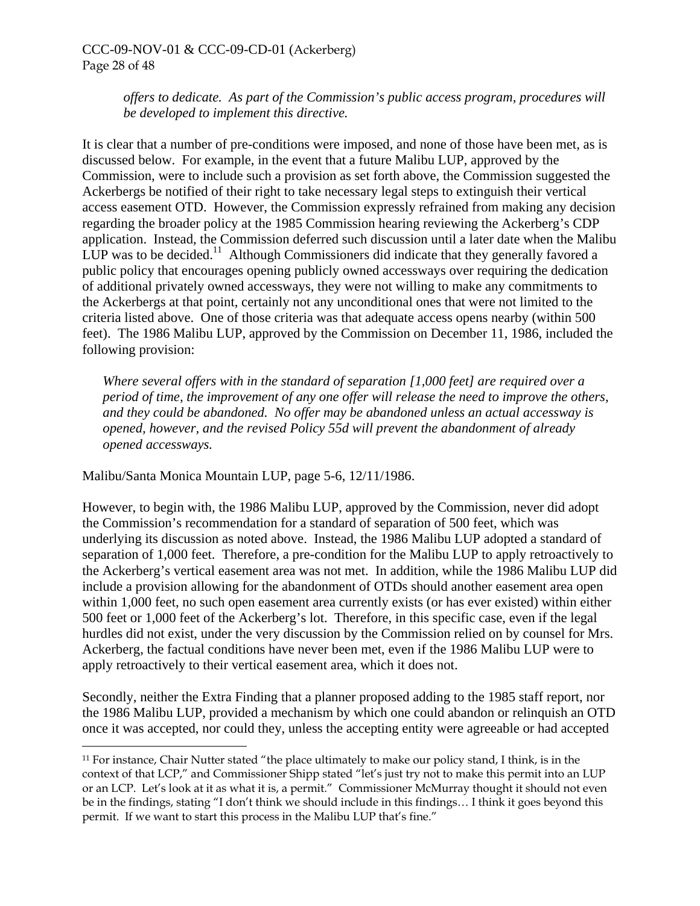*offers to dedicate. As part of the Commission's public access program, procedures will be developed to implement this directive.*

It is clear that a number of pre-conditions were imposed, and none of those have been met, as is discussed below. For example, in the event that a future Malibu LUP, approved by the Commission, were to include such a provision as set forth above, the Commission suggested the Ackerbergs be notified of their right to take necessary legal steps to extinguish their vertical access easement OTD. However, the Commission expressly refrained from making any decision regarding the broader policy at the 1985 Commission hearing reviewing the Ackerberg's CDP application. Instead, the Commission deferred such discussion until a later date when the Malibu LUP was to be decided.[11] Although Commissioners did indicate that they generally favored a public policy that encourages opening publicly owned accessways over requiring the dedication of additional privately owned accessways, they were not willing to make any commitments to the Ackerbergs at that point, certainly not any unconditional ones that were not limited to the criteria listed above. One of those criteria was that adequate access opens nearby (within 500 feet). The 1986 Malibu LUP, approved by the Commission on December 11, 1986, included the following provision:

> *Where several offers with in the standard of separation [1,000 feet] are required over a period of time, the improvement of any one offer will release the need to improve the others, and they could be abandoned. No offer may be abandoned unless an actual accessway is opened, however, and the revised Policy 55d will prevent the abandonment of already opened accessways.*

Malibu/Santa Monica Mountain LUP, page 5-6, 12/11/1986.

However, to begin with, the 1986 Malibu LUP, approved by the Commission, never did adopt the Commission's recommendation for a standard of separation of 500 feet, which was underlying its discussion as noted above. Instead, the 1986 Malibu LUP adopted a standard of separation of 1,000 feet. Therefore, a pre-condition for the Malibu LUP to apply retroactively to the Ackerberg's vertical easement area was not met. In addition, while the 1986 Malibu LUP did include a provision allowing for the abandonment of OTDs should another easement area open within 1,000 feet, no such open easement area currently exists (or has ever existed) within either 500 feet or 1,000 feet of the Ackerberg's lot. Therefore, in this specific case, even if the legal hurdles did not exist, under the very discussion by the Commission relied on by counsel for Mrs. Ackerberg, the factual conditions have never been met, even if the 1986 Malibu LUP were to apply retroactively to their vertical easement area, which it does not.

Secondly, neither the Extra Finding that a planner proposed adding to the 1985 staff report, nor the 1986 Malibu LUP, provided a mechanism by which one could abandon or relinquish an OTD once it was accepted, nor could they, unless the accepting entity were agreeable or had accepted

---

[11] For instance, Chair Nutter stated "the place ultimately to make our policy stand, I think, is in the context of that LCP," and Commissioner Shipp stated "let's just try not to make this permit into an LUP or an LCP. Let's look at it as what it is, a permit." Commissioner McMurray thought it should not even be in the findings, stating "I don't think we should include in this findings… I think it goes beyond this permit. If we want to start this process in the Malibu LUP that's fine."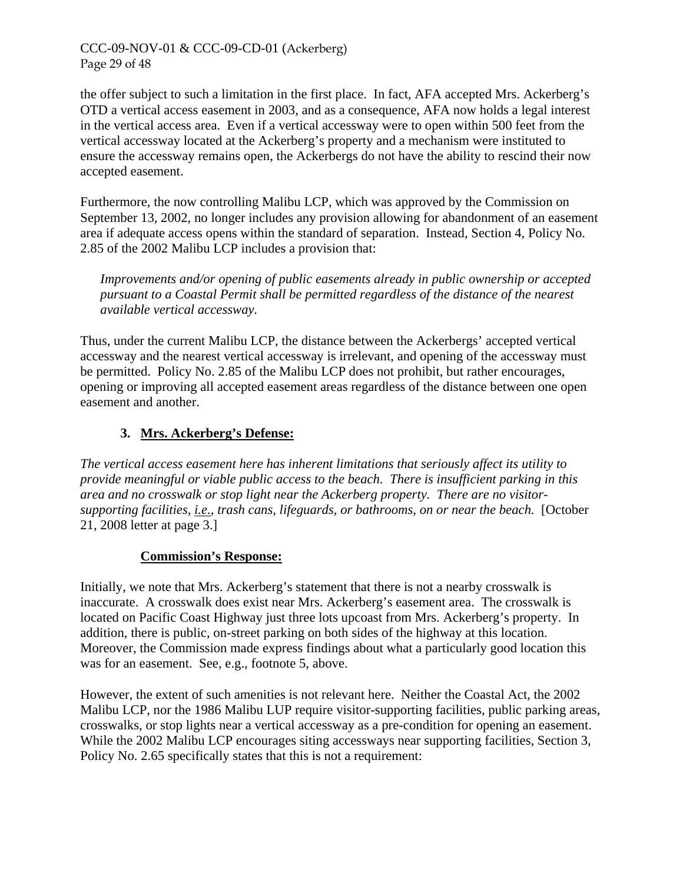the offer subject to such a limitation in the first place. In fact, AFA accepted Mrs. Ackerberg's OTD a vertical access easement in 2003, and as a consequence, AFA now holds a legal interest in the vertical access area. Even if a vertical accessway were to open within 500 feet from the vertical accessway located at the Ackerberg's property and a mechanism were instituted to ensure the accessway remains open, the Ackerbergs do not have the ability to rescind their now accepted easement.

Furthermore, the now controlling Malibu LCP, which was approved by the Commission on September 13, 2002, no longer includes any provision allowing for abandonment of an easement area if adequate access opens within the standard of separation. Instead, Section 4, Policy No. 2.85 of the 2002 Malibu LCP includes a provision that:

> *Improvements and/or opening of public easements already in public ownership or accepted pursuant to a Coastal Permit shall be permitted regardless of the distance of the nearest available vertical accessway.*

Thus, under the current Malibu LCP, the distance between the Ackerbergs' accepted vertical accessway and the nearest vertical accessway is irrelevant, and opening of the accessway must be permitted. Policy No. 2.85 of the Malibu LCP does not prohibit, but rather encourages, opening or improving all accepted easement areas regardless of the distance between one open easement and another.

### 3. <u>Mrs. Ackerberg's Defense:</u>

*The vertical access easement here has inherent limitations that seriously affect its utility to provide meaningful or viable public access to the beach. There is insufficient parking in this area and no crosswalk or stop light near the Ackerberg property. There are no visitor-supporting facilities, <u>i.e.</u>, trash cans, lifeguards, or bathrooms, on or near the beach.* [October 21, 2008 letter at page 3.]

**<u>Commission's Response:</u>**

Initially, we note that Mrs. Ackerberg's statement that there is not a nearby crosswalk is inaccurate. A crosswalk does exist near Mrs. Ackerberg's easement area. The crosswalk is located on Pacific Coast Highway just three lots upcoast from Mrs. Ackerberg's property. In addition, there is public, on-street parking on both sides of the highway at this location. Moreover, the Commission made express findings about what a particularly good location this was for an easement. See, e.g., footnote 5, above.

However, the extent of such amenities is not relevant here. Neither the Coastal Act, the 2002 Malibu LCP, nor the 1986 Malibu LUP require visitor-supporting facilities, public parking areas, crosswalks, or stop lights near a vertical accessway as a pre-condition for opening an easement. While the 2002 Malibu LCP encourages siting accessways near supporting facilities, Section 3, Policy No. 2.65 specifically states that this is not a requirement: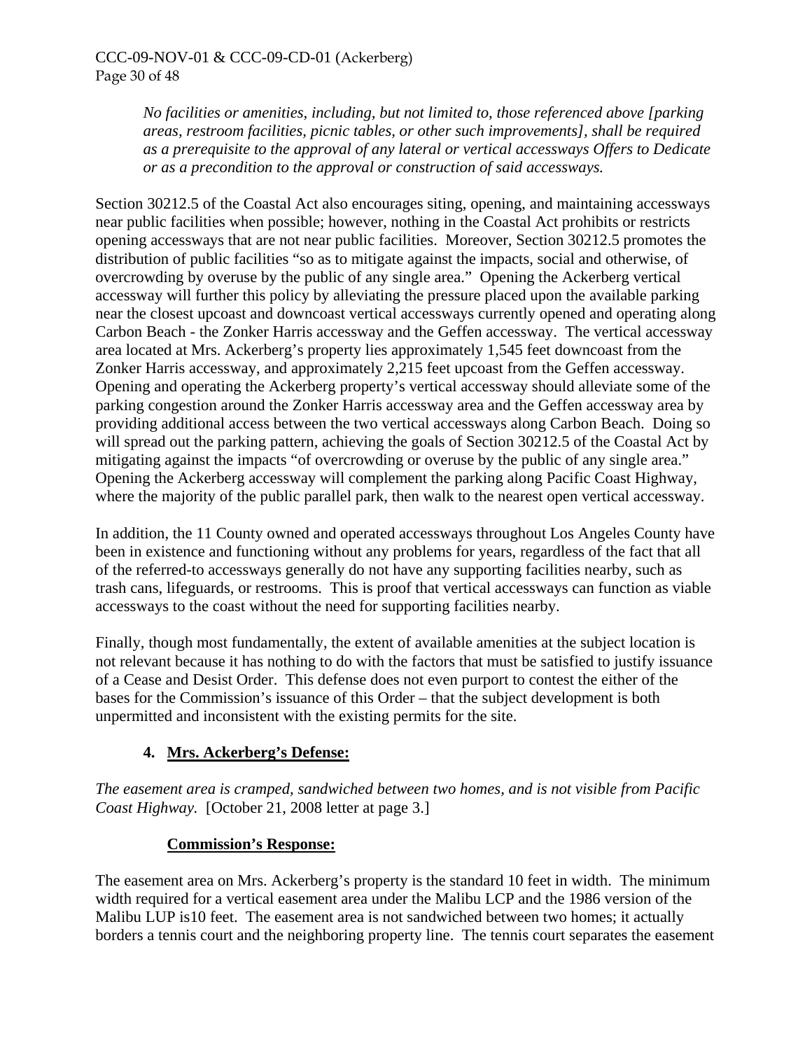*No facilities or amenities, including, but not limited to, those referenced above [parking areas, restroom facilities, picnic tables, or other such improvements], shall be required as a prerequisite to the approval of any lateral or vertical accessways Offers to Dedicate or as a precondition to the approval or construction of said accessways.*

Section 30212.5 of the Coastal Act also encourages siting, opening, and maintaining accessways near public facilities when possible; however, nothing in the Coastal Act prohibits or restricts opening accessways that are not near public facilities. Moreover, Section 30212.5 promotes the distribution of public facilities "so as to mitigate against the impacts, social and otherwise, of overcrowding by overuse by the public of any single area." Opening the Ackerberg vertical accessway will further this policy by alleviating the pressure placed upon the available parking near the closest upcoast and downcoast vertical accessways currently opened and operating along Carbon Beach - the Zonker Harris accessway and the Geffen accessway. The vertical accessway area located at Mrs. Ackerberg's property lies approximately 1,545 feet downcoast from the Zonker Harris accessway, and approximately 2,215 feet upcoast from the Geffen accessway. Opening and operating the Ackerberg property's vertical accessway should alleviate some of the parking congestion around the Zonker Harris accessway area and the Geffen accessway area by providing additional access between the two vertical accessways along Carbon Beach. Doing so will spread out the parking pattern, achieving the goals of Section 30212.5 of the Coastal Act by mitigating against the impacts "of overcrowding or overuse by the public of any single area." Opening the Ackerberg accessway will complement the parking along Pacific Coast Highway, where the majority of the public parallel park, then walk to the nearest open vertical accessway.

In addition, the 11 County owned and operated accessways throughout Los Angeles County have been in existence and functioning without any problems for years, regardless of the fact that all of the referred-to accessways generally do not have any supporting facilities nearby, such as trash cans, lifeguards, or restrooms. This is proof that vertical accessways can function as viable accessways to the coast without the need for supporting facilities nearby.

Finally, though most fundamentally, the extent of available amenities at the subject location is not relevant because it has nothing to do with the factors that must be satisfied to justify issuance of a Cease and Desist Order. This defense does not even purport to contest the either of the bases for the Commission's issuance of this Order – that the subject development is both unpermitted and inconsistent with the existing permits for the site.

**4. Mrs. Ackerberg's Defense:**

*The easement area is cramped, sandwiched between two homes, and is not visible from Pacific Coast Highway.* [October 21, 2008 letter at page 3.]

**Commission's Response:**

The easement area on Mrs. Ackerberg's property is the standard 10 feet in width. The minimum width required for a vertical easement area under the Malibu LCP and the 1986 version of the Malibu LUP is10 feet. The easement area is not sandwiched between two homes; it actually borders a tennis court and the neighboring property line. The tennis court separates the easement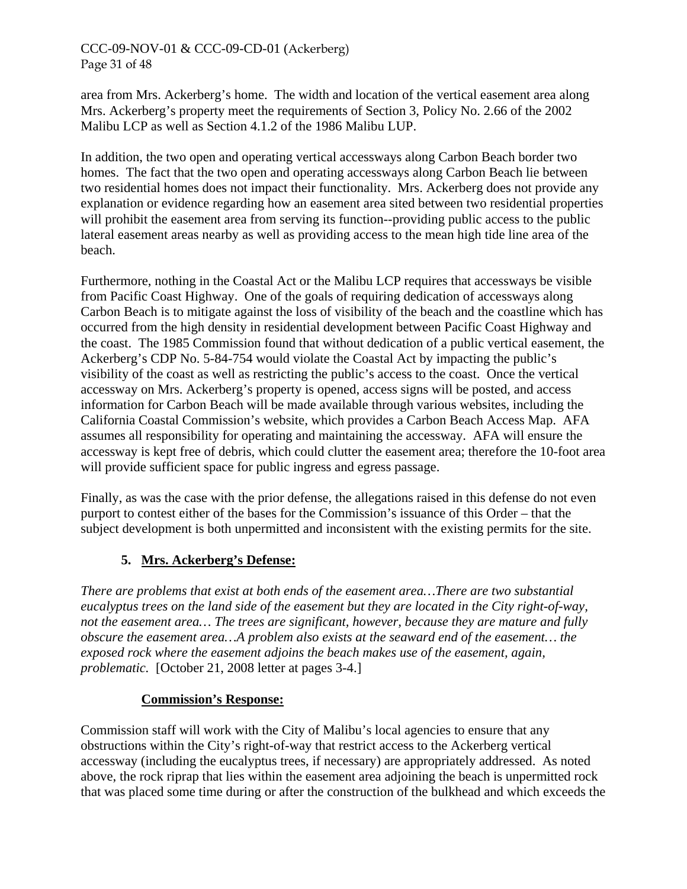area from Mrs. Ackerberg's home. The width and location of the vertical easement area along Mrs. Ackerberg's property meet the requirements of Section 3, Policy No. 2.66 of the 2002 Malibu LCP as well as Section 4.1.2 of the 1986 Malibu LUP.

In addition, the two open and operating vertical accessways along Carbon Beach border two homes. The fact that the two open and operating accessways along Carbon Beach lie between two residential homes does not impact their functionality. Mrs. Ackerberg does not provide any explanation or evidence regarding how an easement area sited between two residential properties will prohibit the easement area from serving its function--providing public access to the public lateral easement areas nearby as well as providing access to the mean high tide line area of the beach.

Furthermore, nothing in the Coastal Act or the Malibu LCP requires that accessways be visible from Pacific Coast Highway. One of the goals of requiring dedication of accessways along Carbon Beach is to mitigate against the loss of visibility of the beach and the coastline which has occurred from the high density in residential development between Pacific Coast Highway and the coast. The 1985 Commission found that without dedication of a public vertical easement, the Ackerberg's CDP No. 5-84-754 would violate the Coastal Act by impacting the public's visibility of the coast as well as restricting the public's access to the coast. Once the vertical accessway on Mrs. Ackerberg's property is opened, access signs will be posted, and access information for Carbon Beach will be made available through various websites, including the California Coastal Commission's website, which provides a Carbon Beach Access Map. AFA assumes all responsibility for operating and maintaining the accessway. AFA will ensure the accessway is kept free of debris, which could clutter the easement area; therefore the 10-foot area will provide sufficient space for public ingress and egress passage.

Finally, as was the case with the prior defense, the allegations raised in this defense do not even purport to contest either of the bases for the Commission's issuance of this Order – that the subject development is both unpermitted and inconsistent with the existing permits for the site.

**5. Mrs. Ackerberg's Defense:**

*There are problems that exist at both ends of the easement area…There are two substantial eucalyptus trees on the land side of the easement but they are located in the City right-of-way, not the easement area… The trees are significant, however, because they are mature and fully obscure the easement area.…A problem also exists at the seaward end of the easement… the exposed rock where the easement adjoins the beach makes use of the easement, again, problematic*. [October 21, 2008 letter at pages 3-4.]

**Commission's Response:**

Commission staff will work with the City of Malibu's local agencies to ensure that any obstructions within the City's right-of-way that restrict access to the Ackerberg vertical accessway (including the eucalyptus trees, if necessary) are appropriately addressed. As noted above, the rock riprap that lies within the easement area adjoining the beach is unpermitted rock that was placed some time during or after the construction of the bulkhead and which exceeds the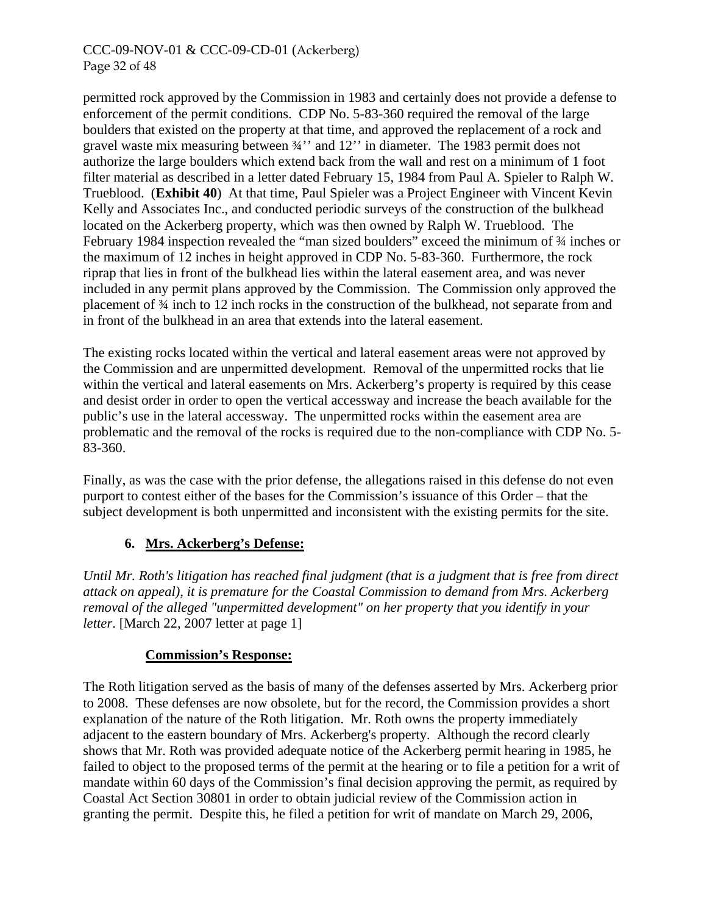permitted rock approved by the Commission in 1983 and certainly does not provide a defense to enforcement of the permit conditions. CDP No. 5-83-360 required the removal of the large boulders that existed on the property at that time, and approved the replacement of a rock and gravel waste mix measuring between ¾'' and 12'' in diameter. The 1983 permit does not authorize the large boulders which extend back from the wall and rest on a minimum of 1 foot filter material as described in a letter dated February 15, 1984 from Paul A. Spieler to Ralph W. Trueblood. (**Exhibit 40**) At that time, Paul Spieler was a Project Engineer with Vincent Kevin Kelly and Associates Inc., and conducted periodic surveys of the construction of the bulkhead located on the Ackerberg property, which was then owned by Ralph W. Trueblood. The February 1984 inspection revealed the "man sized boulders" exceed the minimum of ¾ inches or the maximum of 12 inches in height approved in CDP No. 5-83-360. Furthermore, the rock riprap that lies in front of the bulkhead lies within the lateral easement area, and was never included in any permit plans approved by the Commission. The Commission only approved the placement of ¾ inch to 12 inch rocks in the construction of the bulkhead, not separate from and in front of the bulkhead in an area that extends into the lateral easement.

The existing rocks located within the vertical and lateral easement areas were not approved by the Commission and are unpermitted development. Removal of the unpermitted rocks that lie within the vertical and lateral easements on Mrs. Ackerberg's property is required by this cease and desist order in order to open the vertical accessway and increase the beach available for the public's use in the lateral accessway. The unpermitted rocks within the easement area are problematic and the removal of the rocks is required due to the non-compliance with CDP No. 5-83-360.

Finally, as was the case with the prior defense, the allegations raised in this defense do not even purport to contest either of the bases for the Commission's issuance of this Order – that the subject development is both unpermitted and inconsistent with the existing permits for the site.

### 6. Mrs. Ackerberg's Defense:

*Until Mr. Roth's litigation has reached final judgment (that is a judgment that is free from direct attack on appeal), it is premature for the Coastal Commission to demand from Mrs. Ackerberg removal of the alleged "unpermitted development" on her property that you identify in your letter*. [March 22, 2007 letter at page 1]

#### Commission's Response:

The Roth litigation served as the basis of many of the defenses asserted by Mrs. Ackerberg prior to 2008. These defenses are now obsolete, but for the record, the Commission provides a short explanation of the nature of the Roth litigation. Mr. Roth owns the property immediately adjacent to the eastern boundary of Mrs. Ackerberg's property. Although the record clearly shows that Mr. Roth was provided adequate notice of the Ackerberg permit hearing in 1985, he failed to object to the proposed terms of the permit at the hearing or to file a petition for a writ of mandate within 60 days of the Commission's final decision approving the permit, as required by Coastal Act Section 30801 in order to obtain judicial review of the Commission action in granting the permit. Despite this, he filed a petition for writ of mandate on March 29, 2006,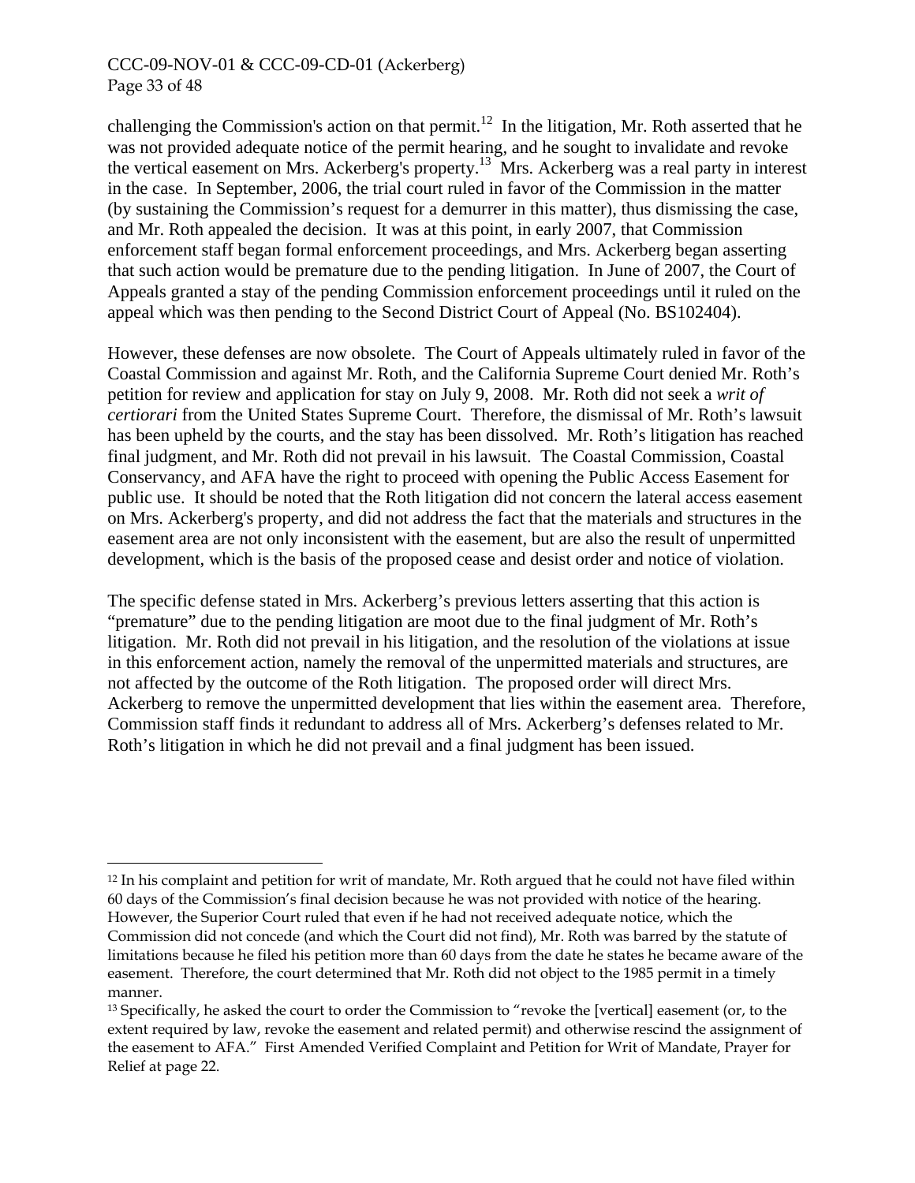challenging the Commission's action on that permit.[12] In the litigation, Mr. Roth asserted that he was not provided adequate notice of the permit hearing, and he sought to invalidate and revoke the vertical easement on Mrs. Ackerberg's property.[13] Mrs. Ackerberg was a real party in interest in the case. In September, 2006, the trial court ruled in favor of the Commission in the matter (by sustaining the Commission's request for a demurrer in this matter), thus dismissing the case, and Mr. Roth appealed the decision. It was at this point, in early 2007, that Commission enforcement staff began formal enforcement proceedings, and Mrs. Ackerberg began asserting that such action would be premature due to the pending litigation. In June of 2007, the Court of Appeals granted a stay of the pending Commission enforcement proceedings until it ruled on the appeal which was then pending to the Second District Court of Appeal (No. BS102404).

However, these defenses are now obsolete. The Court of Appeals ultimately ruled in favor of the Coastal Commission and against Mr. Roth, and the California Supreme Court denied Mr. Roth's petition for review and application for stay on July 9, 2008. Mr. Roth did not seek a *writ of certiorari* from the United States Supreme Court. Therefore, the dismissal of Mr. Roth's lawsuit has been upheld by the courts, and the stay has been dissolved. Mr. Roth's litigation has reached final judgment, and Mr. Roth did not prevail in his lawsuit. The Coastal Commission, Coastal Conservancy, and AFA have the right to proceed with opening the Public Access Easement for public use. It should be noted that the Roth litigation did not concern the lateral access easement on Mrs. Ackerberg's property, and did not address the fact that the materials and structures in the easement area are not only inconsistent with the easement, but are also the result of unpermitted development, which is the basis of the proposed cease and desist order and notice of violation.

The specific defense stated in Mrs. Ackerberg's previous letters asserting that this action is "premature" due to the pending litigation are moot due to the final judgment of Mr. Roth's litigation. Mr. Roth did not prevail in his litigation, and the resolution of the violations at issue in this enforcement action, namely the removal of the unpermitted materials and structures, are not affected by the outcome of the Roth litigation. The proposed order will direct Mrs. Ackerberg to remove the unpermitted development that lies within the easement area. Therefore, Commission staff finds it redundant to address all of Mrs. Ackerberg's defenses related to Mr. Roth's litigation in which he did not prevail and a final judgment has been issued.

---

[12] In his complaint and petition for writ of mandate, Mr. Roth argued that he could not have filed within 60 days of the Commission's final decision because he was not provided with notice of the hearing. However, the Superior Court ruled that even if he had not received adequate notice, which the Commission did not concede (and which the Court did not find), Mr. Roth was barred by the statute of limitations because he filed his petition more than 60 days from the date he states he became aware of the easement. Therefore, the court determined that Mr. Roth did not object to the 1985 permit in a timely manner.

[13] Specifically, he asked the court to order the Commission to "revoke the [vertical] easement (or, to the extent required by law, revoke the easement and related permit) and otherwise rescind the assignment of the easement to AFA." First Amended Verified Complaint and Petition for Writ of Mandate, Prayer for Relief at page 22.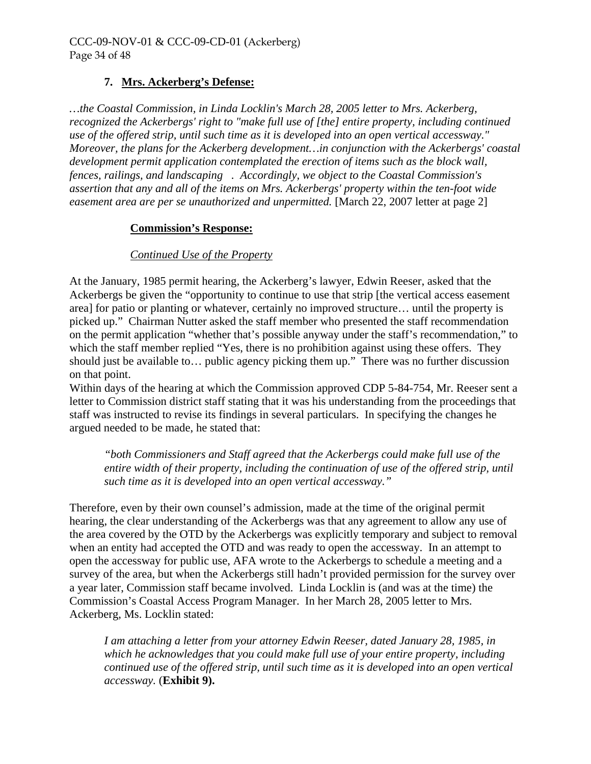### 7. **Mrs. Ackerberg's Defense:**

*…the Coastal Commission, in Linda Locklin's March 28, 2005 letter to Mrs. Ackerberg, recognized the Ackerbergs' right to "make full use of [the] entire property, including continued use of the offered strip, until such time as it is developed into an open vertical accessway." Moreover, the plans for the Ackerberg development…in conjunction with the Ackerbergs' coastal development permit application contemplated the erection of items such as the block wall, fences, railings, and landscaping . Accordingly, we object to the Coastal Commission's assertion that any and all of the items on Mrs. Ackerbergs' property within the ten-foot wide easement area are per se unauthorized and unpermitted.* [March 22, 2007 letter at page 2]

**Commission's Response:**

*Continued Use of the Property*

At the January, 1985 permit hearing, the Ackerberg's lawyer, Edwin Reeser, asked that the Ackerbergs be given the "opportunity to continue to use that strip [the vertical access easement area] for patio or planting or whatever, certainly no improved structure… until the property is picked up." Chairman Nutter asked the staff member who presented the staff recommendation on the permit application "whether that's possible anyway under the staff's recommendation," to which the staff member replied "Yes, there is no prohibition against using these offers. They should just be available to… public agency picking them up." There was no further discussion on that point.

Within days of the hearing at which the Commission approved CDP 5-84-754, Mr. Reeser sent a letter to Commission district staff stating that it was his understanding from the proceedings that staff was instructed to revise its findings in several particulars. In specifying the changes he argued needed to be made, he stated that:

> *"both Commissioners and Staff agreed that the Ackerbergs could make full use of the entire width of their property, including the continuation of use of the offered strip, until such time as it is developed into an open vertical accessway."*

Therefore, even by their own counsel's admission, made at the time of the original permit hearing, the clear understanding of the Ackerbergs was that any agreement to allow any use of the area covered by the OTD by the Ackerbergs was explicitly temporary and subject to removal when an entity had accepted the OTD and was ready to open the accessway. In an attempt to open the accessway for public use, AFA wrote to the Ackerbergs to schedule a meeting and a survey of the area, but when the Ackerbergs still hadn't provided permission for the survey over a year later, Commission staff became involved. Linda Locklin is (and was at the time) the Commission's Coastal Access Program Manager. In her March 28, 2005 letter to Mrs. Ackerberg, Ms. Locklin stated:

> *I am attaching a letter from your attorney Edwin Reeser, dated January 28, 1985, in which he acknowledges that you could make full use of your entire property, including continued use of the offered strip, until such time as it is developed into an open vertical accessway.* (**Exhibit 9).**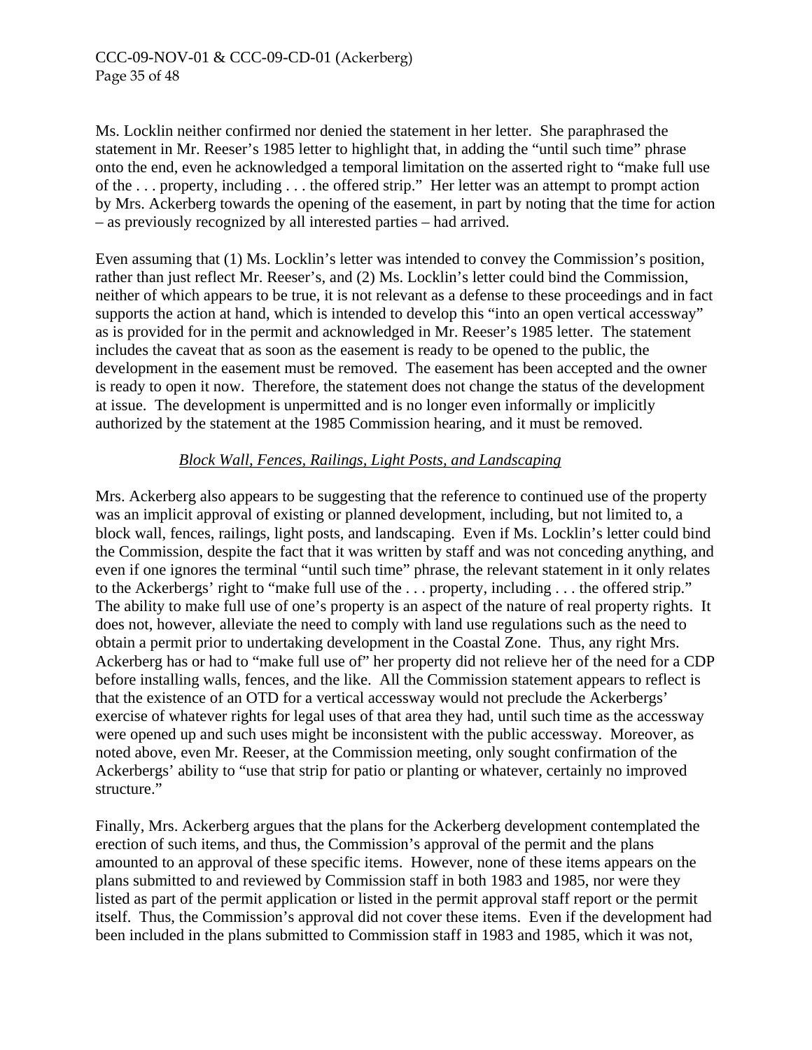Ms. Locklin neither confirmed nor denied the statement in her letter. She paraphrased the statement in Mr. Reeser's 1985 letter to highlight that, in adding the "until such time" phrase onto the end, even he acknowledged a temporal limitation on the asserted right to "make full use of the . . . property, including . . . the offered strip." Her letter was an attempt to prompt action by Mrs. Ackerberg towards the opening of the easement, in part by noting that the time for action – as previously recognized by all interested parties – had arrived.

Even assuming that (1) Ms. Locklin's letter was intended to convey the Commission's position, rather than just reflect Mr. Reeser's, and (2) Ms. Locklin's letter could bind the Commission, neither of which appears to be true, it is not relevant as a defense to these proceedings and in fact supports the action at hand, which is intended to develop this "into an open vertical accessway" as is provided for in the permit and acknowledged in Mr. Reeser's 1985 letter. The statement includes the caveat that as soon as the easement is ready to be opened to the public, the development in the easement must be removed. The easement has been accepted and the owner is ready to open it now. Therefore, the statement does not change the status of the development at issue. The development is unpermitted and is no longer even informally or implicitly authorized by the statement at the 1985 Commission hearing, and it must be removed.

*Block Wall, Fences, Railings, Light Posts, and Landscaping*

Mrs. Ackerberg also appears to be suggesting that the reference to continued use of the property was an implicit approval of existing or planned development, including, but not limited to, a block wall, fences, railings, light posts, and landscaping. Even if Ms. Locklin's letter could bind the Commission, despite the fact that it was written by staff and was not conceding anything, and even if one ignores the terminal "until such time" phrase, the relevant statement in it only relates to the Ackerbergs' right to "make full use of the . . . property, including . . . the offered strip." The ability to make full use of one's property is an aspect of the nature of real property rights. It does not, however, alleviate the need to comply with land use regulations such as the need to obtain a permit prior to undertaking development in the Coastal Zone. Thus, any right Mrs. Ackerberg has or had to "make full use of" her property did not relieve her of the need for a CDP before installing walls, fences, and the like. All the Commission statement appears to reflect is that the existence of an OTD for a vertical accessway would not preclude the Ackerbergs' exercise of whatever rights for legal uses of that area they had, until such time as the accessway were opened up and such uses might be inconsistent with the public accessway. Moreover, as noted above, even Mr. Reeser, at the Commission meeting, only sought confirmation of the Ackerbergs' ability to "use that strip for patio or planting or whatever, certainly no improved structure."

Finally, Mrs. Ackerberg argues that the plans for the Ackerberg development contemplated the erection of such items, and thus, the Commission's approval of the permit and the plans amounted to an approval of these specific items. However, none of these items appears on the plans submitted to and reviewed by Commission staff in both 1983 and 1985, nor were they listed as part of the permit application or listed in the permit approval staff report or the permit itself. Thus, the Commission's approval did not cover these items. Even if the development had been included in the plans submitted to Commission staff in 1983 and 1985, which it was not,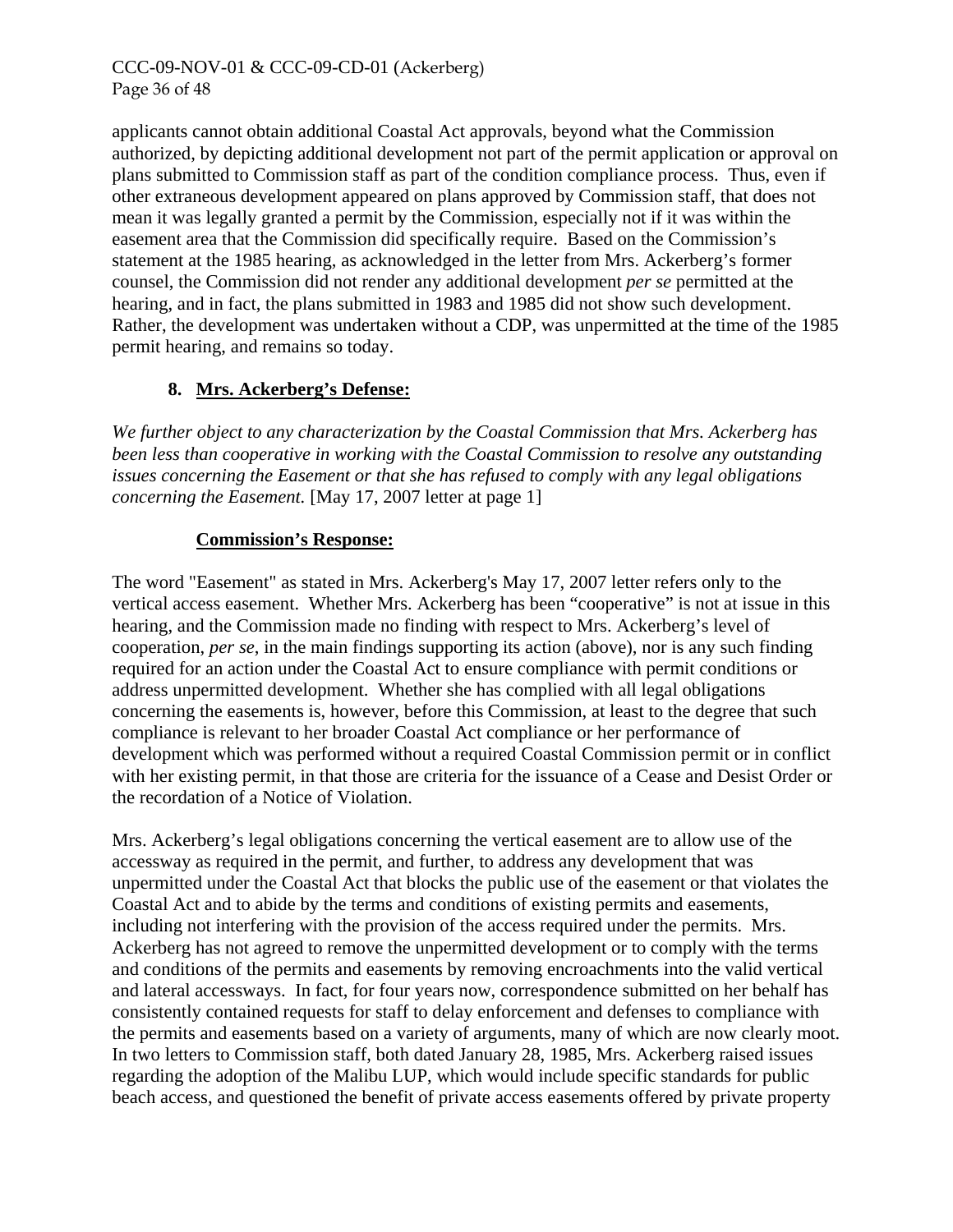applicants cannot obtain additional Coastal Act approvals, beyond what the Commission authorized, by depicting additional development not part of the permit application or approval on plans submitted to Commission staff as part of the condition compliance process. Thus, even if other extraneous development appeared on plans approved by Commission staff, that does not mean it was legally granted a permit by the Commission, especially not if it was within the easement area that the Commission did specifically require. Based on the Commission's statement at the 1985 hearing, as acknowledged in the letter from Mrs. Ackerberg's former counsel, the Commission did not render any additional development *per se* permitted at the hearing, and in fact, the plans submitted in 1983 and 1985 did not show such development. Rather, the development was undertaken without a CDP, was unpermitted at the time of the 1985 permit hearing, and remains so today.

**8. <u>Mrs. Ackerberg's Defense:</u>**

*We further object to any characterization by the Coastal Commission that Mrs. Ackerberg has been less than cooperative in working with the Coastal Commission to resolve any outstanding issues concerning the Easement or that she has refused to comply with any legal obligations concerning the Easement.* [May 17, 2007 letter at page 1]

**<u>Commission's Response:</u>**

The word "Easement" as stated in Mrs. Ackerberg's May 17, 2007 letter refers only to the vertical access easement. Whether Mrs. Ackerberg has been "cooperative" is not at issue in this hearing, and the Commission made no finding with respect to Mrs. Ackerberg's level of cooperation, *per se*, in the main findings supporting its action (above), nor is any such finding required for an action under the Coastal Act to ensure compliance with permit conditions or address unpermitted development. Whether she has complied with all legal obligations concerning the easements is, however, before this Commission, at least to the degree that such compliance is relevant to her broader Coastal Act compliance or her performance of development which was performed without a required Coastal Commission permit or in conflict with her existing permit, in that those are criteria for the issuance of a Cease and Desist Order or the recordation of a Notice of Violation.

Mrs. Ackerberg's legal obligations concerning the vertical easement are to allow use of the accessway as required in the permit, and further, to address any development that was unpermitted under the Coastal Act that blocks the public use of the easement or that violates the Coastal Act and to abide by the terms and conditions of existing permits and easements, including not interfering with the provision of the access required under the permits. Mrs. Ackerberg has not agreed to remove the unpermitted development or to comply with the terms and conditions of the permits and easements by removing encroachments into the valid vertical and lateral accessways. In fact, for four years now, correspondence submitted on her behalf has consistently contained requests for staff to delay enforcement and defenses to compliance with the permits and easements based on a variety of arguments, many of which are now clearly moot. In two letters to Commission staff, both dated January 28, 1985, Mrs. Ackerberg raised issues regarding the adoption of the Malibu LUP, which would include specific standards for public beach access, and questioned the benefit of private access easements offered by private property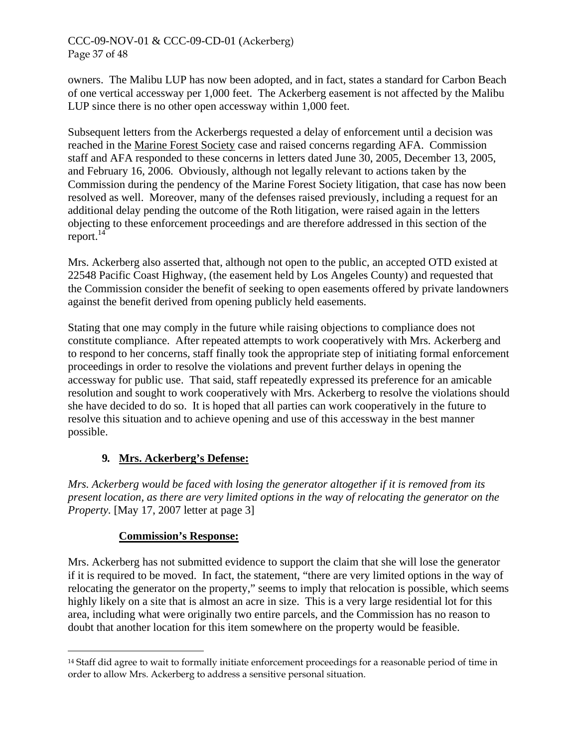owners. The Malibu LUP has now been adopted, and in fact, states a standard for Carbon Beach of one vertical accessway per 1,000 feet. The Ackerberg easement is not affected by the Malibu LUP since there is no other open accessway within 1,000 feet.

Subsequent letters from the Ackerbergs requested a delay of enforcement until a decision was reached in the Marine Forest Society case and raised concerns regarding AFA. Commission staff and AFA responded to these concerns in letters dated June 30, 2005, December 13, 2005, and February 16, 2006. Obviously, although not legally relevant to actions taken by the Commission during the pendency of the Marine Forest Society litigation, that case has now been resolved as well. Moreover, many of the defenses raised previously, including a request for an additional delay pending the outcome of the Roth litigation, were raised again in the letters objecting to these enforcement proceedings and are therefore addressed in this section of the report.[14]

Mrs. Ackerberg also asserted that, although not open to the public, an accepted OTD existed at 22548 Pacific Coast Highway, (the easement held by Los Angeles County) and requested that the Commission consider the benefit of seeking to open easements offered by private landowners against the benefit derived from opening publicly held easements.

Stating that one may comply in the future while raising objections to compliance does not constitute compliance. After repeated attempts to work cooperatively with Mrs. Ackerberg and to respond to her concerns, staff finally took the appropriate step of initiating formal enforcement proceedings in order to resolve the violations and prevent further delays in opening the accessway for public use. That said, staff repeatedly expressed its preference for an amicable resolution and sought to work cooperatively with Mrs. Ackerberg to resolve the violations should she have decided to do so. It is hoped that all parties can work cooperatively in the future to resolve this situation and to achieve opening and use of this accessway in the best manner possible.

### 9. Mrs. Ackerberg's Defense:

*Mrs. Ackerberg would be faced with losing the generator altogether if it is removed from its present location, as there are very limited options in the way of relocating the generator on the Property*. [May 17, 2007 letter at page 3]

#### Commission's Response:

Mrs. Ackerberg has not submitted evidence to support the claim that she will lose the generator if it is required to be moved. In fact, the statement, "there are very limited options in the way of relocating the generator on the property," seems to imply that relocation is possible, which seems highly likely on a site that is almost an acre in size. This is a very large residential lot for this area, including what were originally two entire parcels, and the Commission has no reason to doubt that another location for this item somewhere on the property would be feasible.

---

[14] Staff did agree to wait to formally initiate enforcement proceedings for a reasonable period of time in order to allow Mrs. Ackerberg to address a sensitive personal situation.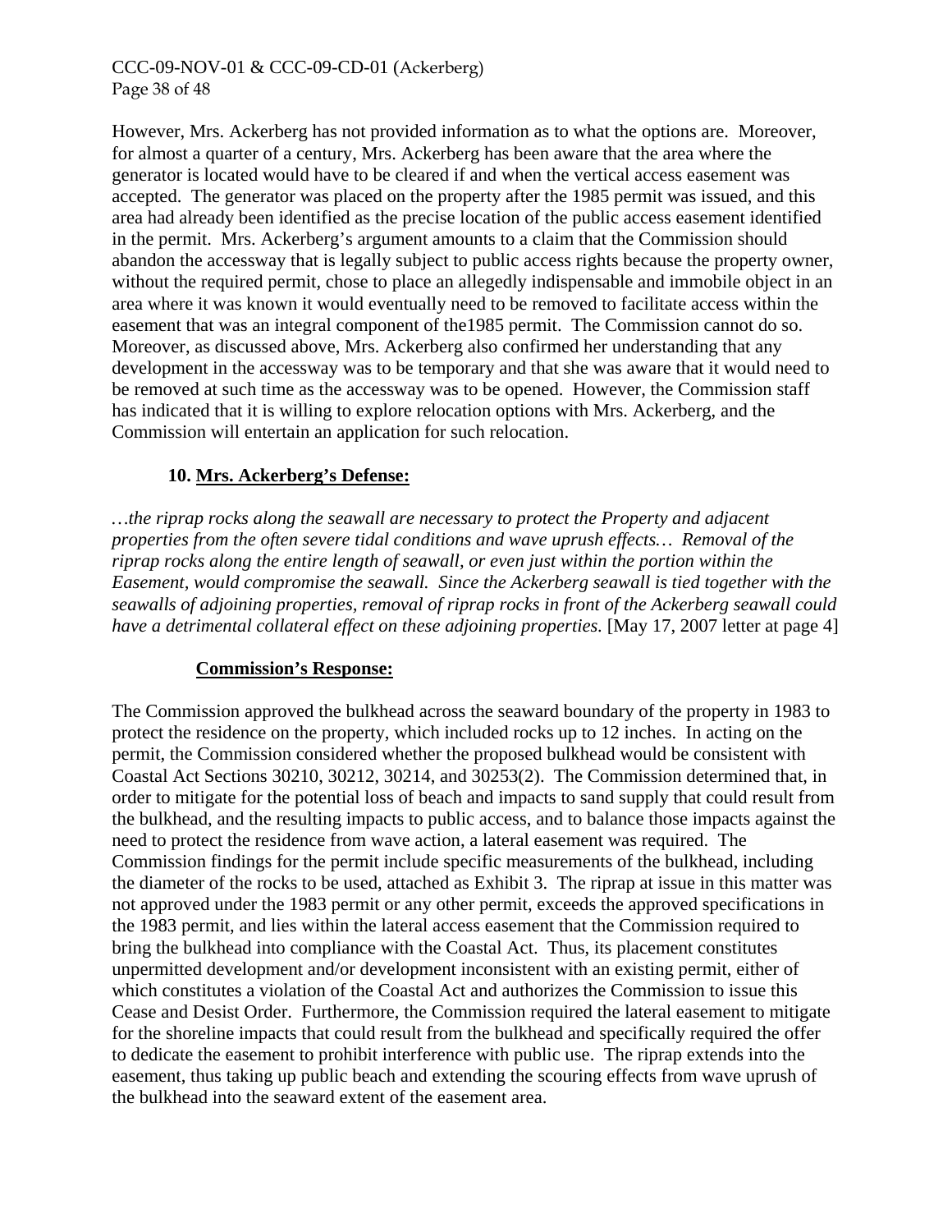However, Mrs. Ackerberg has not provided information as to what the options are. Moreover, for almost a quarter of a century, Mrs. Ackerberg has been aware that the area where the generator is located would have to be cleared if and when the vertical access easement was accepted. The generator was placed on the property after the 1985 permit was issued, and this area had already been identified as the precise location of the public access easement identified in the permit. Mrs. Ackerberg's argument amounts to a claim that the Commission should abandon the accessway that is legally subject to public access rights because the property owner, without the required permit, chose to place an allegedly indispensable and immobile object in an area where it was known it would eventually need to be removed to facilitate access within the easement that was an integral component of the1985 permit. The Commission cannot do so. Moreover, as discussed above, Mrs. Ackerberg also confirmed her understanding that any development in the accessway was to be temporary and that she was aware that it would need to be removed at such time as the accessway was to be opened. However, the Commission staff has indicated that it is willing to explore relocation options with Mrs. Ackerberg, and the Commission will entertain an application for such relocation.

### 10. <u>Mrs. Ackerberg's Defense:</u>

*…the riprap rocks along the seawall are necessary to protect the Property and adjacent properties from the often severe tidal conditions and wave uprush effects… Removal of the riprap rocks along the entire length of seawall, or even just within the portion within the Easement, would compromise the seawall. Since the Ackerberg seawall is tied together with the seawalls of adjoining properties, removal of riprap rocks in front of the Ackerberg seawall could have a detrimental collateral effect on these adjoining properties.* [May 17, 2007 letter at page 4]

#### <u>Commission's Response:</u>

The Commission approved the bulkhead across the seaward boundary of the property in 1983 to protect the residence on the property, which included rocks up to 12 inches. In acting on the permit, the Commission considered whether the proposed bulkhead would be consistent with Coastal Act Sections 30210, 30212, 30214, and 30253(2). The Commission determined that, in order to mitigate for the potential loss of beach and impacts to sand supply that could result from the bulkhead, and the resulting impacts to public access, and to balance those impacts against the need to protect the residence from wave action, a lateral easement was required. The Commission findings for the permit include specific measurements of the bulkhead, including the diameter of the rocks to be used, attached as Exhibit 3. The riprap at issue in this matter was not approved under the 1983 permit or any other permit, exceeds the approved specifications in the 1983 permit, and lies within the lateral access easement that the Commission required to bring the bulkhead into compliance with the Coastal Act. Thus, its placement constitutes unpermitted development and/or development inconsistent with an existing permit, either of which constitutes a violation of the Coastal Act and authorizes the Commission to issue this Cease and Desist Order. Furthermore, the Commission required the lateral easement to mitigate for the shoreline impacts that could result from the bulkhead and specifically required the offer to dedicate the easement to prohibit interference with public use. The riprap extends into the easement, thus taking up public beach and extending the scouring effects from wave uprush of the bulkhead into the seaward extent of the easement area.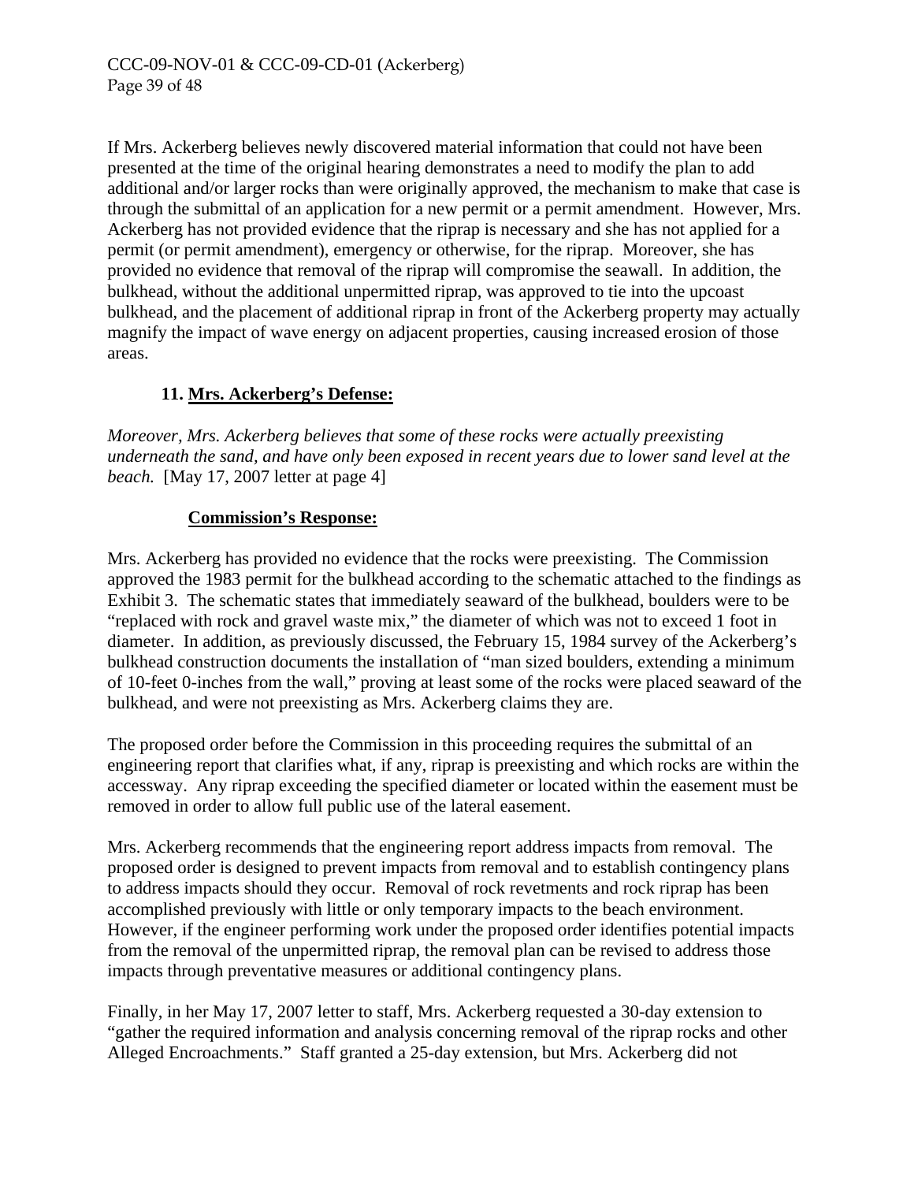If Mrs. Ackerberg believes newly discovered material information that could not have been presented at the time of the original hearing demonstrates a need to modify the plan to add additional and/or larger rocks than were originally approved, the mechanism to make that case is through the submittal of an application for a new permit or a permit amendment. However, Mrs. Ackerberg has not provided evidence that the riprap is necessary and she has not applied for a permit (or permit amendment), emergency or otherwise, for the riprap. Moreover, she has provided no evidence that removal of the riprap will compromise the seawall. In addition, the bulkhead, without the additional unpermitted riprap, was approved to tie into the upcoast bulkhead, and the placement of additional riprap in front of the Ackerberg property may actually magnify the impact of wave energy on adjacent properties, causing increased erosion of those areas.

**11. Mrs. Ackerberg's Defense:**

*Moreover, Mrs. Ackerberg believes that some of these rocks were actually preexisting underneath the sand, and have only been exposed in recent years due to lower sand level at the beach.* [May 17, 2007 letter at page 4]

**Commission's Response:**

Mrs. Ackerberg has provided no evidence that the rocks were preexisting. The Commission approved the 1983 permit for the bulkhead according to the schematic attached to the findings as Exhibit 3. The schematic states that immediately seaward of the bulkhead, boulders were to be "replaced with rock and gravel waste mix," the diameter of which was not to exceed 1 foot in diameter. In addition, as previously discussed, the February 15, 1984 survey of the Ackerberg's bulkhead construction documents the installation of "man sized boulders, extending a minimum of 10-feet 0-inches from the wall," proving at least some of the rocks were placed seaward of the bulkhead, and were not preexisting as Mrs. Ackerberg claims they are.

The proposed order before the Commission in this proceeding requires the submittal of an engineering report that clarifies what, if any, riprap is preexisting and which rocks are within the accessway. Any riprap exceeding the specified diameter or located within the easement must be removed in order to allow full public use of the lateral easement.

Mrs. Ackerberg recommends that the engineering report address impacts from removal. The proposed order is designed to prevent impacts from removal and to establish contingency plans to address impacts should they occur. Removal of rock revetments and rock riprap has been accomplished previously with little or only temporary impacts to the beach environment. However, if the engineer performing work under the proposed order identifies potential impacts from the removal of the unpermitted riprap, the removal plan can be revised to address those impacts through preventative measures or additional contingency plans.

Finally, in her May 17, 2007 letter to staff, Mrs. Ackerberg requested a 30-day extension to "gather the required information and analysis concerning removal of the riprap rocks and other Alleged Encroachments." Staff granted a 25-day extension, but Mrs. Ackerberg did not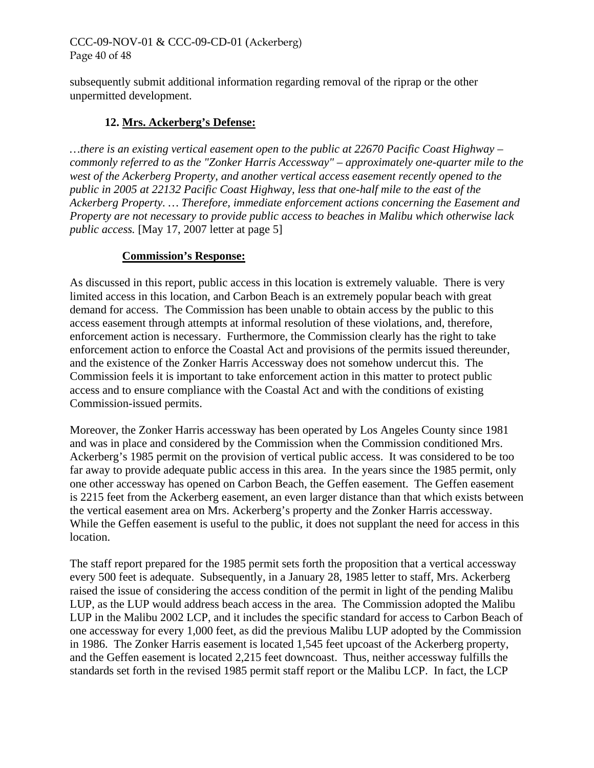subsequently submit additional information regarding removal of the riprap or the other unpermitted development.

### 12. <u>Mrs. Ackerberg's Defense:</u>

*…there is an existing vertical easement open to the public at 22670 Pacific Coast Highway – commonly referred to as the "Zonker Harris Accessway" – approximately one-quarter mile to the west of the Ackerberg Property, and another vertical access easement recently opened to the public in 2005 at 22132 Pacific Coast Highway, less that one-half mile to the east of the Ackerberg Property. … Therefore, immediate enforcement actions concerning the Easement and Property are not necessary to provide public access to beaches in Malibu which otherwise lack public access.* [May 17, 2007 letter at page 5]

**<u>Commission's Response:</u>**

As discussed in this report, public access in this location is extremely valuable. There is very limited access in this location, and Carbon Beach is an extremely popular beach with great demand for access. The Commission has been unable to obtain access by the public to this access easement through attempts at informal resolution of these violations, and, therefore, enforcement action is necessary. Furthermore, the Commission clearly has the right to take enforcement action to enforce the Coastal Act and provisions of the permits issued thereunder, and the existence of the Zonker Harris Accessway does not somehow undercut this. The Commission feels it is important to take enforcement action in this matter to protect public access and to ensure compliance with the Coastal Act and with the conditions of existing Commission-issued permits.

Moreover, the Zonker Harris accessway has been operated by Los Angeles County since 1981 and was in place and considered by the Commission when the Commission conditioned Mrs. Ackerberg's 1985 permit on the provision of vertical public access. It was considered to be too far away to provide adequate public access in this area. In the years since the 1985 permit, only one other accessway has opened on Carbon Beach, the Geffen easement. The Geffen easement is 2215 feet from the Ackerberg easement, an even larger distance than that which exists between the vertical easement area on Mrs. Ackerberg's property and the Zonker Harris accessway. While the Geffen easement is useful to the public, it does not supplant the need for access in this location.

The staff report prepared for the 1985 permit sets forth the proposition that a vertical accessway every 500 feet is adequate. Subsequently, in a January 28, 1985 letter to staff, Mrs. Ackerberg raised the issue of considering the access condition of the permit in light of the pending Malibu LUP, as the LUP would address beach access in the area. The Commission adopted the Malibu LUP in the Malibu 2002 LCP, and it includes the specific standard for access to Carbon Beach of one accessway for every 1,000 feet, as did the previous Malibu LUP adopted by the Commission in 1986. The Zonker Harris easement is located 1,545 feet upcoast of the Ackerberg property, and the Geffen easement is located 2,215 feet downcoast. Thus, neither accessway fulfills the standards set forth in the revised 1985 permit staff report or the Malibu LCP. In fact, the LCP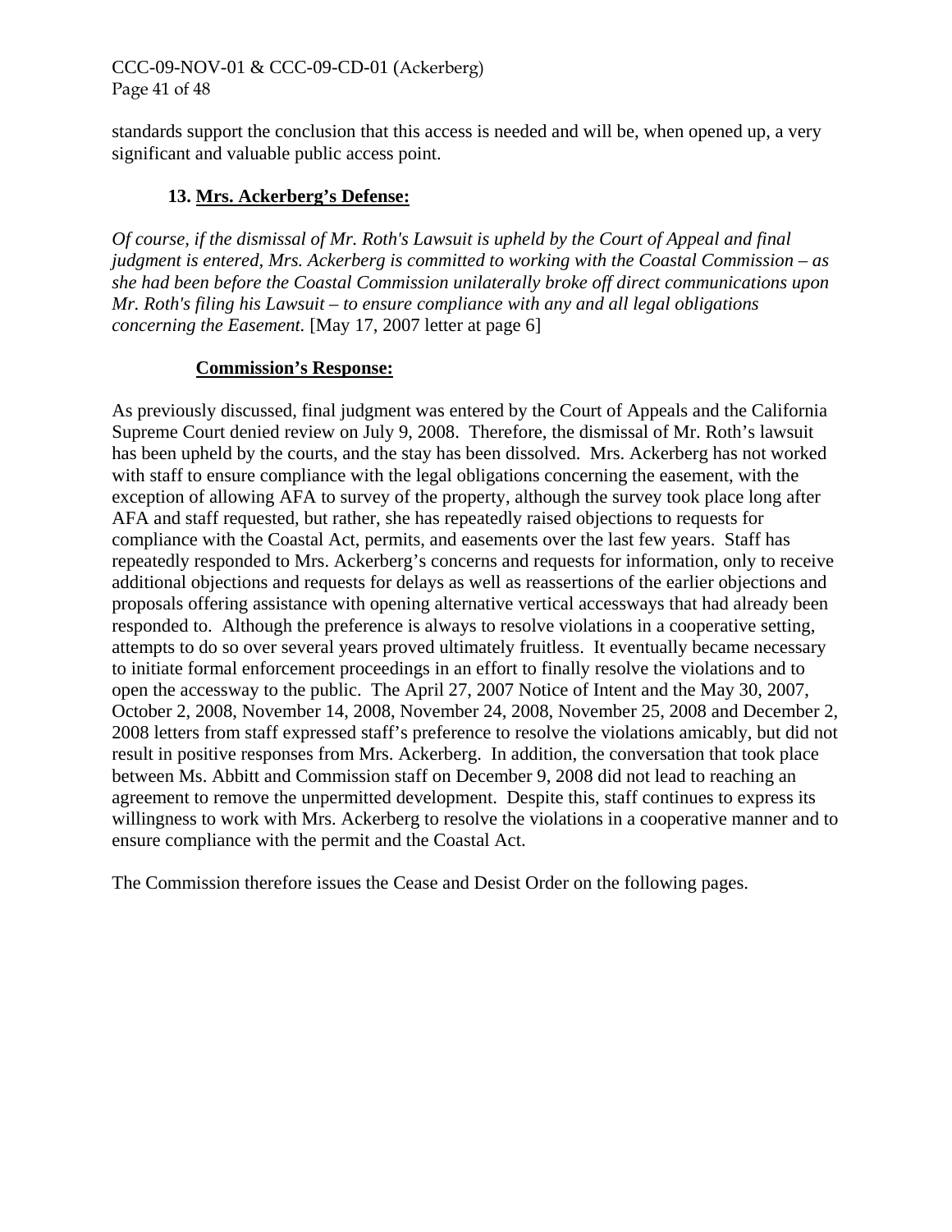standards support the conclusion that this access is needed and will be, when opened up, a very significant and valuable public access point.

**13. Mrs. Ackerberg's Defense:**

*Of course, if the dismissal of Mr. Roth's Lawsuit is upheld by the Court of Appeal and final judgment is entered, Mrs. Ackerberg is committed to working with the Coastal Commission – as she had been before the Coastal Commission unilaterally broke off direct communications upon Mr. Roth's filing his Lawsuit – to ensure compliance with any and all legal obligations concerning the Easement.* [May 17, 2007 letter at page 6]

**Commission's Response:**

As previously discussed, final judgment was entered by the Court of Appeals and the California Supreme Court denied review on July 9, 2008. Therefore, the dismissal of Mr. Roth's lawsuit has been upheld by the courts, and the stay has been dissolved. Mrs. Ackerberg has not worked with staff to ensure compliance with the legal obligations concerning the easement, with the exception of allowing AFA to survey of the property, although the survey took place long after AFA and staff requested, but rather, she has repeatedly raised objections to requests for compliance with the Coastal Act, permits, and easements over the last few years. Staff has repeatedly responded to Mrs. Ackerberg's concerns and requests for information, only to receive additional objections and requests for delays as well as reassertions of the earlier objections and proposals offering assistance with opening alternative vertical accessways that had already been responded to. Although the preference is always to resolve violations in a cooperative setting, attempts to do so over several years proved ultimately fruitless. It eventually became necessary to initiate formal enforcement proceedings in an effort to finally resolve the violations and to open the accessway to the public. The April 27, 2007 Notice of Intent and the May 30, 2007, October 2, 2008, November 14, 2008, November 24, 2008, November 25, 2008 and December 2, 2008 letters from staff expressed staff's preference to resolve the violations amicably, but did not result in positive responses from Mrs. Ackerberg. In addition, the conversation that took place between Ms. Abbitt and Commission staff on December 9, 2008 did not lead to reaching an agreement to remove the unpermitted development. Despite this, staff continues to express its willingness to work with Mrs. Ackerberg to resolve the violations in a cooperative manner and to ensure compliance with the permit and the Coastal Act.

The Commission therefore issues the Cease and Desist Order on the following pages.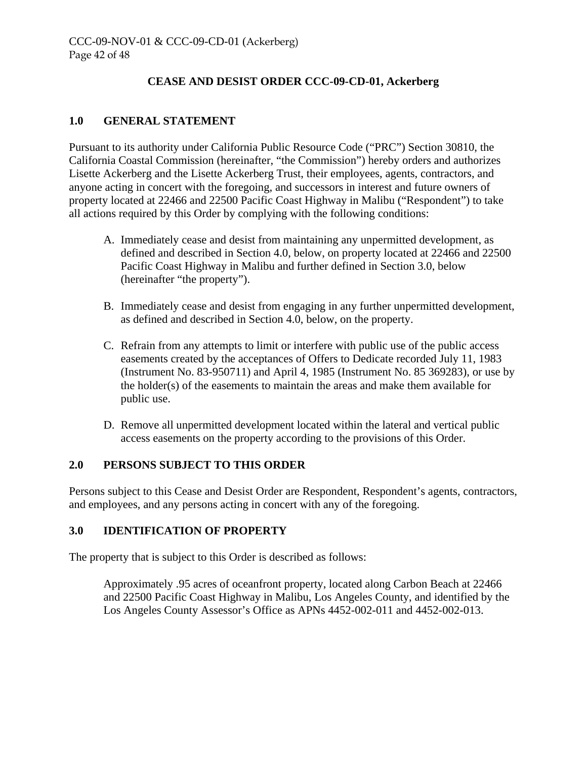## CEASE AND DESIST ORDER CCC-09-CD-01, Ackerberg

### 1.0 GENERAL STATEMENT

Pursuant to its authority under California Public Resource Code ("PRC") Section 30810, the California Coastal Commission (hereinafter, "the Commission") hereby orders and authorizes Lisette Ackerberg and the Lisette Ackerberg Trust, their employees, agents, contractors, and anyone acting in concert with the foregoing, and successors in interest and future owners of property located at 22466 and 22500 Pacific Coast Highway in Malibu ("Respondent") to take all actions required by this Order by complying with the following conditions:

A. Immediately cease and desist from maintaining any unpermitted development, as defined and described in Section 4.0, below, on property located at 22466 and 22500 Pacific Coast Highway in Malibu and further defined in Section 3.0, below (hereinafter "the property").

B. Immediately cease and desist from engaging in any further unpermitted development, as defined and described in Section 4.0, below, on the property.

C. Refrain from any attempts to limit or interfere with public use of the public access easements created by the acceptances of Offers to Dedicate recorded July 11, 1983 (Instrument No. 83-950711) and April 4, 1985 (Instrument No. 85 369283), or use by the holder(s) of the easements to maintain the areas and make them available for public use.

D. Remove all unpermitted development located within the lateral and vertical public access easements on the property according to the provisions of this Order.

### 2.0 PERSONS SUBJECT TO THIS ORDER

Persons subject to this Cease and Desist Order are Respondent, Respondent's agents, contractors, and employees, and any persons acting in concert with any of the foregoing.

### 3.0 IDENTIFICATION OF PROPERTY

The property that is subject to this Order is described as follows:

> Approximately .95 acres of oceanfront property, located along Carbon Beach at 22466 and 22500 Pacific Coast Highway in Malibu, Los Angeles County, and identified by the Los Angeles County Assessor's Office as APNs 4452-002-011 and 4452-002-013.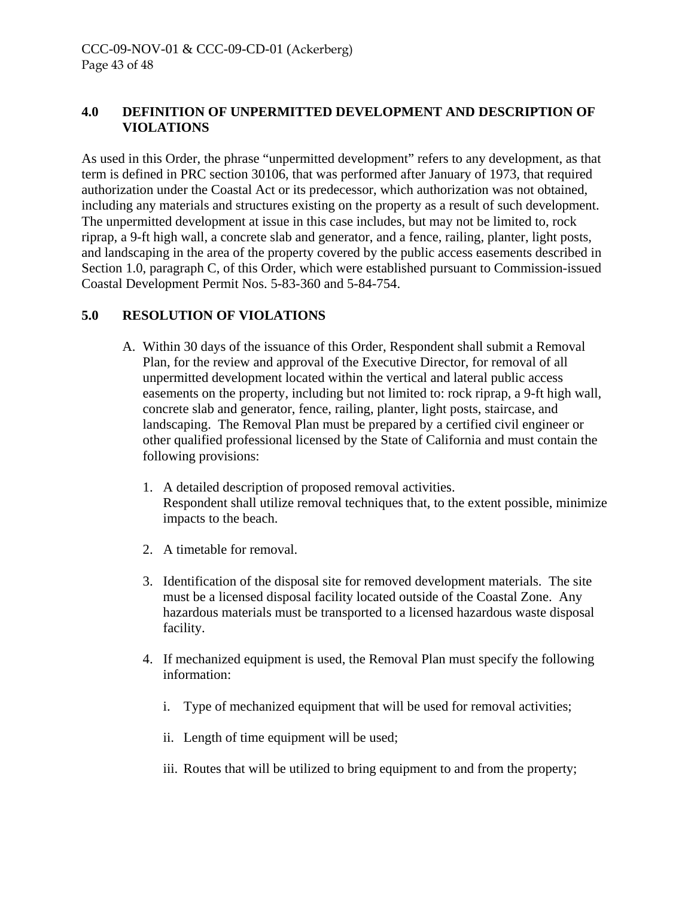## 4.0 DEFINITION OF UNPERMITTED DEVELOPMENT AND DESCRIPTION OF VIOLATIONS

As used in this Order, the phrase "unpermitted development" refers to any development, as that term is defined in PRC section 30106, that was performed after January of 1973, that required authorization under the Coastal Act or its predecessor, which authorization was not obtained, including any materials and structures existing on the property as a result of such development. The unpermitted development at issue in this case includes, but may not be limited to, rock riprap, a 9-ft high wall, a concrete slab and generator, and a fence, railing, planter, light posts, and landscaping in the area of the property covered by the public access easements described in Section 1.0, paragraph C, of this Order, which were established pursuant to Commission-issued Coastal Development Permit Nos. 5-83-360 and 5-84-754.

## 5.0 RESOLUTION OF VIOLATIONS

A. Within 30 days of the issuance of this Order, Respondent shall submit a Removal Plan, for the review and approval of the Executive Director, for removal of all unpermitted development located within the vertical and lateral public access easements on the property, including but not limited to: rock riprap, a 9-ft high wall, concrete slab and generator, fence, railing, planter, light posts, staircase, and landscaping. The Removal Plan must be prepared by a certified civil engineer or other qualified professional licensed by the State of California and must contain the following provisions:

1. A detailed description of proposed removal activities.
   Respondent shall utilize removal techniques that, to the extent possible, minimize impacts to the beach.

2. A timetable for removal.

3. Identification of the disposal site for removed development materials. The site must be a licensed disposal facility located outside of the Coastal Zone. Any hazardous materials must be transported to a licensed hazardous waste disposal facility.

4. If mechanized equipment is used, the Removal Plan must specify the following information:

   i. Type of mechanized equipment that will be used for removal activities;

   ii. Length of time equipment will be used;

   iii. Routes that will be utilized to bring equipment to and from the property;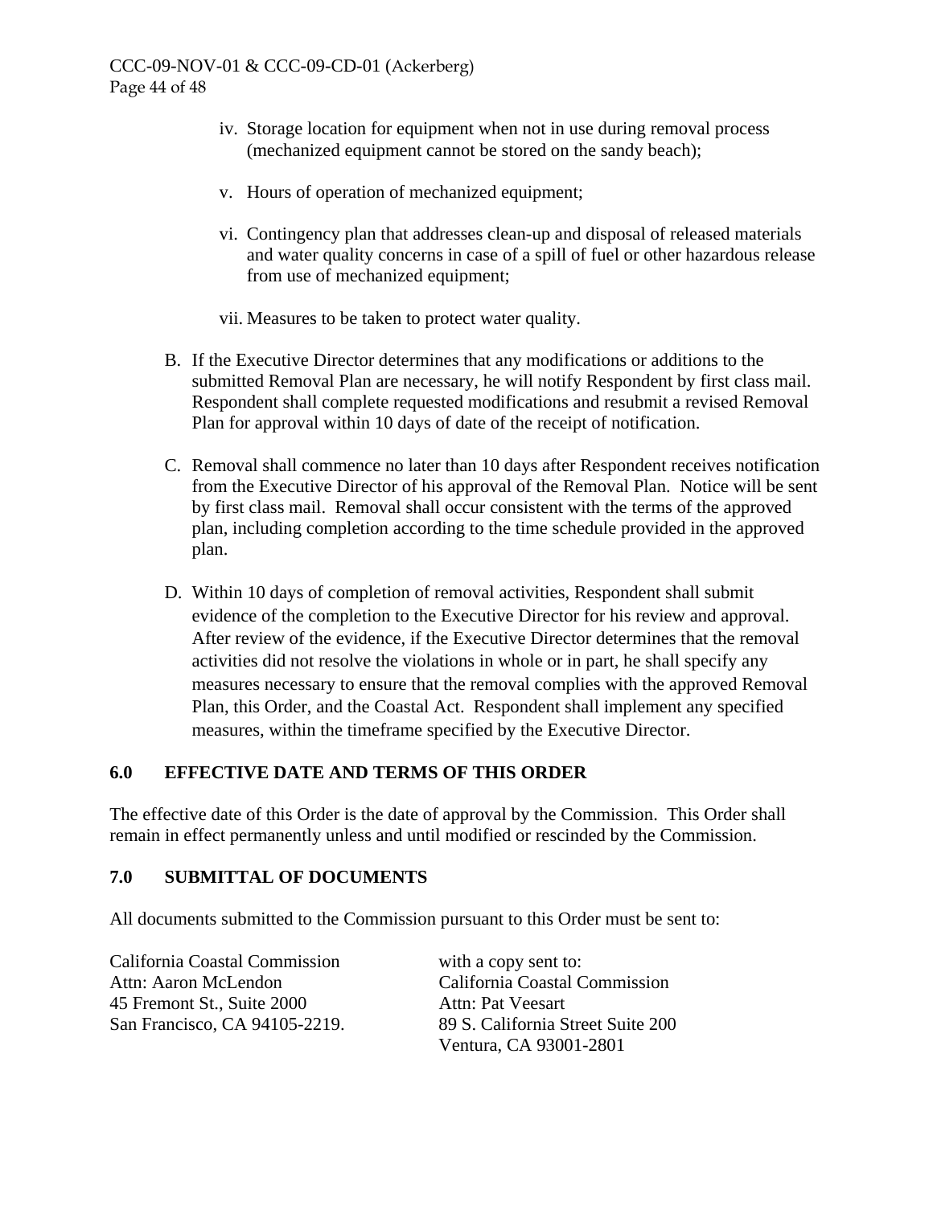iv. Storage location for equipment when not in use during removal process (mechanized equipment cannot be stored on the sandy beach);

v. Hours of operation of mechanized equipment;

vi. Contingency plan that addresses clean-up and disposal of released materials and water quality concerns in case of a spill of fuel or other hazardous release from use of mechanized equipment;

vii. Measures to be taken to protect water quality.

B. If the Executive Director determines that any modifications or additions to the submitted Removal Plan are necessary, he will notify Respondent by first class mail. Respondent shall complete requested modifications and resubmit a revised Removal Plan for approval within 10 days of date of the receipt of notification.

C. Removal shall commence no later than 10 days after Respondent receives notification from the Executive Director of his approval of the Removal Plan. Notice will be sent by first class mail. Removal shall occur consistent with the terms of the approved plan, including completion according to the time schedule provided in the approved plan.

D. Within 10 days of completion of removal activities, Respondent shall submit evidence of the completion to the Executive Director for his review and approval. After review of the evidence, if the Executive Director determines that the removal activities did not resolve the violations in whole or in part, he shall specify any measures necessary to ensure that the removal complies with the approved Removal Plan, this Order, and the Coastal Act. Respondent shall implement any specified measures, within the timeframe specified by the Executive Director.

## 6.0 EFFECTIVE DATE AND TERMS OF THIS ORDER

The effective date of this Order is the date of approval by the Commission. This Order shall remain in effect permanently unless and until modified or rescinded by the Commission.

## 7.0 SUBMITTAL OF DOCUMENTS

All documents submitted to the Commission pursuant to this Order must be sent to:

California Coastal Commission
Attn: Aaron McLendon
45 Fremont St., Suite 2000
San Francisco, CA 94105-2219.

with a copy sent to:
California Coastal Commission
Attn: Pat Veesart
89 S. California Street Suite 200
Ventura, CA 93001-2801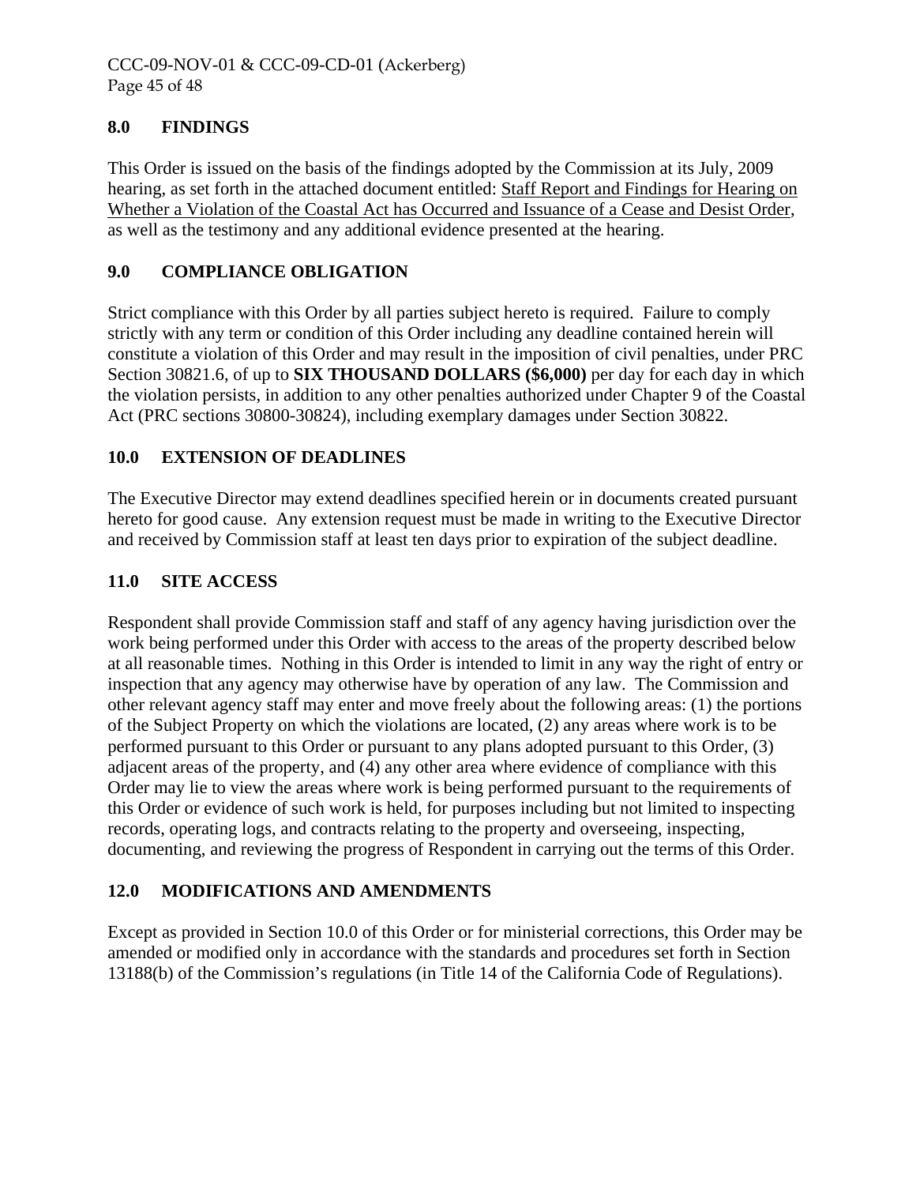## 8.0 FINDINGS

This Order is issued on the basis of the findings adopted by the Commission at its July, 2009 hearing, as set forth in the attached document entitled: Staff Report and Findings for Hearing on Whether a Violation of the Coastal Act has Occurred and Issuance of a Cease and Desist Order, as well as the testimony and any additional evidence presented at the hearing.

## 9.0 COMPLIANCE OBLIGATION

Strict compliance with this Order by all parties subject hereto is required. Failure to comply strictly with any term or condition of this Order including any deadline contained herein will constitute a violation of this Order and may result in the imposition of civil penalties, under PRC Section 30821.6, of up to **SIX THOUSAND DOLLARS ($6,000)** per day for each day in which the violation persists, in addition to any other penalties authorized under Chapter 9 of the Coastal Act (PRC sections 30800-30824), including exemplary damages under Section 30822.

## 10.0 EXTENSION OF DEADLINES

The Executive Director may extend deadlines specified herein or in documents created pursuant hereto for good cause. Any extension request must be made in writing to the Executive Director and received by Commission staff at least ten days prior to expiration of the subject deadline.

## 11.0 SITE ACCESS

Respondent shall provide Commission staff and staff of any agency having jurisdiction over the work being performed under this Order with access to the areas of the property described below at all reasonable times. Nothing in this Order is intended to limit in any way the right of entry or inspection that any agency may otherwise have by operation of any law. The Commission and other relevant agency staff may enter and move freely about the following areas: (1) the portions of the Subject Property on which the violations are located, (2) any areas where work is to be performed pursuant to this Order or pursuant to any plans adopted pursuant to this Order, (3) adjacent areas of the property, and (4) any other area where evidence of compliance with this Order may lie to view the areas where work is being performed pursuant to the requirements of this Order or evidence of such work is held, for purposes including but not limited to inspecting records, operating logs, and contracts relating to the property and overseeing, inspecting, documenting, and reviewing the progress of Respondent in carrying out the terms of this Order.

## 12.0 MODIFICATIONS AND AMENDMENTS

Except as provided in Section 10.0 of this Order or for ministerial corrections, this Order may be amended or modified only in accordance with the standards and procedures set forth in Section 13188(b) of the Commission's regulations (in Title 14 of the California Code of Regulations).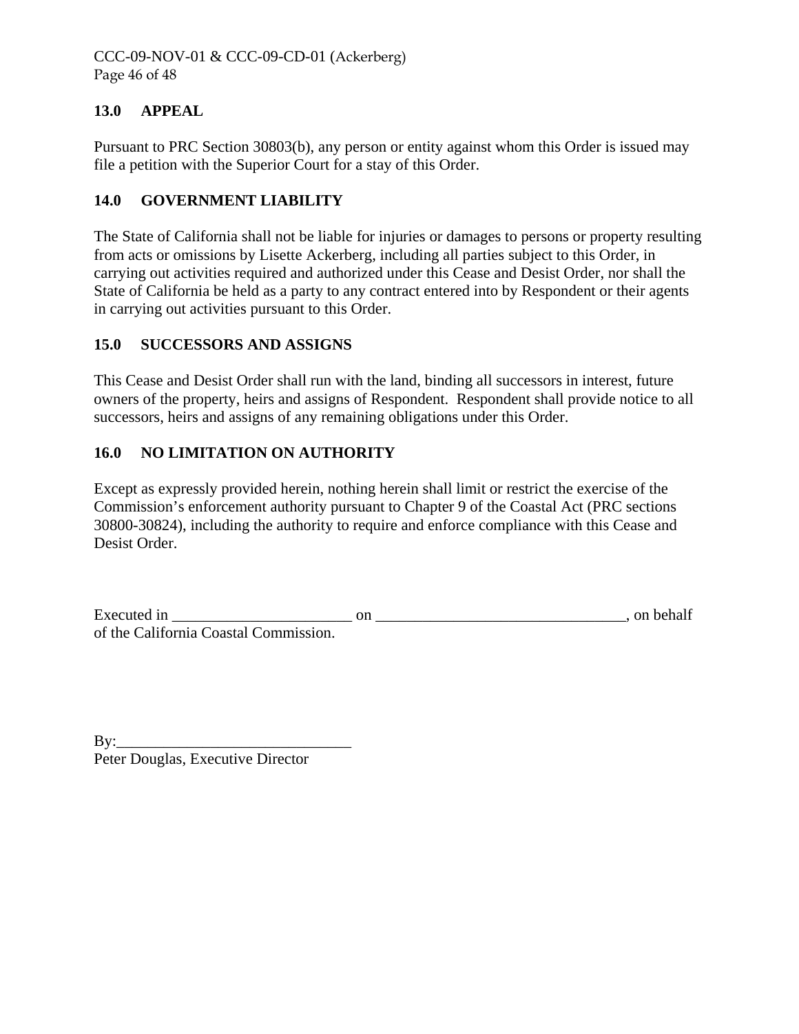## 13.0 APPEAL

Pursuant to PRC Section 30803(b), any person or entity against whom this Order is issued may file a petition with the Superior Court for a stay of this Order.

## 14.0 GOVERNMENT LIABILITY

The State of California shall not be liable for injuries or damages to persons or property resulting from acts or omissions by Lisette Ackerberg, including all parties subject to this Order, in carrying out activities required and authorized under this Cease and Desist Order, nor shall the State of California be held as a party to any contract entered into by Respondent or their agents in carrying out activities pursuant to this Order.

## 15.0 SUCCESSORS AND ASSIGNS

This Cease and Desist Order shall run with the land, binding all successors in interest, future owners of the property, heirs and assigns of Respondent. Respondent shall provide notice to all successors, heirs and assigns of any remaining obligations under this Order.

## 16.0 NO LIMITATION ON AUTHORITY

Except as expressly provided herein, nothing herein shall limit or restrict the exercise of the Commission's enforcement authority pursuant to Chapter 9 of the Coastal Act (PRC sections 30800-30824), including the authority to require and enforce compliance with this Cease and Desist Order.

Executed in _______________________ on _______________________________, on behalf of the California Coastal Commission.

By:_____________________________
Peter Douglas, Executive Director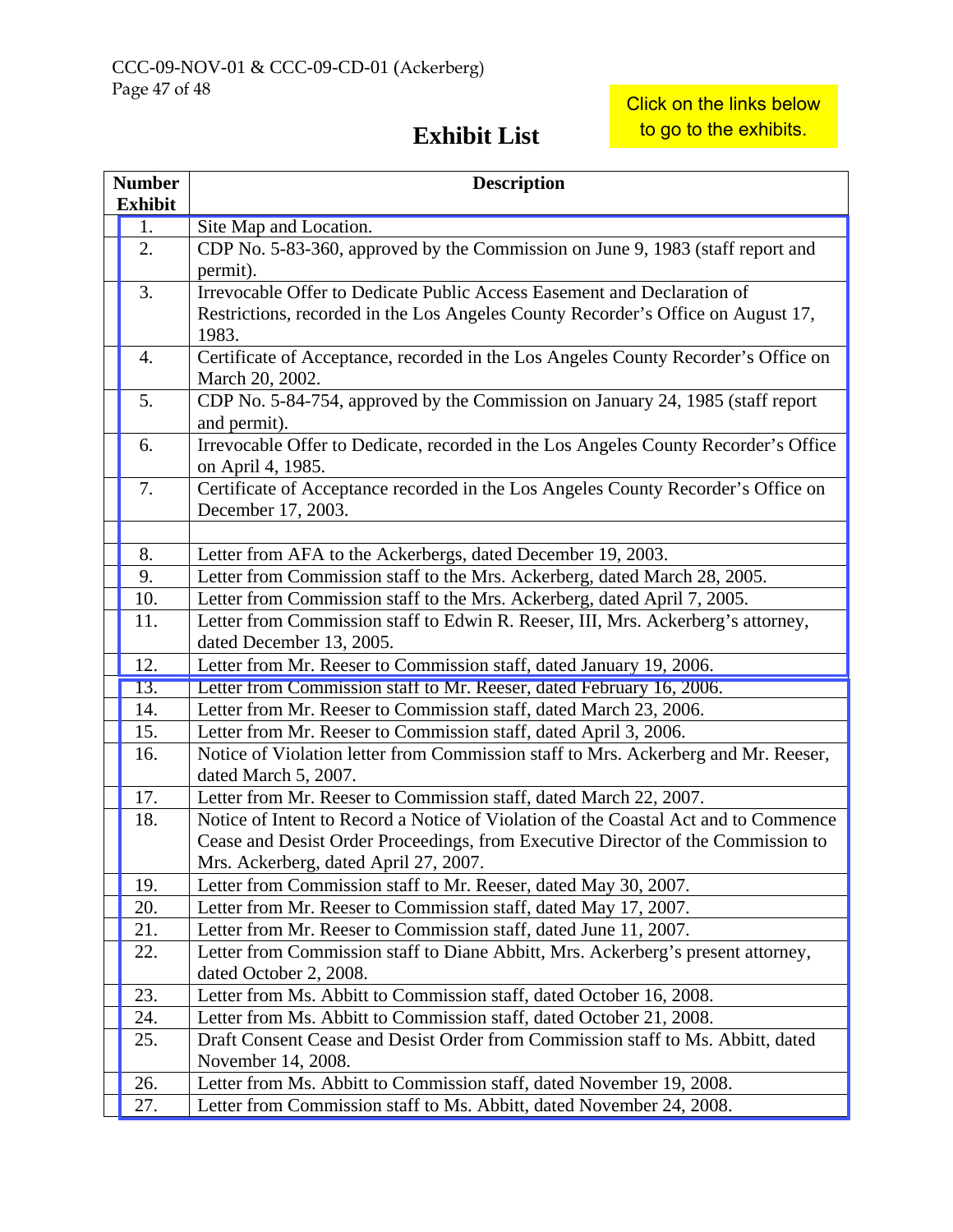Click on the links below to go to the exhibits.

# Exhibit List

| Number Exhibit | Description |
|---|---|
| 1. | Site Map and Location. |
| 2. | CDP No. 5-83-360, approved by the Commission on June 9, 1983 (staff report and permit). |
| 3. | Irrevocable Offer to Dedicate Public Access Easement and Declaration of Restrictions, recorded in the Los Angeles County Recorder's Office on August 17, 1983. |
| 4. | Certificate of Acceptance, recorded in the Los Angeles County Recorder's Office on March 20, 2002. |
| 5. | CDP No. 5-84-754, approved by the Commission on January 24, 1985 (staff report and permit). |
| 6. | Irrevocable Offer to Dedicate, recorded in the Los Angeles County Recorder's Office on April 4, 1985. |
| 7. | Certificate of Acceptance recorded in the Los Angeles County Recorder's Office on December 17, 2003. |
| | |
| 8. | Letter from AFA to the Ackerbergs, dated December 19, 2003. |
| 9. | Letter from Commission staff to the Mrs. Ackerberg, dated March 28, 2005. |
| 10. | Letter from Commission staff to the Mrs. Ackerberg, dated April 7, 2005. |
| 11. | Letter from Commission staff to Edwin R. Reeser, III, Mrs. Ackerberg's attorney, dated December 13, 2005. |
| 12. | Letter from Mr. Reeser to Commission staff, dated January 19, 2006. |
| 13. | Letter from Commission staff to Mr. Reeser, dated February 16, 2006. |
| 14. | Letter from Mr. Reeser to Commission staff, dated March 23, 2006. |
| 15. | Letter from Mr. Reeser to Commission staff, dated April 3, 2006. |
| 16. | Notice of Violation letter from Commission staff to Mrs. Ackerberg and Mr. Reeser, dated March 5, 2007. |
| 17. | Letter from Mr. Reeser to Commission staff, dated March 22, 2007. |
| 18. | Notice of Intent to Record a Notice of Violation of the Coastal Act and to Commence Cease and Desist Order Proceedings, from Executive Director of the Commission to Mrs. Ackerberg, dated April 27, 2007. |
| 19. | Letter from Commission staff to Mr. Reeser, dated May 30, 2007. |
| 20. | Letter from Mr. Reeser to Commission staff, dated May 17, 2007. |
| 21. | Letter from Mr. Reeser to Commission staff, dated June 11, 2007. |
| 22. | Letter from Commission staff to Diane Abbitt, Mrs. Ackerberg's present attorney, dated October 2, 2008. |
| 23. | Letter from Ms. Abbitt to Commission staff, dated October 16, 2008. |
| 24. | Letter from Ms. Abbitt to Commission staff, dated October 21, 2008. |
| 25. | Draft Consent Cease and Desist Order from Commission staff to Ms. Abbitt, dated November 14, 2008. |
| 26. | Letter from Ms. Abbitt to Commission staff, dated November 19, 2008. |
| 27. | Letter from Commission staff to Ms. Abbitt, dated November 24, 2008. |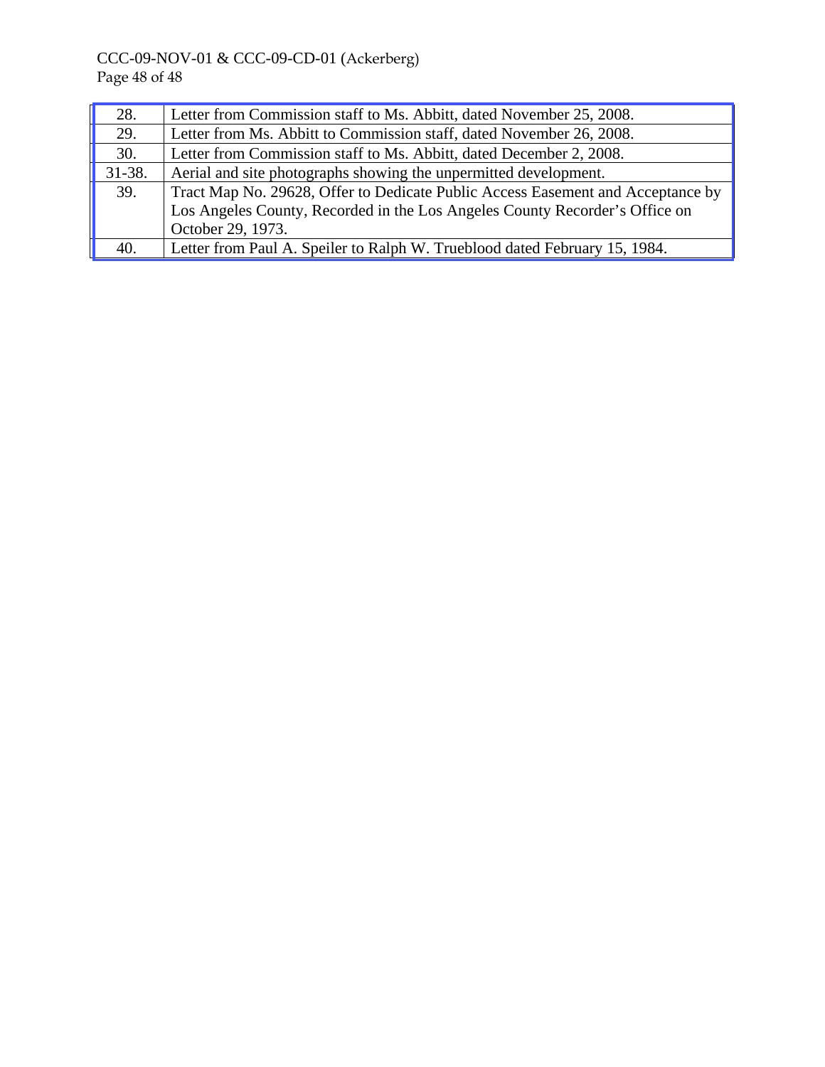| | |
|---|---|
| 28. | Letter from Commission staff to Ms. Abbitt, dated November 25, 2008. |
| 29. | Letter from Ms. Abbitt to Commission staff, dated November 26, 2008. |
| 30. | Letter from Commission staff to Ms. Abbitt, dated December 2, 2008. |
| 31-38. | Aerial and site photographs showing the unpermitted development. |
| 39. | Tract Map No. 29628, Offer to Dedicate Public Access Easement and Acceptance by Los Angeles County, Recorded in the Los Angeles County Recorder's Office on October 29, 1973. |
| 40. | Letter from Paul A. Speiler to Ralph W. Trueblood dated February 15, 1984. |